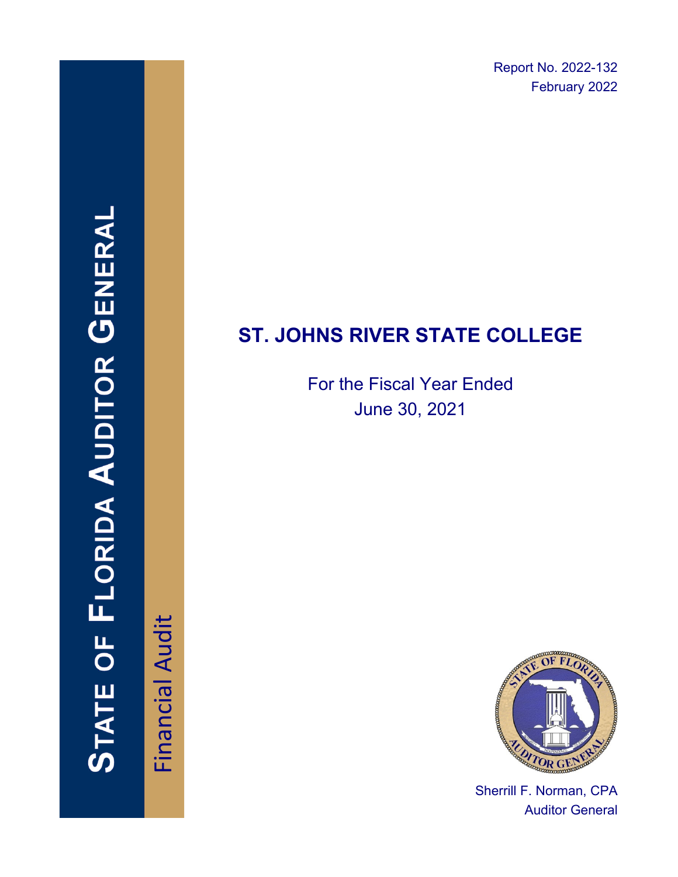Report No. 2022-132
February 2022

**STATE OF FLORIDA AUDITOR GENERAL**

Financial Audit

# ST. JOHNS RIVER STATE COLLEGE

For the Fiscal Year Ended
June 30, 2021

Sherrill F. Norman, CPA
Auditor General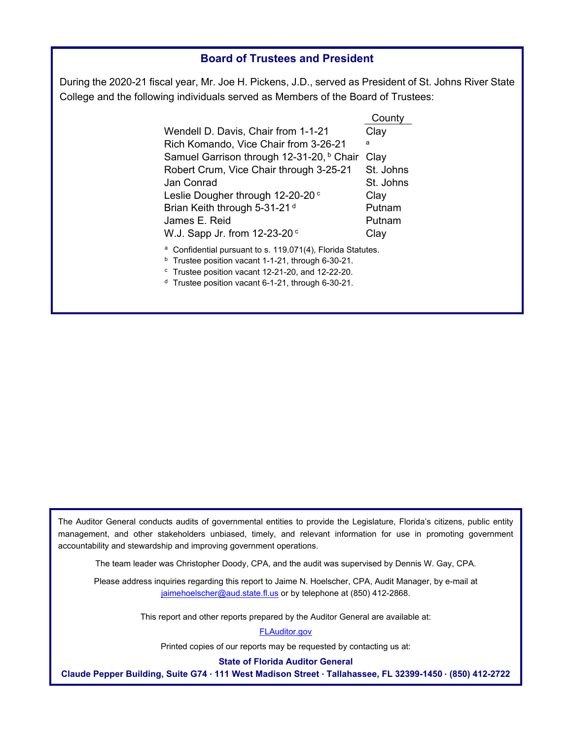## Board of Trustees and President

During the 2020-21 fiscal year, Mr. Joe H. Pickens, J.D., served as President of St. Johns River State College and the following individuals served as Members of the Board of Trustees:

| | County |
|---|---|
| Wendell D. Davis, Chair from 1-1-21 | Clay |
| Rich Komando, Vice Chair from 3-26-21 | [a] |
| Samuel Garrison through 12-31-20, [b] Chair | Clay |
| Robert Crum, Vice Chair through 3-25-21 | St. Johns |
| Jan Conrad | St. Johns |
| Leslie Dougher through 12-20-20 [c] | Clay |
| Brian Keith through 5-31-21 [d] | Putnam |
| James E. Reid | Putnam |
| W.J. Sapp Jr. from 12-23-20 [c] | Clay |

[a] Confidential pursuant to s. 119.071(4), Florida Statutes.

[b] Trustee position vacant 1-1-21, through 6-30-21.

[c] Trustee position vacant 12-21-20, and 12-22-20.

[d] Trustee position vacant 6-1-21, through 6-30-21.

The Auditor General conducts audits of governmental entities to provide the Legislature, Florida's citizens, public entity management, and other stakeholders unbiased, timely, and relevant information for use in promoting government accountability and stewardship and improving government operations.

The team leader was Christopher Doody, CPA, and the audit was supervised by Dennis W. Gay, CPA.

Please address inquiries regarding this report to Jaime N. Hoelscher, CPA, Audit Manager, by e-mail at jaimehoelscher@aud.state.fl.us or by telephone at (850) 412-2868.

This report and other reports prepared by the Auditor General are available at:

FLAuditor.gov

Printed copies of our reports may be requested by contacting us at:

**State of Florida Auditor General**

**Claude Pepper Building, Suite G74 · 111 West Madison Street · Tallahassee, FL 32399-1450 · (850) 412-2722**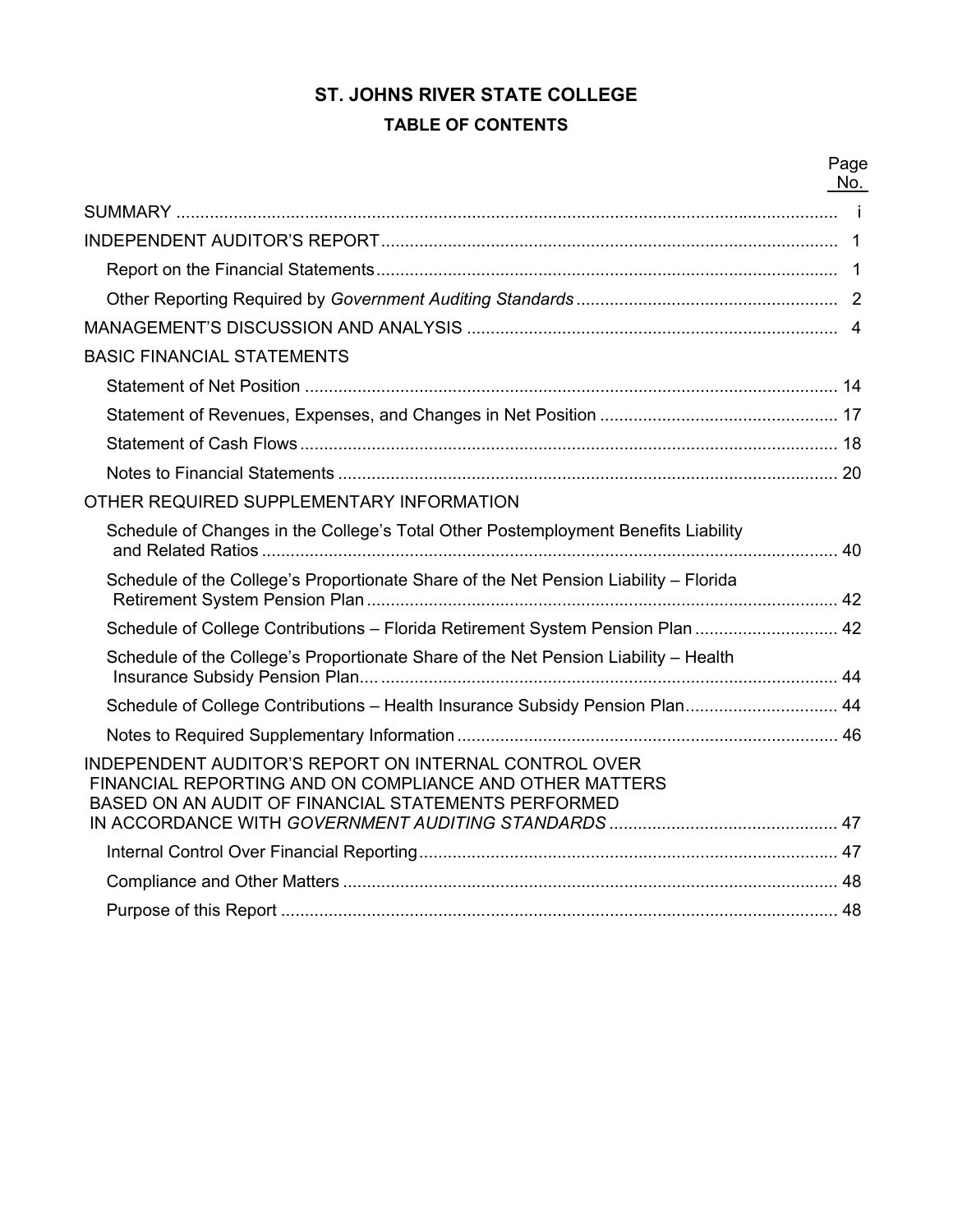# ST. JOHNS RIVER STATE COLLEGE

## TABLE OF CONTENTS

| | Page No. |
|---|---|
| SUMMARY | i |
| INDEPENDENT AUDITOR'S REPORT | 1 |
| Report on the Financial Statements | 1 |
| Other Reporting Required by *Government Auditing Standards* | 2 |
| MANAGEMENT'S DISCUSSION AND ANALYSIS | 4 |
| BASIC FINANCIAL STATEMENTS | |
| Statement of Net Position | 14 |
| Statement of Revenues, Expenses, and Changes in Net Position | 17 |
| Statement of Cash Flows | 18 |
| Notes to Financial Statements | 20 |
| OTHER REQUIRED SUPPLEMENTARY INFORMATION | |
| Schedule of Changes in the College's Total Other Postemployment Benefits Liability and Related Ratios | 40 |
| Schedule of the College's Proportionate Share of the Net Pension Liability – Florida Retirement System Pension Plan | 42 |
| Schedule of College Contributions – Florida Retirement System Pension Plan | 42 |
| Schedule of the College's Proportionate Share of the Net Pension Liability – Health Insurance Subsidy Pension Plan | 44 |
| Schedule of College Contributions – Health Insurance Subsidy Pension Plan | 44 |
| Notes to Required Supplementary Information | 46 |
| INDEPENDENT AUDITOR'S REPORT ON INTERNAL CONTROL OVER FINANCIAL REPORTING AND ON COMPLIANCE AND OTHER MATTERS BASED ON AN AUDIT OF FINANCIAL STATEMENTS PERFORMED IN ACCORDANCE WITH *GOVERNMENT AUDITING STANDARDS* | 47 |
| Internal Control Over Financial Reporting | 47 |
| Compliance and Other Matters | 48 |
| Purpose of this Report | 48 |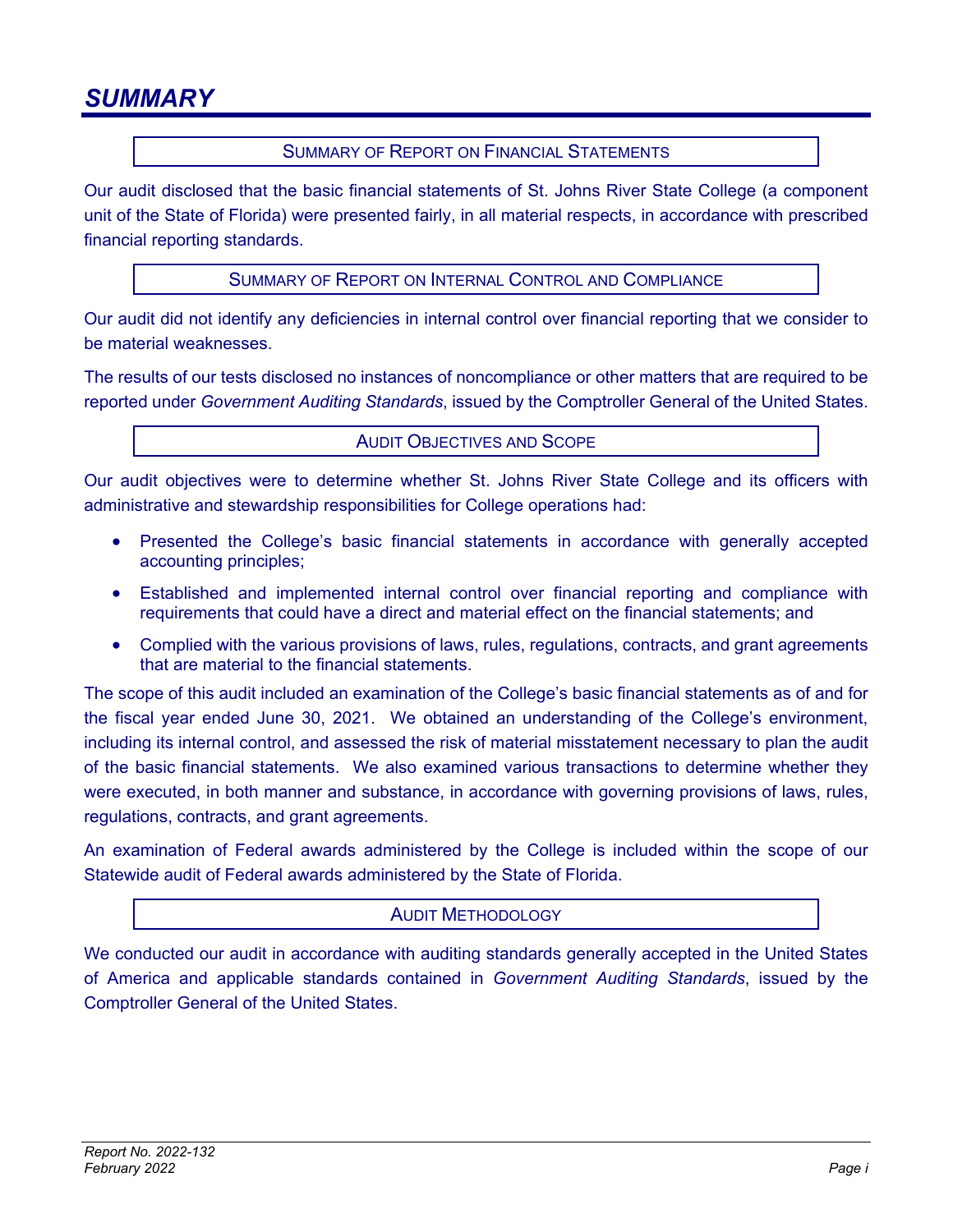# SUMMARY

## SUMMARY OF REPORT ON FINANCIAL STATEMENTS

Our audit disclosed that the basic financial statements of St. Johns River State College (a component unit of the State of Florida) were presented fairly, in all material respects, in accordance with prescribed financial reporting standards.

## SUMMARY OF REPORT ON INTERNAL CONTROL AND COMPLIANCE

Our audit did not identify any deficiencies in internal control over financial reporting that we consider to be material weaknesses.

The results of our tests disclosed no instances of noncompliance or other matters that are required to be reported under *Government Auditing Standards*, issued by the Comptroller General of the United States.

## AUDIT OBJECTIVES AND SCOPE

Our audit objectives were to determine whether St. Johns River State College and its officers with administrative and stewardship responsibilities for College operations had:

- Presented the College's basic financial statements in accordance with generally accepted accounting principles;
- Established and implemented internal control over financial reporting and compliance with requirements that could have a direct and material effect on the financial statements; and
- Complied with the various provisions of laws, rules, regulations, contracts, and grant agreements that are material to the financial statements.

The scope of this audit included an examination of the College's basic financial statements as of and for the fiscal year ended June 30, 2021. We obtained an understanding of the College's environment, including its internal control, and assessed the risk of material misstatement necessary to plan the audit of the basic financial statements. We also examined various transactions to determine whether they were executed, in both manner and substance, in accordance with governing provisions of laws, rules, regulations, contracts, and grant agreements.

An examination of Federal awards administered by the College is included within the scope of our Statewide audit of Federal awards administered by the State of Florida.

## AUDIT METHODOLOGY

We conducted our audit in accordance with auditing standards generally accepted in the United States of America and applicable standards contained in *Government Auditing Standards*, issued by the Comptroller General of the United States.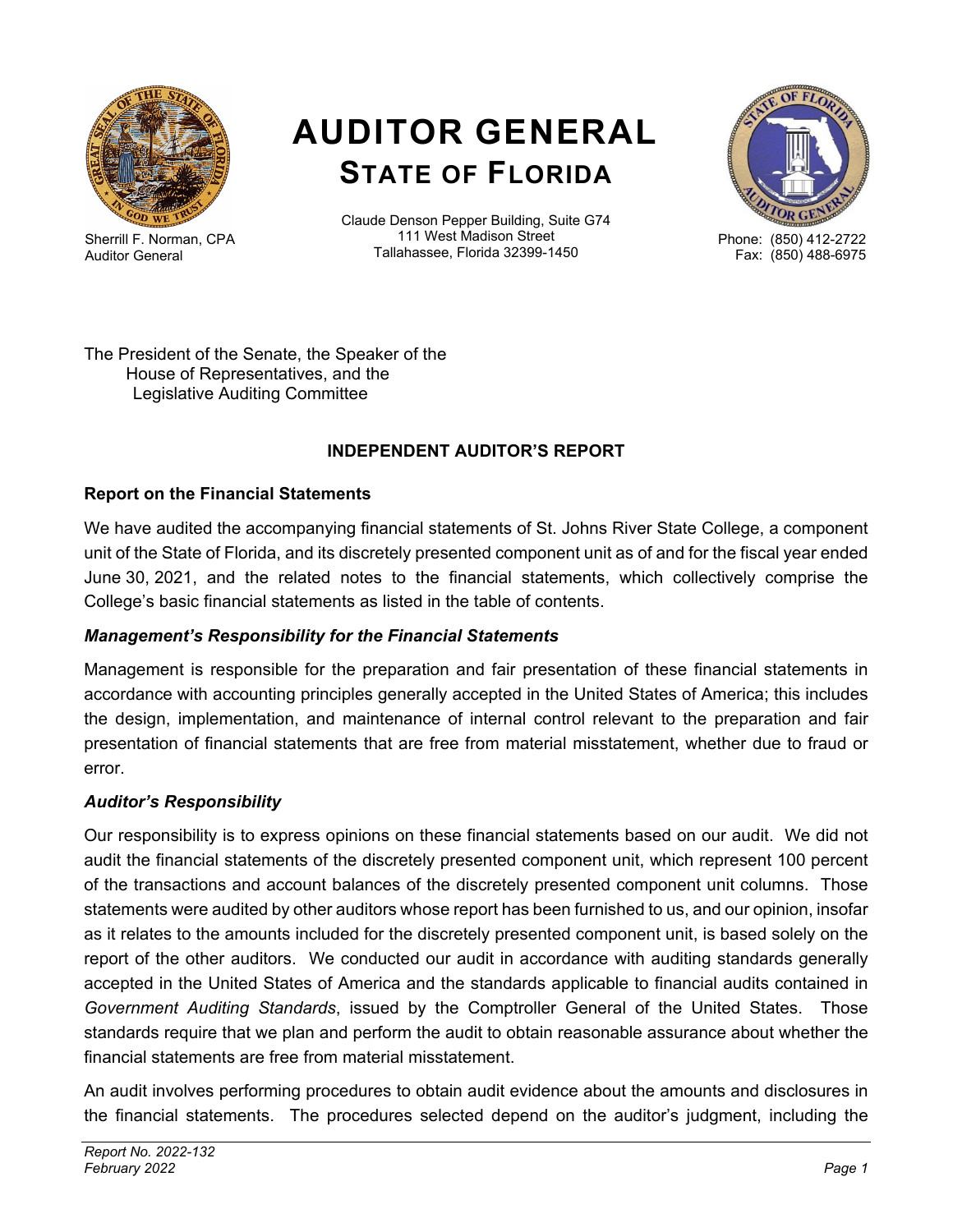# AUDITOR GENERAL
## STATE OF FLORIDA

Sherrill F. Norman, CPA
Auditor General

Claude Denson Pepper Building, Suite G74
111 West Madison Street
Tallahassee, Florida 32399-1450

Phone: (850) 412-2722
Fax: (850) 488-6975

The President of the Senate, the Speaker of the
House of Representatives, and the
Legislative Auditing Committee

### INDEPENDENT AUDITOR'S REPORT

**Report on the Financial Statements**

We have audited the accompanying financial statements of St. Johns River State College, a component unit of the State of Florida, and its discretely presented component unit as of and for the fiscal year ended June 30, 2021, and the related notes to the financial statements, which collectively comprise the College's basic financial statements as listed in the table of contents.

***Management's Responsibility for the Financial Statements***

Management is responsible for the preparation and fair presentation of these financial statements in accordance with accounting principles generally accepted in the United States of America; this includes the design, implementation, and maintenance of internal control relevant to the preparation and fair presentation of financial statements that are free from material misstatement, whether due to fraud or error.

***Auditor's Responsibility***

Our responsibility is to express opinions on these financial statements based on our audit. We did not audit the financial statements of the discretely presented component unit, which represent 100 percent of the transactions and account balances of the discretely presented component unit columns. Those statements were audited by other auditors whose report has been furnished to us, and our opinion, insofar as it relates to the amounts included for the discretely presented component unit, is based solely on the report of the other auditors. We conducted our audit in accordance with auditing standards generally accepted in the United States of America and the standards applicable to financial audits contained in *Government Auditing Standards*, issued by the Comptroller General of the United States. Those standards require that we plan and perform the audit to obtain reasonable assurance about whether the financial statements are free from material misstatement.

An audit involves performing procedures to obtain audit evidence about the amounts and disclosures in the financial statements. The procedures selected depend on the auditor's judgment, including the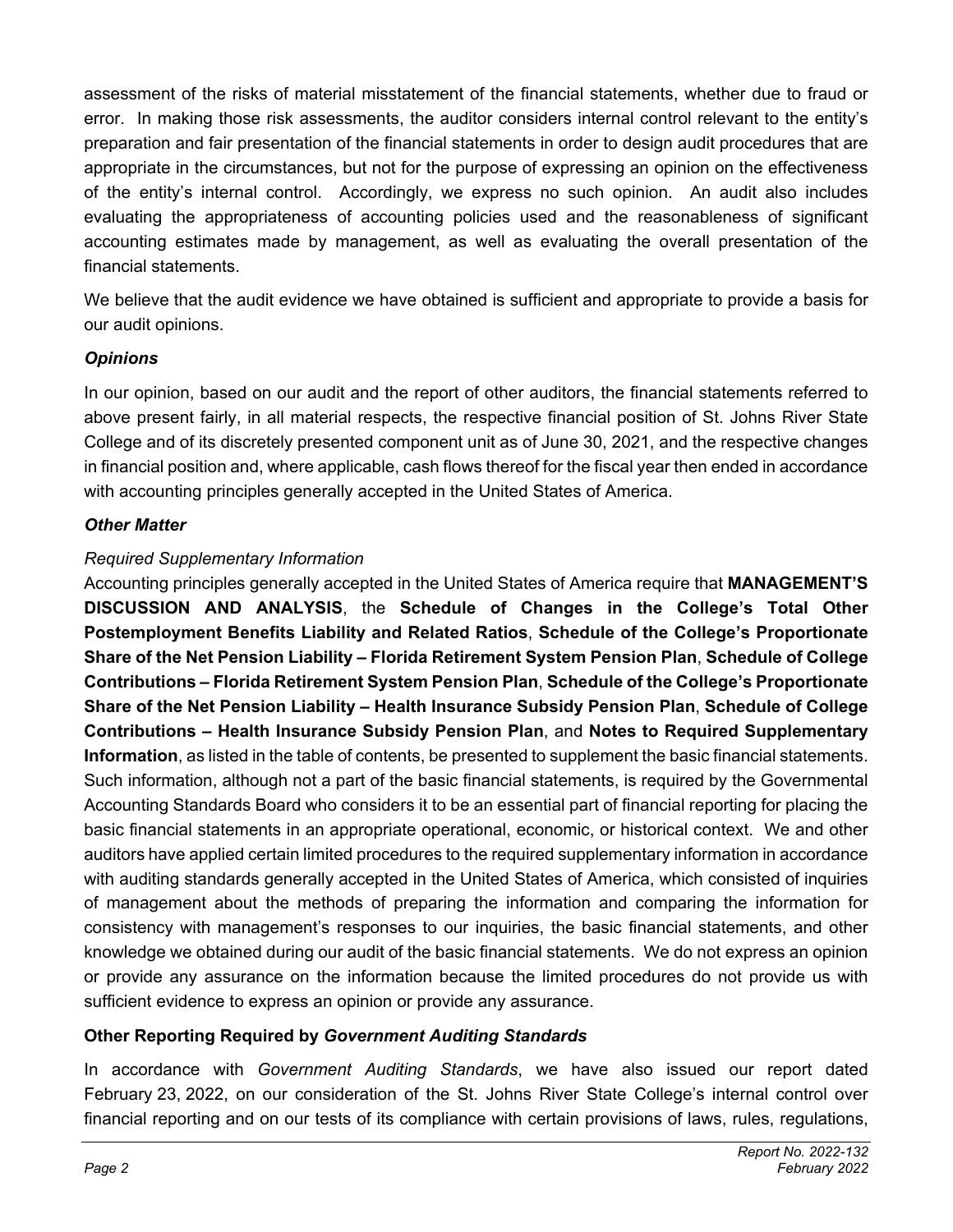assessment of the risks of material misstatement of the financial statements, whether due to fraud or error. In making those risk assessments, the auditor considers internal control relevant to the entity's preparation and fair presentation of the financial statements in order to design audit procedures that are appropriate in the circumstances, but not for the purpose of expressing an opinion on the effectiveness of the entity's internal control. Accordingly, we express no such opinion. An audit also includes evaluating the appropriateness of accounting policies used and the reasonableness of significant accounting estimates made by management, as well as evaluating the overall presentation of the financial statements.

We believe that the audit evidence we have obtained is sufficient and appropriate to provide a basis for our audit opinions.

***Opinions***

In our opinion, based on our audit and the report of other auditors, the financial statements referred to above present fairly, in all material respects, the respective financial position of St. Johns River State College and of its discretely presented component unit as of June 30, 2021, and the respective changes in financial position and, where applicable, cash flows thereof for the fiscal year then ended in accordance with accounting principles generally accepted in the United States of America.

***Other Matter***

*Required Supplementary Information*

Accounting principles generally accepted in the United States of America require that **MANAGEMENT'S DISCUSSION AND ANALYSIS**, the **Schedule of Changes in the College's Total Other Postemployment Benefits Liability and Related Ratios**, **Schedule of the College's Proportionate Share of the Net Pension Liability – Florida Retirement System Pension Plan**, **Schedule of College Contributions – Florida Retirement System Pension Plan**, **Schedule of the College's Proportionate Share of the Net Pension Liability – Health Insurance Subsidy Pension Plan**, **Schedule of College Contributions – Health Insurance Subsidy Pension Plan**, and **Notes to Required Supplementary Information**, as listed in the table of contents, be presented to supplement the basic financial statements. Such information, although not a part of the basic financial statements, is required by the Governmental Accounting Standards Board who considers it to be an essential part of financial reporting for placing the basic financial statements in an appropriate operational, economic, or historical context. We and other auditors have applied certain limited procedures to the required supplementary information in accordance with auditing standards generally accepted in the United States of America, which consisted of inquiries of management about the methods of preparing the information and comparing the information for consistency with management's responses to our inquiries, the basic financial statements, and other knowledge we obtained during our audit of the basic financial statements. We do not express an opinion or provide any assurance on the information because the limited procedures do not provide us with sufficient evidence to express an opinion or provide any assurance.

**Other Reporting Required by *Government Auditing Standards***

In accordance with *Government Auditing Standards*, we have also issued our report dated February 23, 2022, on our consideration of the St. Johns River State College's internal control over financial reporting and on our tests of its compliance with certain provisions of laws, rules, regulations,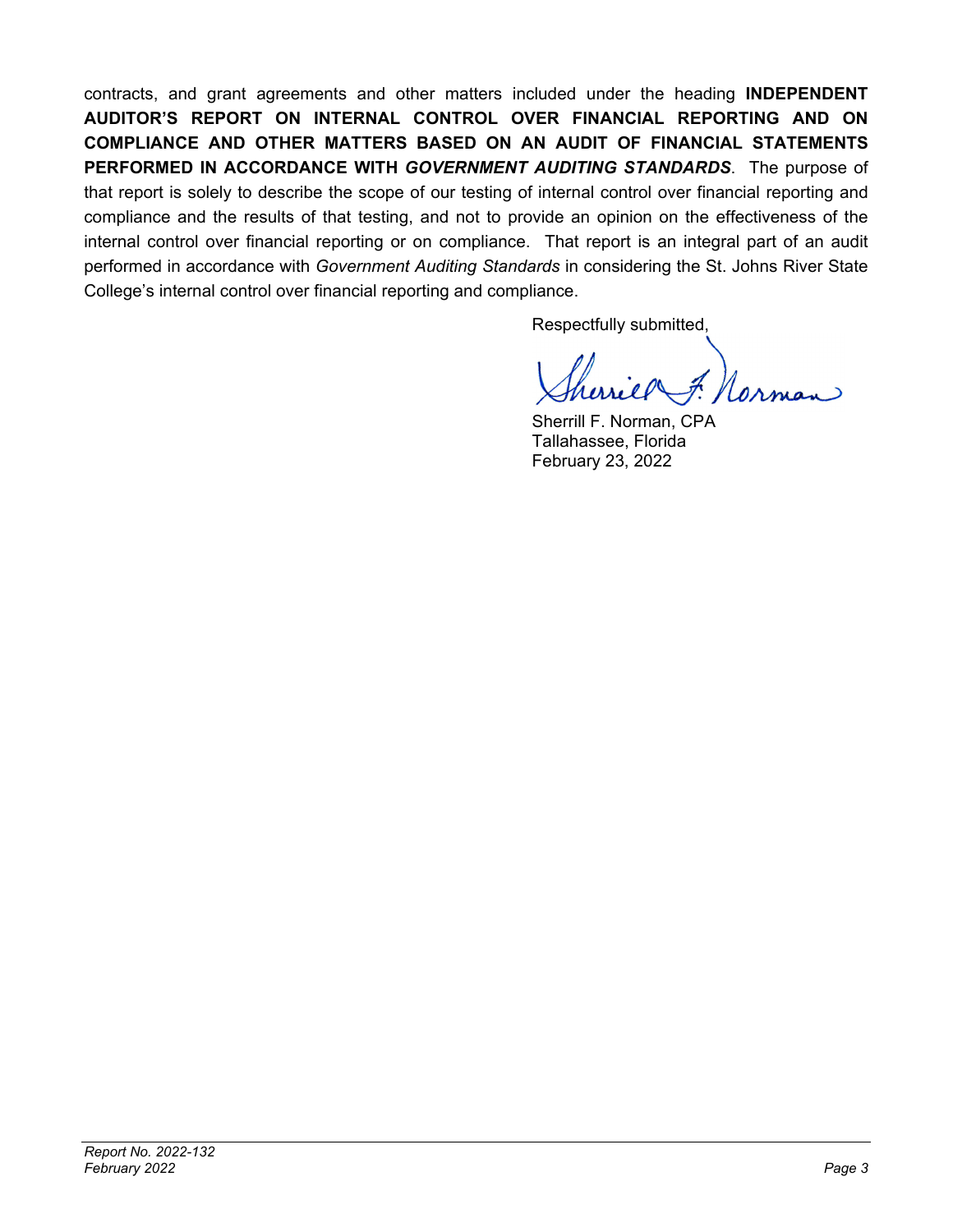contracts, and grant agreements and other matters included under the heading **INDEPENDENT AUDITOR'S REPORT ON INTERNAL CONTROL OVER FINANCIAL REPORTING AND ON COMPLIANCE AND OTHER MATTERS BASED ON AN AUDIT OF FINANCIAL STATEMENTS PERFORMED IN ACCORDANCE WITH *GOVERNMENT AUDITING STANDARDS***. The purpose of that report is solely to describe the scope of our testing of internal control over financial reporting and compliance and the results of that testing, and not to provide an opinion on the effectiveness of the internal control over financial reporting or on compliance. That report is an integral part of an audit performed in accordance with *Government Auditing Standards* in considering the St. Johns River State College's internal control over financial reporting and compliance.

Respectfully submitted,

Sherrill F. Norman, CPA
Tallahassee, Florida
February 23, 2022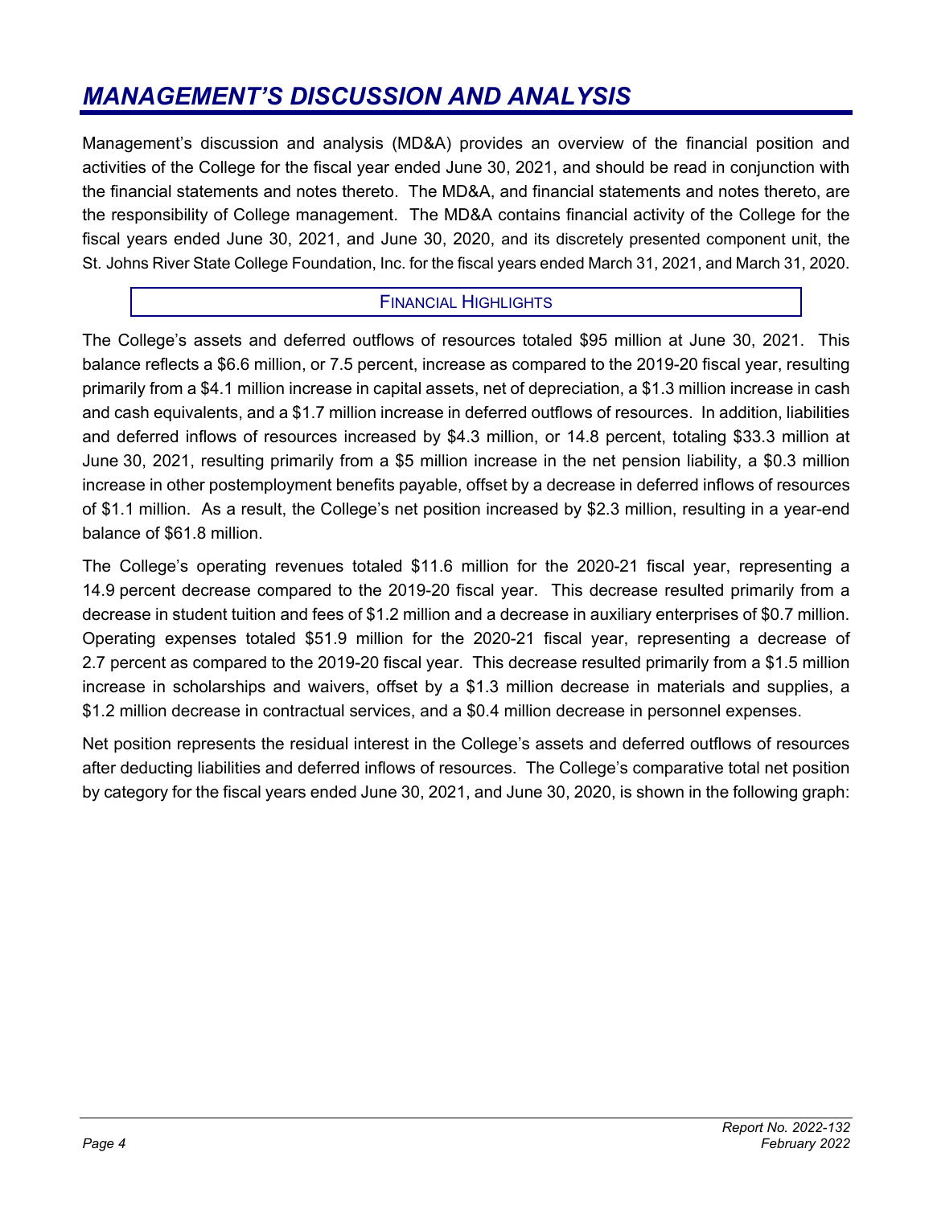# MANAGEMENT'S DISCUSSION AND ANALYSIS

Management's discussion and analysis (MD&A) provides an overview of the financial position and activities of the College for the fiscal year ended June 30, 2021, and should be read in conjunction with the financial statements and notes thereto. The MD&A, and financial statements and notes thereto, are the responsibility of College management. The MD&A contains financial activity of the College for the fiscal years ended June 30, 2021, and June 30, 2020, and its discretely presented component unit, the St. Johns River State College Foundation, Inc. for the fiscal years ended March 31, 2021, and March 31, 2020.

## FINANCIAL HIGHLIGHTS

The College's assets and deferred outflows of resources totaled $95 million at June 30, 2021. This balance reflects a $6.6 million, or 7.5 percent, increase as compared to the 2019-20 fiscal year, resulting primarily from a $4.1 million increase in capital assets, net of depreciation, a $1.3 million increase in cash and cash equivalents, and a $1.7 million increase in deferred outflows of resources. In addition, liabilities and deferred inflows of resources increased by $4.3 million, or 14.8 percent, totaling $33.3 million at June 30, 2021, resulting primarily from a $5 million increase in the net pension liability, a $0.3 million increase in other postemployment benefits payable, offset by a decrease in deferred inflows of resources of $1.1 million. As a result, the College's net position increased by $2.3 million, resulting in a year-end balance of $61.8 million.

The College's operating revenues totaled $11.6 million for the 2020-21 fiscal year, representing a 14.9 percent decrease compared to the 2019-20 fiscal year. This decrease resulted primarily from a decrease in student tuition and fees of $1.2 million and a decrease in auxiliary enterprises of $0.7 million. Operating expenses totaled $51.9 million for the 2020-21 fiscal year, representing a decrease of 2.7 percent as compared to the 2019-20 fiscal year. This decrease resulted primarily from a $1.5 million increase in scholarships and waivers, offset by a $1.3 million decrease in materials and supplies, a $1.2 million decrease in contractual services, and a $0.4 million decrease in personnel expenses.

Net position represents the residual interest in the College's assets and deferred outflows of resources after deducting liabilities and deferred inflows of resources. The College's comparative total net position by category for the fiscal years ended June 30, 2021, and June 30, 2020, is shown in the following graph: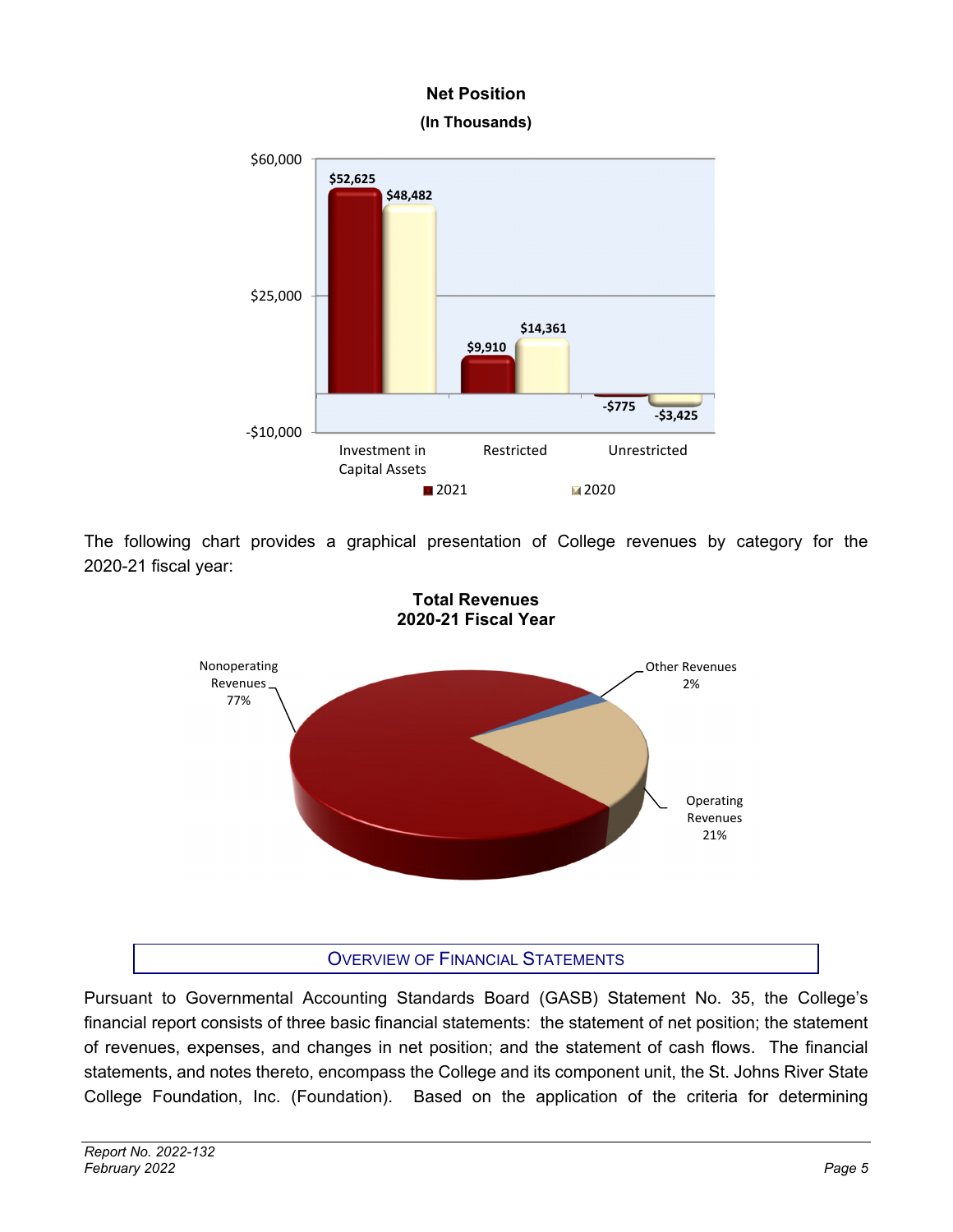**Net Position**
**(In Thousands)**

| | 2021 | 2020 |
|---|---|---|
| Investment in Capital Assets | $52,625 | $48,482 |
| Restricted | $9,910 | $14,361 |
| Unrestricted | -$775 | -$3,425 |

The following chart provides a graphical presentation of College revenues by category for the 2020-21 fiscal year:

**Total Revenues**
**2020-21 Fiscal Year**

| Category | Percentage |
|---|---|
| Nonoperating Revenues | 77% |
| Operating Revenues | 21% |
| Other Revenues | 2% |

## OVERVIEW OF FINANCIAL STATEMENTS

Pursuant to Governmental Accounting Standards Board (GASB) Statement No. 35, the College's financial report consists of three basic financial statements: the statement of net position; the statement of revenues, expenses, and changes in net position; and the statement of cash flows. The financial statements, and notes thereto, encompass the College and its component unit, the St. Johns River State College Foundation, Inc. (Foundation). Based on the application of the criteria for determining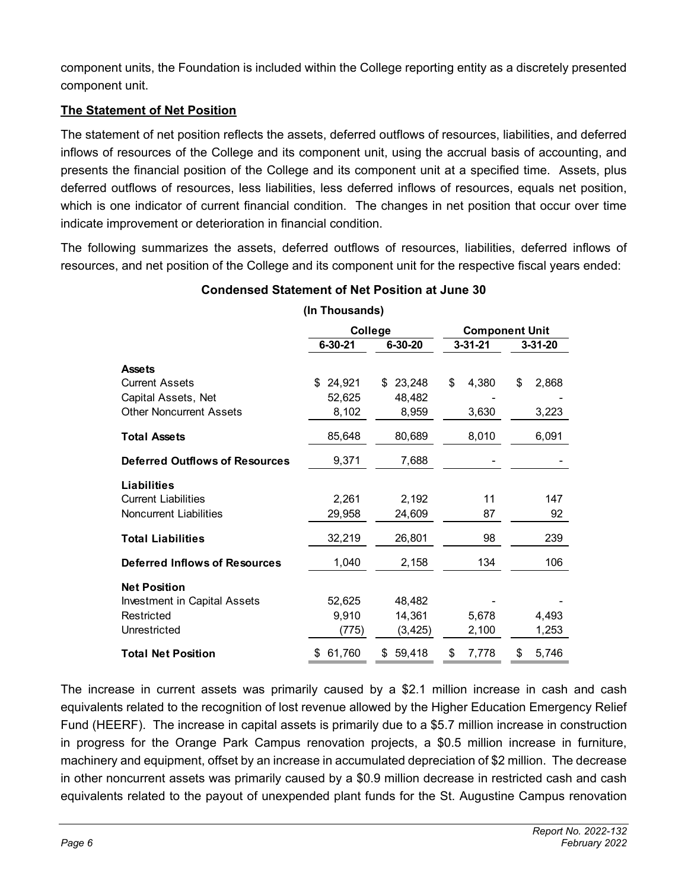component units, the Foundation is included within the College reporting entity as a discretely presented component unit.

**The Statement of Net Position**

The statement of net position reflects the assets, deferred outflows of resources, liabilities, and deferred inflows of resources of the College and its component unit, using the accrual basis of accounting, and presents the financial position of the College and its component unit at a specified time. Assets, plus deferred outflows of resources, less liabilities, less deferred inflows of resources, equals net position, which is one indicator of current financial condition. The changes in net position that occur over time indicate improvement or deterioration in financial condition.

The following summarizes the assets, deferred outflows of resources, liabilities, deferred inflows of resources, and net position of the College and its component unit for the respective fiscal years ended:

**Condensed Statement of Net Position at June 30**

**(In Thousands)**

| | College | | Component Unit | |
|---|---|---|---|---|
| | **6-30-21** | **6-30-20** | **3-31-21** | **3-31-20** |
| **Assets** | | | | |
| Current Assets | $ 24,921 | $ 23,248 | $ 4,380 | $ 2,868 |
| Capital Assets, Net | 52,625 | 48,482 | - | - |
| Other Noncurrent Assets | 8,102 | 8,959 | 3,630 | 3,223 |
| **Total Assets** | 85,648 | 80,689 | 8,010 | 6,091 |
| **Deferred Outflows of Resources** | 9,371 | 7,688 | - | - |
| **Liabilities** | | | | |
| Current Liabilities | 2,261 | 2,192 | 11 | 147 |
| Noncurrent Liabilities | 29,958 | 24,609 | 87 | 92 |
| **Total Liabilities** | 32,219 | 26,801 | 98 | 239 |
| **Deferred Inflows of Resources** | 1,040 | 2,158 | 134 | 106 |
| **Net Position** | | | | |
| Investment in Capital Assets | 52,625 | 48,482 | - | - |
| Restricted | 9,910 | 14,361 | 5,678 | 4,493 |
| Unrestricted | (775) | (3,425) | 2,100 | 1,253 |
| **Total Net Position** | $ 61,760 | $ 59,418 | $ 7,778 | $ 5,746 |

The increase in current assets was primarily caused by a $2.1 million increase in cash and cash equivalents related to the recognition of lost revenue allowed by the Higher Education Emergency Relief Fund (HEERF). The increase in capital assets is primarily due to a $5.7 million increase in construction in progress for the Orange Park Campus renovation projects, a $0.5 million increase in furniture, machinery and equipment, offset by an increase in accumulated depreciation of $2 million. The decrease in other noncurrent assets was primarily caused by a $0.9 million decrease in restricted cash and cash equivalents related to the payout of unexpended plant funds for the St. Augustine Campus renovation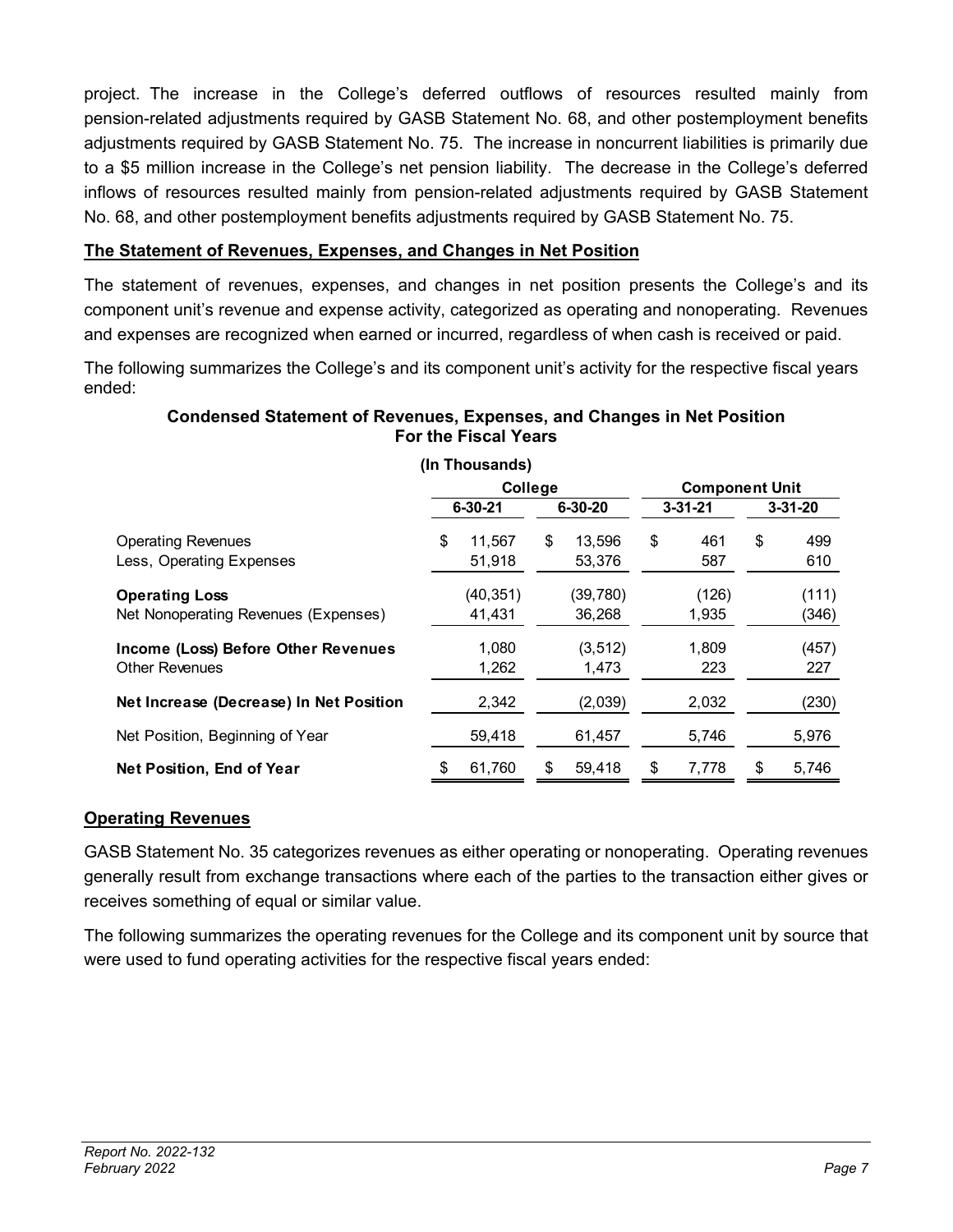project. The increase in the College's deferred outflows of resources resulted mainly from pension-related adjustments required by GASB Statement No. 68, and other postemployment benefits adjustments required by GASB Statement No. 75. The increase in noncurrent liabilities is primarily due to a $5 million increase in the College's net pension liability. The decrease in the College's deferred inflows of resources resulted mainly from pension-related adjustments required by GASB Statement No. 68, and other postemployment benefits adjustments required by GASB Statement No. 75.

**The Statement of Revenues, Expenses, and Changes in Net Position**

The statement of revenues, expenses, and changes in net position presents the College's and its component unit's revenue and expense activity, categorized as operating and nonoperating. Revenues and expenses are recognized when earned or incurred, regardless of when cash is received or paid.

The following summarizes the College's and its component unit's activity for the respective fiscal years ended:

**Condensed Statement of Revenues, Expenses, and Changes in Net Position For the Fiscal Years**

**(In Thousands)**

| | College | | Component Unit | |
|---|---|---|---|---|
| | 6-30-21 | 6-30-20 | 3-31-21 | 3-31-20 |
| Operating Revenues | $ 11,567 | $ 13,596 | $ 461 | $ 499 |
| Less, Operating Expenses | 51,918 | 53,376 | 587 | 610 |
| **Operating Loss** | (40,351) | (39,780) | (126) | (111) |
| Net Nonoperating Revenues (Expenses) | 41,431 | 36,268 | 1,935 | (346) |
| **Income (Loss) Before Other Revenues** | 1,080 | (3,512) | 1,809 | (457) |
| Other Revenues | 1,262 | 1,473 | 223 | 227 |
| **Net Increase (Decrease) In Net Position** | 2,342 | (2,039) | 2,032 | (230) |
| Net Position, Beginning of Year | 59,418 | 61,457 | 5,746 | 5,976 |
| **Net Position, End of Year** | $ 61,760 | $ 59,418 | $ 7,778 | $ 5,746 |

**Operating Revenues**

GASB Statement No. 35 categorizes revenues as either operating or nonoperating. Operating revenues generally result from exchange transactions where each of the parties to the transaction either gives or receives something of equal or similar value.

The following summarizes the operating revenues for the College and its component unit by source that were used to fund operating activities for the respective fiscal years ended: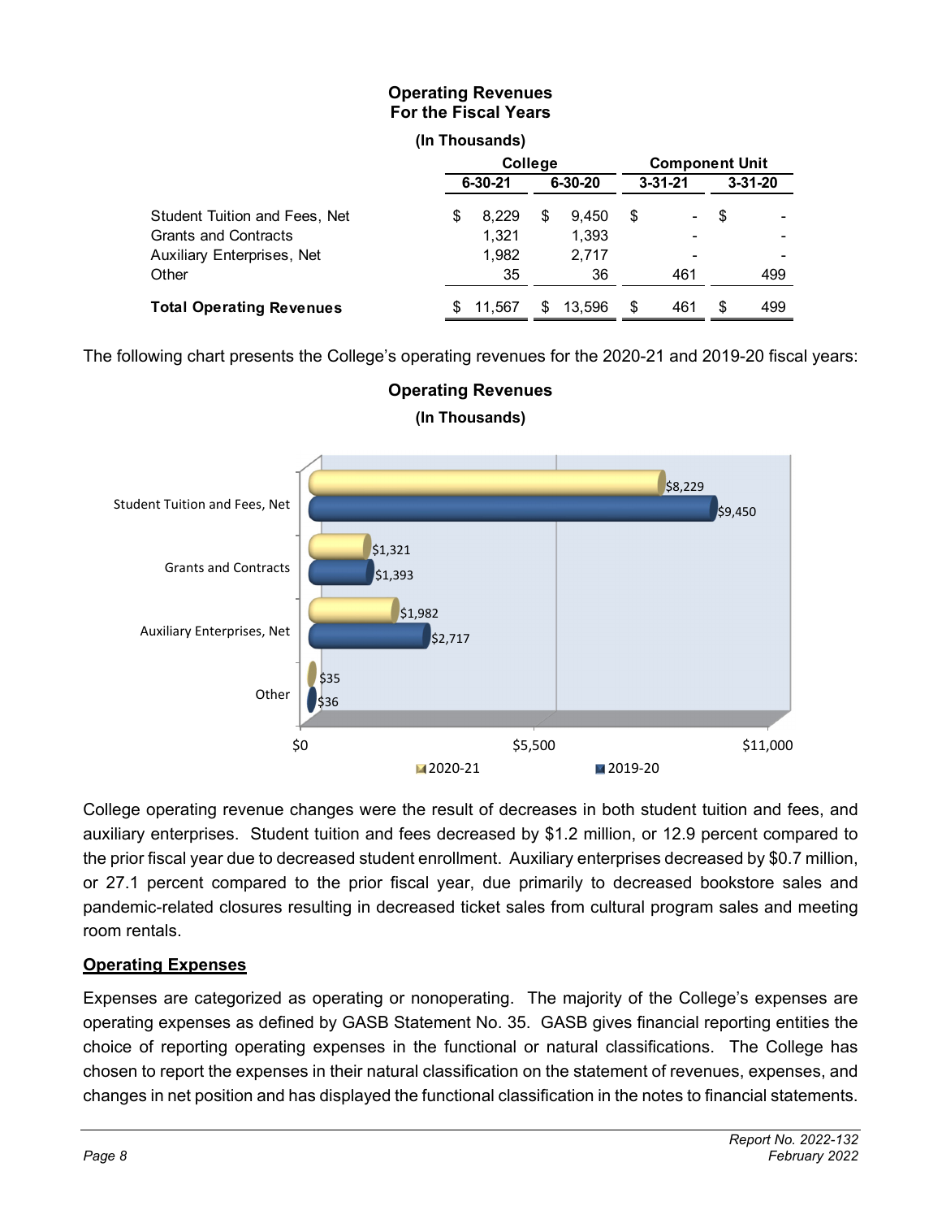**Operating Revenues**
**For the Fiscal Years**

**(In Thousands)**

| | College | | Component Unit | |
|---|---|---|---|---|
| | 6-30-21 | 6-30-20 | 3-31-21 | 3-31-20 |
| Student Tuition and Fees, Net | $ 8,229 | $ 9,450 | $ - | $ - |
| Grants and Contracts | 1,321 | 1,393 | - | - |
| Auxiliary Enterprises, Net | 1,982 | 2,717 | - | - |
| Other | 35 | 36 | 461 | 499 |
| **Total Operating Revenues** | $ 11,567 | $ 13,596 | $ 461 | $ 499 |

The following chart presents the College's operating revenues for the 2020-21 and 2019-20 fiscal years:

**Operating Revenues**
**(In Thousands)**

| | 2020-21 | 2019-20 |
|---|---|---|
| Student Tuition and Fees, Net | $8,229 | $9,450 |
| Grants and Contracts | $1,321 | $1,393 |
| Auxiliary Enterprises, Net | $1,982 | $2,717 |
| Other | $35 | $36 |

College operating revenue changes were the result of decreases in both student tuition and fees, and auxiliary enterprises. Student tuition and fees decreased by $1.2 million, or 12.9 percent compared to the prior fiscal year due to decreased student enrollment. Auxiliary enterprises decreased by $0.7 million, or 27.1 percent compared to the prior fiscal year, due primarily to decreased bookstore sales and pandemic-related closures resulting in decreased ticket sales from cultural program sales and meeting room rentals.

## Operating Expenses

Expenses are categorized as operating or nonoperating. The majority of the College's expenses are operating expenses as defined by GASB Statement No. 35. GASB gives financial reporting entities the choice of reporting operating expenses in the functional or natural classifications. The College has chosen to report the expenses in their natural classification on the statement of revenues, expenses, and changes in net position and has displayed the functional classification in the notes to financial statements.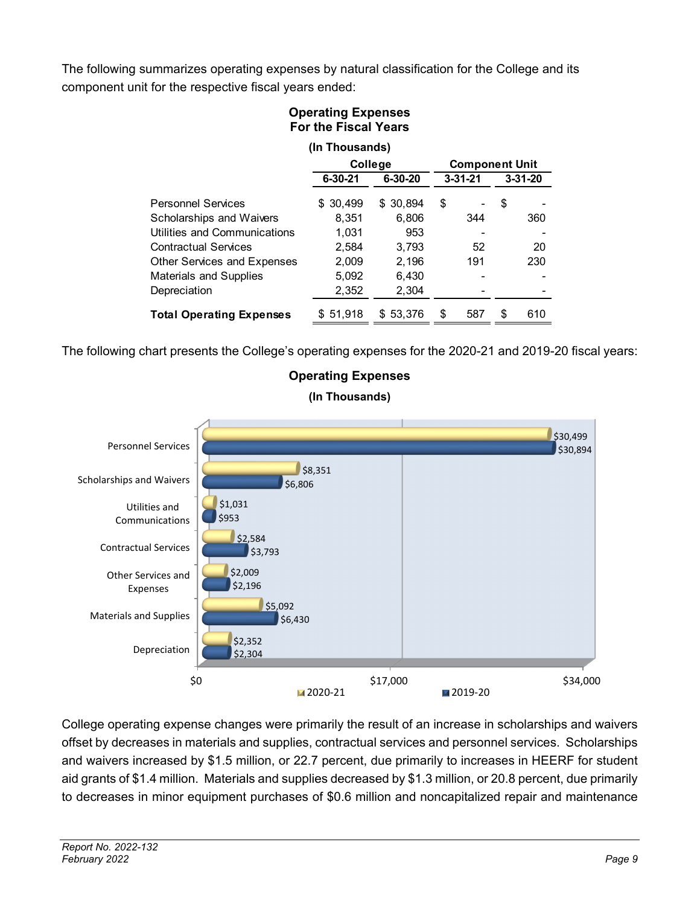The following summarizes operating expenses by natural classification for the College and its component unit for the respective fiscal years ended:

**Operating Expenses For the Fiscal Years**

**(In Thousands)**

| | College | | Component Unit | |
|---|---|---|---|---|
| | 6-30-21 | 6-30-20 | 3-31-21 | 3-31-20 |
| Personnel Services | $ 30,499 | $ 30,894 | $ - | $ - |
| Scholarships and Waivers | 8,351 | 6,806 | 344 | 360 |
| Utilities and Communications | 1,031 | 953 | - | - |
| Contractual Services | 2,584 | 3,793 | 52 | 20 |
| Other Services and Expenses | 2,009 | 2,196 | 191 | 230 |
| Materials and Supplies | 5,092 | 6,430 | - | - |
| Depreciation | 2,352 | 2,304 | - | - |
| **Total Operating Expenses** | $ 51,918 | $ 53,376 | $ 587 | $ 610 |

The following chart presents the College's operating expenses for the 2020-21 and 2019-20 fiscal years:

**Operating Expenses**

**(In Thousands)**

| | 2020-21 | 2019-20 |
|---|---|---|
| Personnel Services | $30,499 | $30,894 |
| Scholarships and Waivers | $8,351 | $6,806 |
| Utilities and Communications | $1,031 | $953 |
| Contractual Services | $2,584 | $3,793 |
| Other Services and Expenses | $2,009 | $2,196 |
| Materials and Supplies | $5,092 | $6,430 |
| Depreciation | $2,352 | $2,304 |

College operating expense changes were primarily the result of an increase in scholarships and waivers offset by decreases in materials and supplies, contractual services and personnel services. Scholarships and waivers increased by $1.5 million, or 22.7 percent, due primarily to increases in HEERF for student aid grants of $1.4 million. Materials and supplies decreased by $1.3 million, or 20.8 percent, due primarily to decreases in minor equipment purchases of $0.6 million and noncapitalized repair and maintenance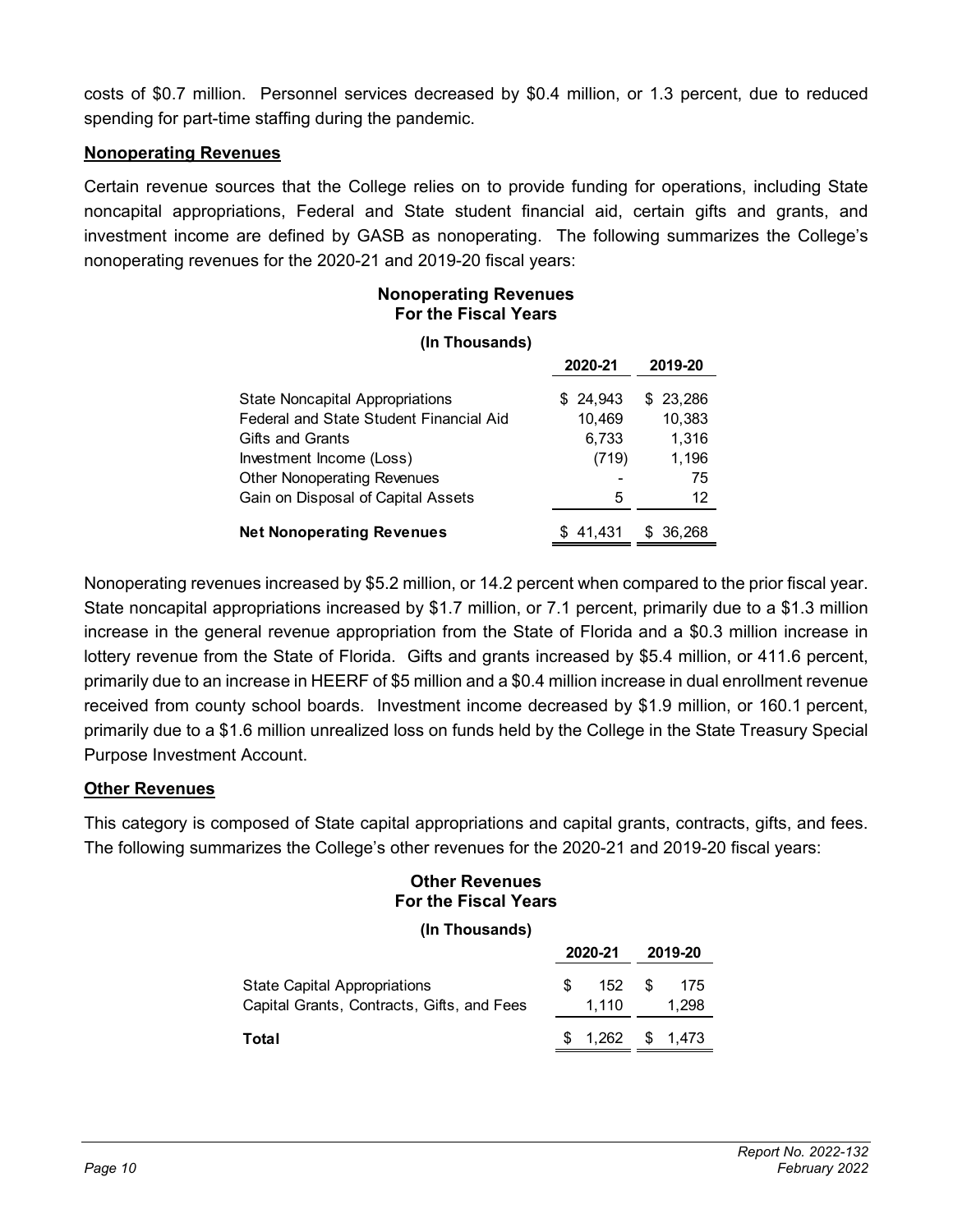costs of $0.7 million. Personnel services decreased by $0.4 million, or 1.3 percent, due to reduced spending for part-time staffing during the pandemic.

## Nonoperating Revenues

Certain revenue sources that the College relies on to provide funding for operations, including State noncapital appropriations, Federal and State student financial aid, certain gifts and grants, and investment income are defined by GASB as nonoperating. The following summarizes the College's nonoperating revenues for the 2020-21 and 2019-20 fiscal years:

**Nonoperating Revenues**
**For the Fiscal Years**
**(In Thousands)**

| | 2020-21 | 2019-20 |
|---|---|---|
| State Noncapital Appropriations | $ 24,943 | $ 23,286 |
| Federal and State Student Financial Aid | 10,469 | 10,383 |
| Gifts and Grants | 6,733 | 1,316 |
| Investment Income (Loss) | (719) | 1,196 |
| Other Nonoperating Revenues | - | 75 |
| Gain on Disposal of Capital Assets | 5 | 12 |
| **Net Nonoperating Revenues** | $ 41,431 | $ 36,268 |

Nonoperating revenues increased by $5.2 million, or 14.2 percent when compared to the prior fiscal year. State noncapital appropriations increased by $1.7 million, or 7.1 percent, primarily due to a $1.3 million increase in the general revenue appropriation from the State of Florida and a $0.3 million increase in lottery revenue from the State of Florida. Gifts and grants increased by $5.4 million, or 411.6 percent, primarily due to an increase in HEERF of $5 million and a $0.4 million increase in dual enrollment revenue received from county school boards. Investment income decreased by $1.9 million, or 160.1 percent, primarily due to a $1.6 million unrealized loss on funds held by the College in the State Treasury Special Purpose Investment Account.

## Other Revenues

This category is composed of State capital appropriations and capital grants, contracts, gifts, and fees. The following summarizes the College's other revenues for the 2020-21 and 2019-20 fiscal years:

**Other Revenues**
**For the Fiscal Years**
**(In Thousands)**

| | 2020-21 | 2019-20 |
|---|---|---|
| State Capital Appropriations | $ 152 | $ 175 |
| Capital Grants, Contracts, Gifts, and Fees | 1,110 | 1,298 |
| **Total** | $ 1,262 | $ 1,473 |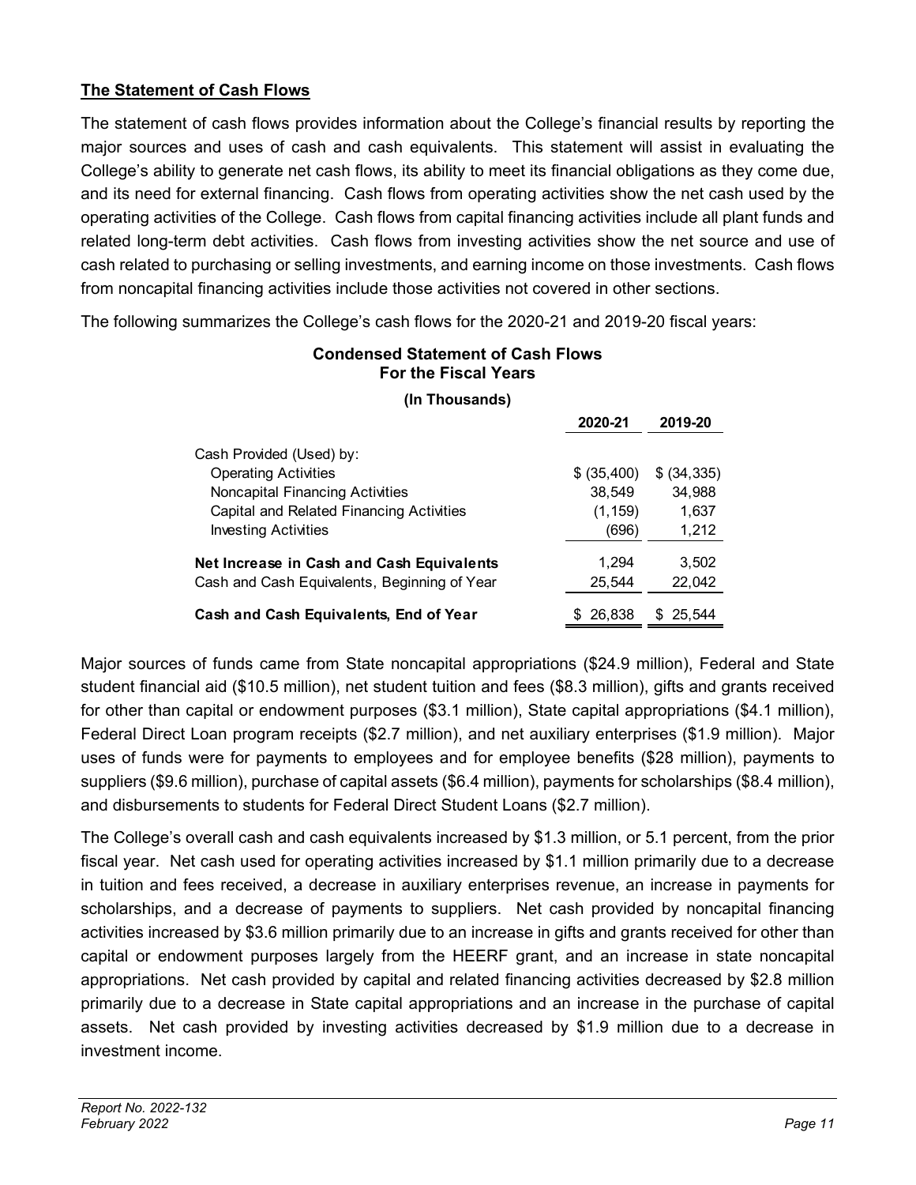## The Statement of Cash Flows

The statement of cash flows provides information about the College's financial results by reporting the major sources and uses of cash and cash equivalents. This statement will assist in evaluating the College's ability to generate net cash flows, its ability to meet its financial obligations as they come due, and its need for external financing. Cash flows from operating activities show the net cash used by the operating activities of the College. Cash flows from capital financing activities include all plant funds and related long-term debt activities. Cash flows from investing activities show the net source and use of cash related to purchasing or selling investments, and earning income on those investments. Cash flows from noncapital financing activities include those activities not covered in other sections.

The following summarizes the College's cash flows for the 2020-21 and 2019-20 fiscal years:

**Condensed Statement of Cash Flows**
**For the Fiscal Years**

**(In Thousands)**

| | 2020-21 | 2019-20 |
|---|---|---|
| Cash Provided (Used) by: | | |
| Operating Activities | $ (35,400) | $ (34,335) |
| Noncapital Financing Activities | 38,549 | 34,988 |
| Capital and Related Financing Activities | (1,159) | 1,637 |
| Investing Activities | (696) | 1,212 |
| **Net Increase in Cash and Cash Equivalents** | 1,294 | 3,502 |
| Cash and Cash Equivalents, Beginning of Year | 25,544 | 22,042 |
| **Cash and Cash Equivalents, End of Year** | $ 26,838 | $ 25,544 |

Major sources of funds came from State noncapital appropriations ($24.9 million), Federal and State student financial aid ($10.5 million), net student tuition and fees ($8.3 million), gifts and grants received for other than capital or endowment purposes ($3.1 million), State capital appropriations ($4.1 million), Federal Direct Loan program receipts ($2.7 million), and net auxiliary enterprises ($1.9 million). Major uses of funds were for payments to employees and for employee benefits ($28 million), payments to suppliers ($9.6 million), purchase of capital assets ($6.4 million), payments for scholarships ($8.4 million), and disbursements to students for Federal Direct Student Loans ($2.7 million).

The College's overall cash and cash equivalents increased by $1.3 million, or 5.1 percent, from the prior fiscal year. Net cash used for operating activities increased by $1.1 million primarily due to a decrease in tuition and fees received, a decrease in auxiliary enterprises revenue, an increase in payments for scholarships, and a decrease of payments to suppliers. Net cash provided by noncapital financing activities increased by $3.6 million primarily due to an increase in gifts and grants received for other than capital or endowment purposes largely from the HEERF grant, and an increase in state noncapital appropriations. Net cash provided by capital and related financing activities decreased by $2.8 million primarily due to a decrease in State capital appropriations and an increase in the purchase of capital assets. Net cash provided by investing activities decreased by $1.9 million due to a decrease in investment income.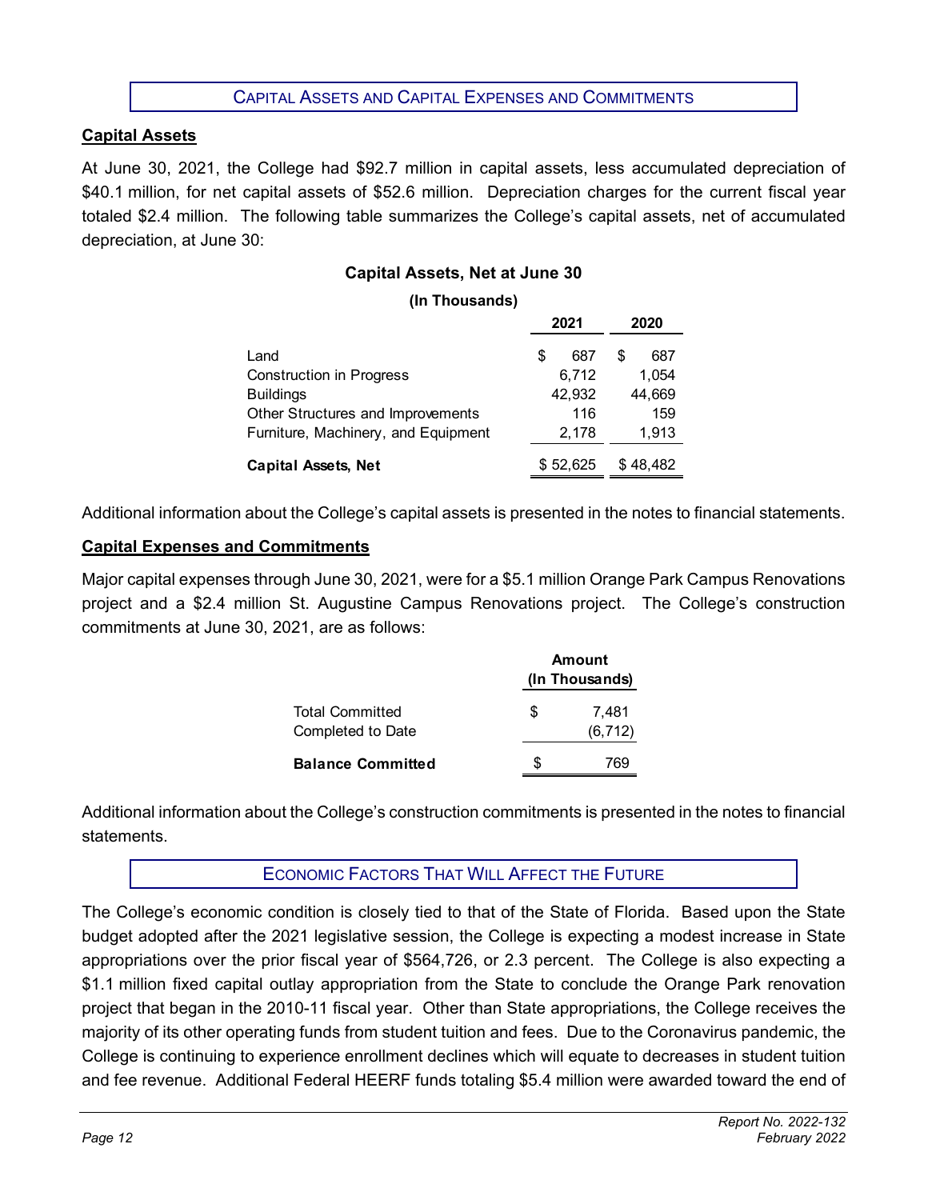## Capital Assets and Capital Expenses and Commitments

### Capital Assets

At June 30, 2021, the College had $92.7 million in capital assets, less accumulated depreciation of $40.1 million, for net capital assets of $52.6 million. Depreciation charges for the current fiscal year totaled $2.4 million. The following table summarizes the College's capital assets, net of accumulated depreciation, at June 30:

**Capital Assets, Net at June 30**

**(In Thousands)**

| | 2021 | 2020 |
|---|---|---|
| Land | $ 687 | $ 687 |
| Construction in Progress | 6,712 | 1,054 |
| Buildings | 42,932 | 44,669 |
| Other Structures and Improvements | 116 | 159 |
| Furniture, Machinery, and Equipment | 2,178 | 1,913 |
| **Capital Assets, Net** | $ 52,625 | $ 48,482 |

Additional information about the College's capital assets is presented in the notes to financial statements.

### Capital Expenses and Commitments

Major capital expenses through June 30, 2021, were for a $5.1 million Orange Park Campus Renovations project and a $2.4 million St. Augustine Campus Renovations project. The College's construction commitments at June 30, 2021, are as follows:

| | Amount (In Thousands) |
|---|---|
| Total Committed | $ 7,481 |
| Completed to Date | (6,712) |
| **Balance Committed** | $ 769 |

Additional information about the College's construction commitments is presented in the notes to financial statements.

## Economic Factors That Will Affect the Future

The College's economic condition is closely tied to that of the State of Florida. Based upon the State budget adopted after the 2021 legislative session, the College is expecting a modest increase in State appropriations over the prior fiscal year of $564,726, or 2.3 percent. The College is also expecting a $1.1 million fixed capital outlay appropriation from the State to conclude the Orange Park renovation project that began in the 2010-11 fiscal year. Other than State appropriations, the College receives the majority of its other operating funds from student tuition and fees. Due to the Coronavirus pandemic, the College is continuing to experience enrollment declines which will equate to decreases in student tuition and fee revenue. Additional Federal HEERF funds totaling $5.4 million were awarded toward the end of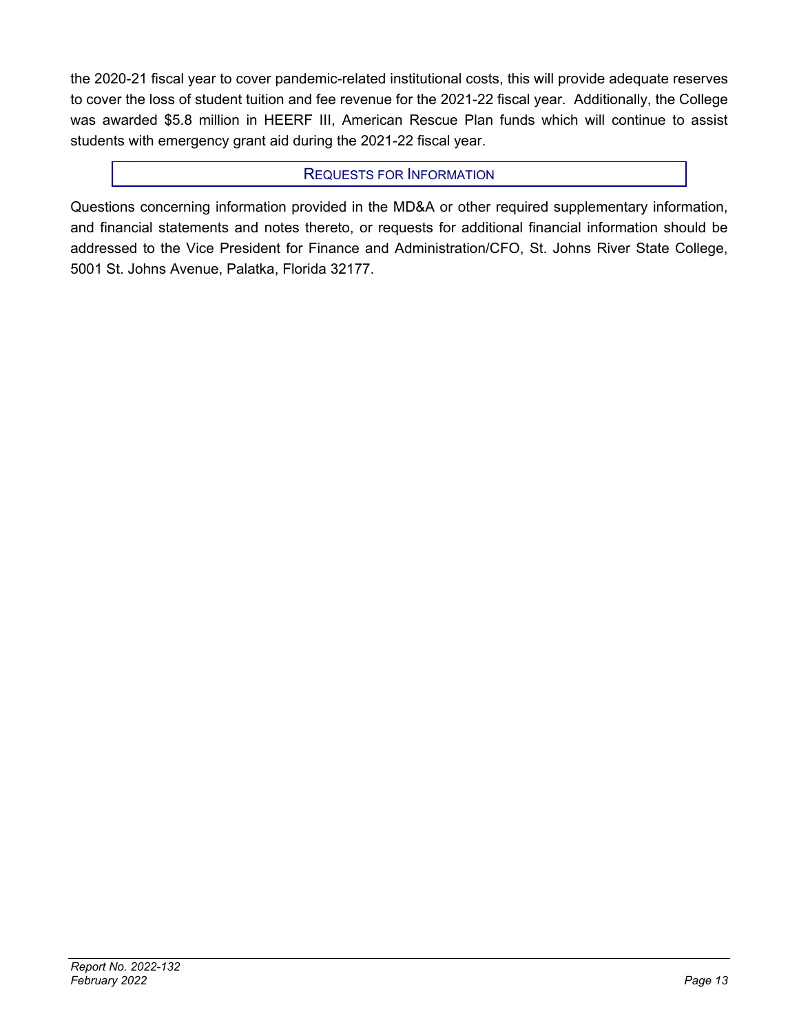the 2020-21 fiscal year to cover pandemic-related institutional costs, this will provide adequate reserves to cover the loss of student tuition and fee revenue for the 2021-22 fiscal year. Additionally, the College was awarded $5.8 million in HEERF III, American Rescue Plan funds which will continue to assist students with emergency grant aid during the 2021-22 fiscal year.

## REQUESTS FOR INFORMATION

Questions concerning information provided in the MD&A or other required supplementary information, and financial statements and notes thereto, or requests for additional financial information should be addressed to the Vice President for Finance and Administration/CFO, St. Johns River State College, 5001 St. Johns Avenue, Palatka, Florida 32177.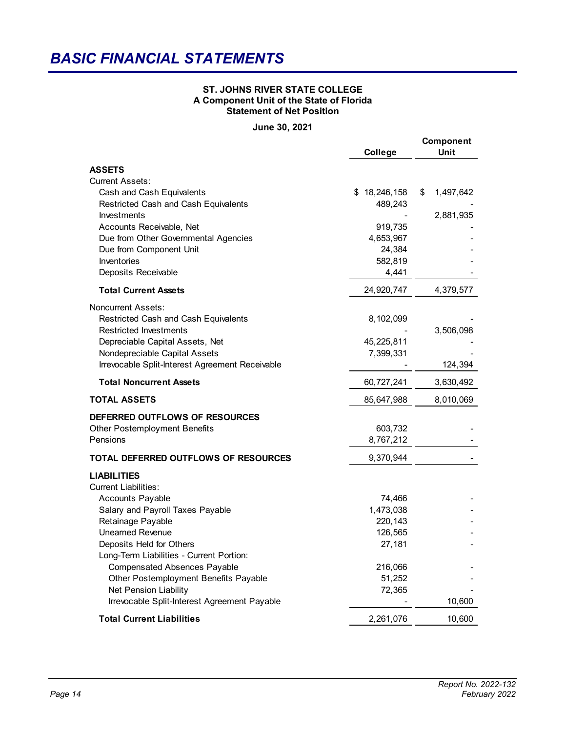# BASIC FINANCIAL STATEMENTS

**ST. JOHNS RIVER STATE COLLEGE**
**A Component Unit of the State of Florida**
**Statement of Net Position**

**June 30, 2021**

| | College | Component Unit |
|---|---|---|
| **ASSETS** | | |
| Current Assets: | | |
| Cash and Cash Equivalents | $ 18,246,158 | $ 1,497,642 |
| Restricted Cash and Cash Equivalents | 489,243 | - |
| Investments | - | 2,881,935 |
| Accounts Receivable, Net | 919,735 | - |
| Due from Other Governmental Agencies | 4,653,967 | - |
| Due from Component Unit | 24,384 | - |
| Inventories | 582,819 | - |
| Deposits Receivable | 4,441 | - |
| **Total Current Assets** | 24,920,747 | 4,379,577 |
| Noncurrent Assets: | | |
| Restricted Cash and Cash Equivalents | 8,102,099 | - |
| Restricted Investments | - | 3,506,098 |
| Depreciable Capital Assets, Net | 45,225,811 | - |
| Nondepreciable Capital Assets | 7,399,331 | - |
| Irrevocable Split-Interest Agreement Receivable | - | 124,394 |
| **Total Noncurrent Assets** | 60,727,241 | 3,630,492 |
| **TOTAL ASSETS** | 85,647,988 | 8,010,069 |
| **DEFERRED OUTFLOWS OF RESOURCES** | | |
| Other Postemployment Benefits | 603,732 | - |
| Pensions | 8,767,212 | - |
| **TOTAL DEFERRED OUTFLOWS OF RESOURCES** | 9,370,944 | - |
| **LIABILITIES** | | |
| Current Liabilities: | | |
| Accounts Payable | 74,466 | - |
| Salary and Payroll Taxes Payable | 1,473,038 | - |
| Retainage Payable | 220,143 | - |
| Unearned Revenue | 126,565 | - |
| Deposits Held for Others | 27,181 | - |
| Long-Term Liabilities - Current Portion: | | |
| Compensated Absences Payable | 216,066 | - |
| Other Postemployment Benefits Payable | 51,252 | - |
| Net Pension Liability | 72,365 | - |
| Irrevocable Split-Interest Agreement Payable | - | 10,600 |
| **Total Current Liabilities** | 2,261,076 | 10,600 |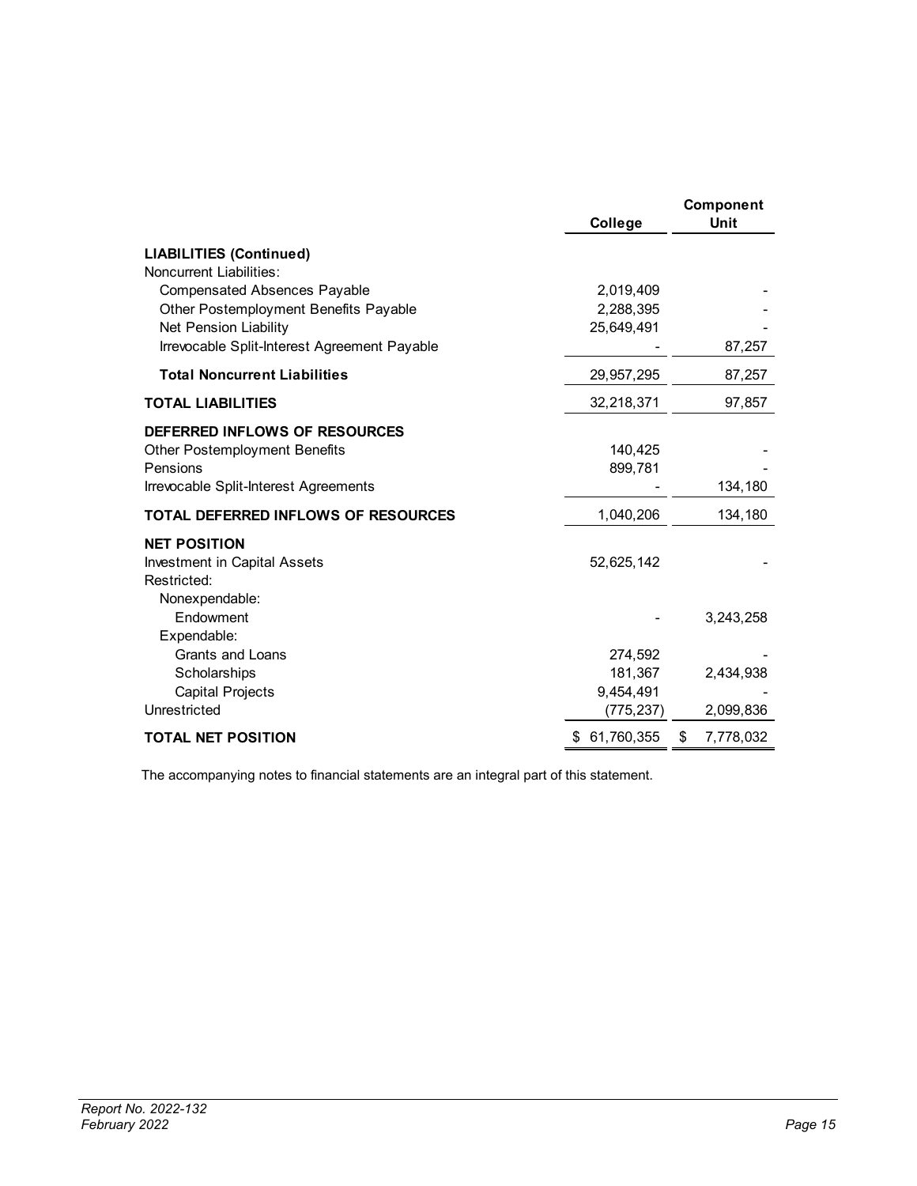| | College | Component Unit |
|---|---|---|
| **LIABILITIES (Continued)** | | |
| Noncurrent Liabilities: | | |
| Compensated Absences Payable | 2,019,409 | - |
| Other Postemployment Benefits Payable | 2,288,395 | - |
| Net Pension Liability | 25,649,491 | - |
| Irrevocable Split-Interest Agreement Payable | - | 87,257 |
| **Total Noncurrent Liabilities** | 29,957,295 | 87,257 |
| **TOTAL LIABILITIES** | 32,218,371 | 97,857 |
| **DEFERRED INFLOWS OF RESOURCES** | | |
| Other Postemployment Benefits | 140,425 | - |
| Pensions | 899,781 | - |
| Irrevocable Split-Interest Agreements | - | 134,180 |
| **TOTAL DEFERRED INFLOWS OF RESOURCES** | 1,040,206 | 134,180 |
| **NET POSITION** | | |
| Investment in Capital Assets | 52,625,142 | - |
| Restricted: | | |
| Nonexpendable: | | |
| Endowment | - | 3,243,258 |
| Expendable: | | |
| Grants and Loans | 274,592 | - |
| Scholarships | 181,367 | 2,434,938 |
| Capital Projects | 9,454,491 | - |
| Unrestricted | (775,237) | 2,099,836 |
| **TOTAL NET POSITION** | $ 61,760,355 | $ 7,778,032 |

The accompanying notes to financial statements are an integral part of this statement.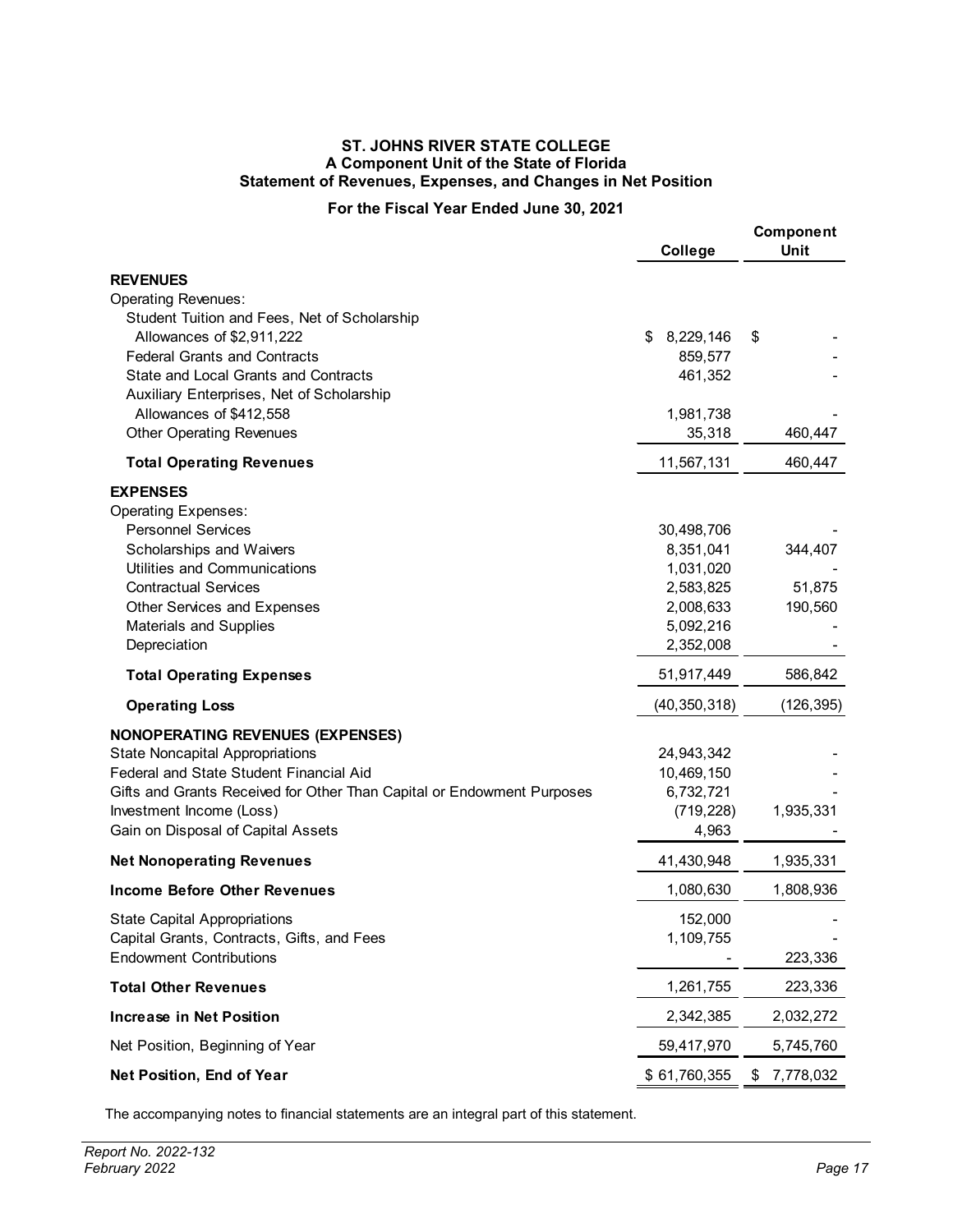# ST. JOHNS RIVER STATE COLLEGE
## A Component Unit of the State of Florida
## Statement of Revenues, Expenses, and Changes in Net Position

**For the Fiscal Year Ended June 30, 2021**

| | College | Component Unit |
|---|---|---|
| **REVENUES** | | |
| Operating Revenues: | | |
| Student Tuition and Fees, Net of Scholarship Allowances of $2,911,222 | $ 8,229,146 | $ - |
| Federal Grants and Contracts | 859,577 | - |
| State and Local Grants and Contracts | 461,352 | - |
| Auxiliary Enterprises, Net of Scholarship Allowances of $412,558 | 1,981,738 | - |
| Other Operating Revenues | 35,318 | 460,447 |
| **Total Operating Revenues** | 11,567,131 | 460,447 |
| **EXPENSES** | | |
| Operating Expenses: | | |
| Personnel Services | 30,498,706 | - |
| Scholarships and Waivers | 8,351,041 | 344,407 |
| Utilities and Communications | 1,031,020 | - |
| Contractual Services | 2,583,825 | 51,875 |
| Other Services and Expenses | 2,008,633 | 190,560 |
| Materials and Supplies | 5,092,216 | - |
| Depreciation | 2,352,008 | - |
| **Total Operating Expenses** | 51,917,449 | 586,842 |
| **Operating Loss** | (40,350,318) | (126,395) |
| **NONOPERATING REVENUES (EXPENSES)** | | |
| State Noncapital Appropriations | 24,943,342 | - |
| Federal and State Student Financial Aid | 10,469,150 | - |
| Gifts and Grants Received for Other Than Capital or Endowment Purposes | 6,732,721 | - |
| Investment Income (Loss) | (719,228) | 1,935,331 |
| Gain on Disposal of Capital Assets | 4,963 | - |
| **Net Nonoperating Revenues** | 41,430,948 | 1,935,331 |
| **Income Before Other Revenues** | 1,080,630 | 1,808,936 |
| State Capital Appropriations | 152,000 | - |
| Capital Grants, Contracts, Gifts, and Fees | 1,109,755 | - |
| Endowment Contributions | - | 223,336 |
| **Total Other Revenues** | 1,261,755 | 223,336 |
| **Increase in Net Position** | 2,342,385 | 2,032,272 |
| Net Position, Beginning of Year | 59,417,970 | 5,745,760 |
| **Net Position, End of Year** | $ 61,760,355 | $ 7,778,032 |

The accompanying notes to financial statements are an integral part of this statement.

*Report No. 2022-132*
*February 2022*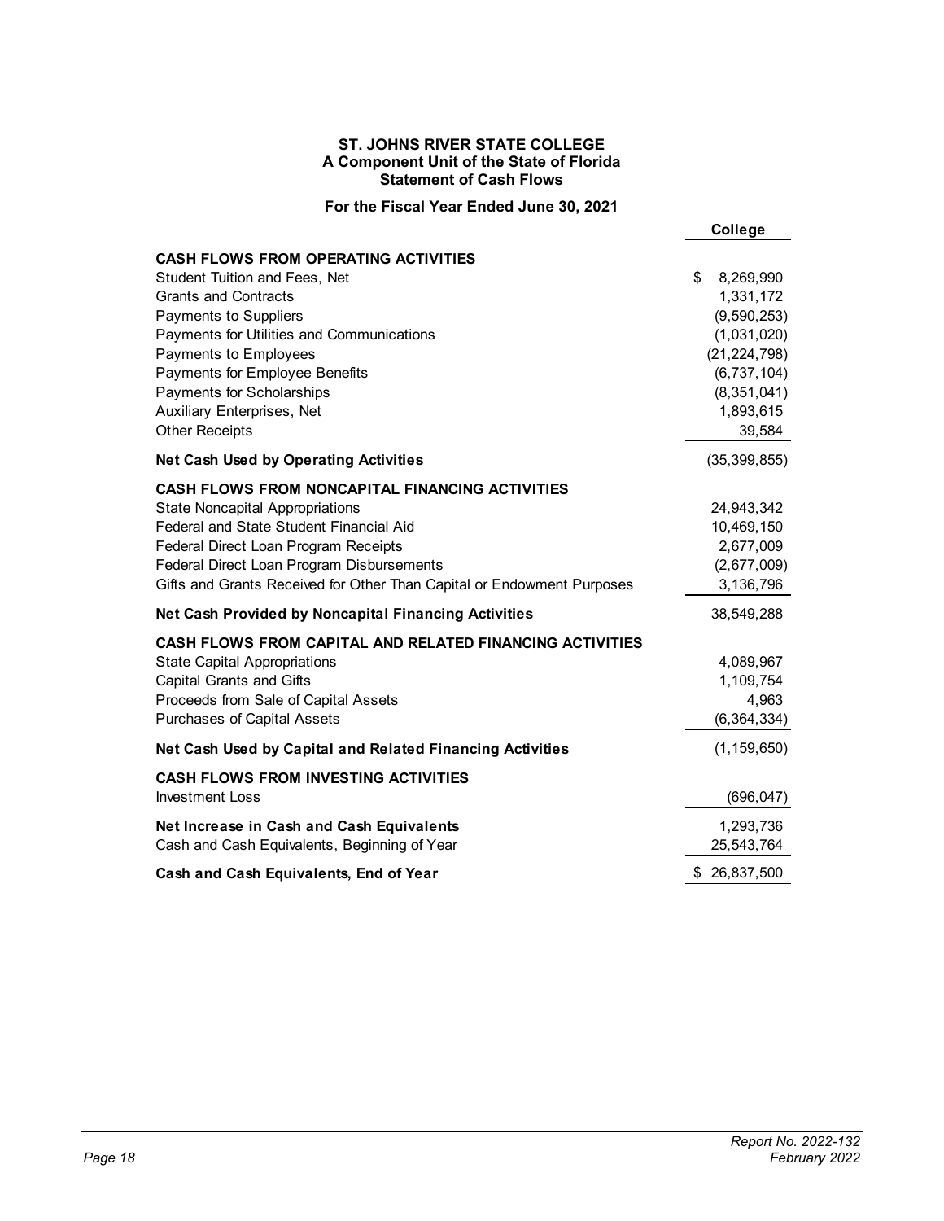# ST. JOHNS RIVER STATE COLLEGE
## A Component Unit of the State of Florida
## Statement of Cash Flows

### For the Fiscal Year Ended June 30, 2021

| | College |
|---|---|
| **CASH FLOWS FROM OPERATING ACTIVITIES** | |
| Student Tuition and Fees, Net | $ 8,269,990 |
| Grants and Contracts | 1,331,172 |
| Payments to Suppliers | (9,590,253) |
| Payments for Utilities and Communications | (1,031,020) |
| Payments to Employees | (21,224,798) |
| Payments for Employee Benefits | (6,737,104) |
| Payments for Scholarships | (8,351,041) |
| Auxiliary Enterprises, Net | 1,893,615 |
| Other Receipts | 39,584 |
| **Net Cash Used by Operating Activities** | (35,399,855) |
| **CASH FLOWS FROM NONCAPITAL FINANCING ACTIVITIES** | |
| State Noncapital Appropriations | 24,943,342 |
| Federal and State Student Financial Aid | 10,469,150 |
| Federal Direct Loan Program Receipts | 2,677,009 |
| Federal Direct Loan Program Disbursements | (2,677,009) |
| Gifts and Grants Received for Other Than Capital or Endowment Purposes | 3,136,796 |
| **Net Cash Provided by Noncapital Financing Activities** | 38,549,288 |
| **CASH FLOWS FROM CAPITAL AND RELATED FINANCING ACTIVITIES** | |
| State Capital Appropriations | 4,089,967 |
| Capital Grants and Gifts | 1,109,754 |
| Proceeds from Sale of Capital Assets | 4,963 |
| Purchases of Capital Assets | (6,364,334) |
| **Net Cash Used by Capital and Related Financing Activities** | (1,159,650) |
| **CASH FLOWS FROM INVESTING ACTIVITIES** | |
| Investment Loss | (696,047) |
| **Net Increase in Cash and Cash Equivalents** | 1,293,736 |
| Cash and Cash Equivalents, Beginning of Year | 25,543,764 |
| **Cash and Cash Equivalents, End of Year** | $ 26,837,500 |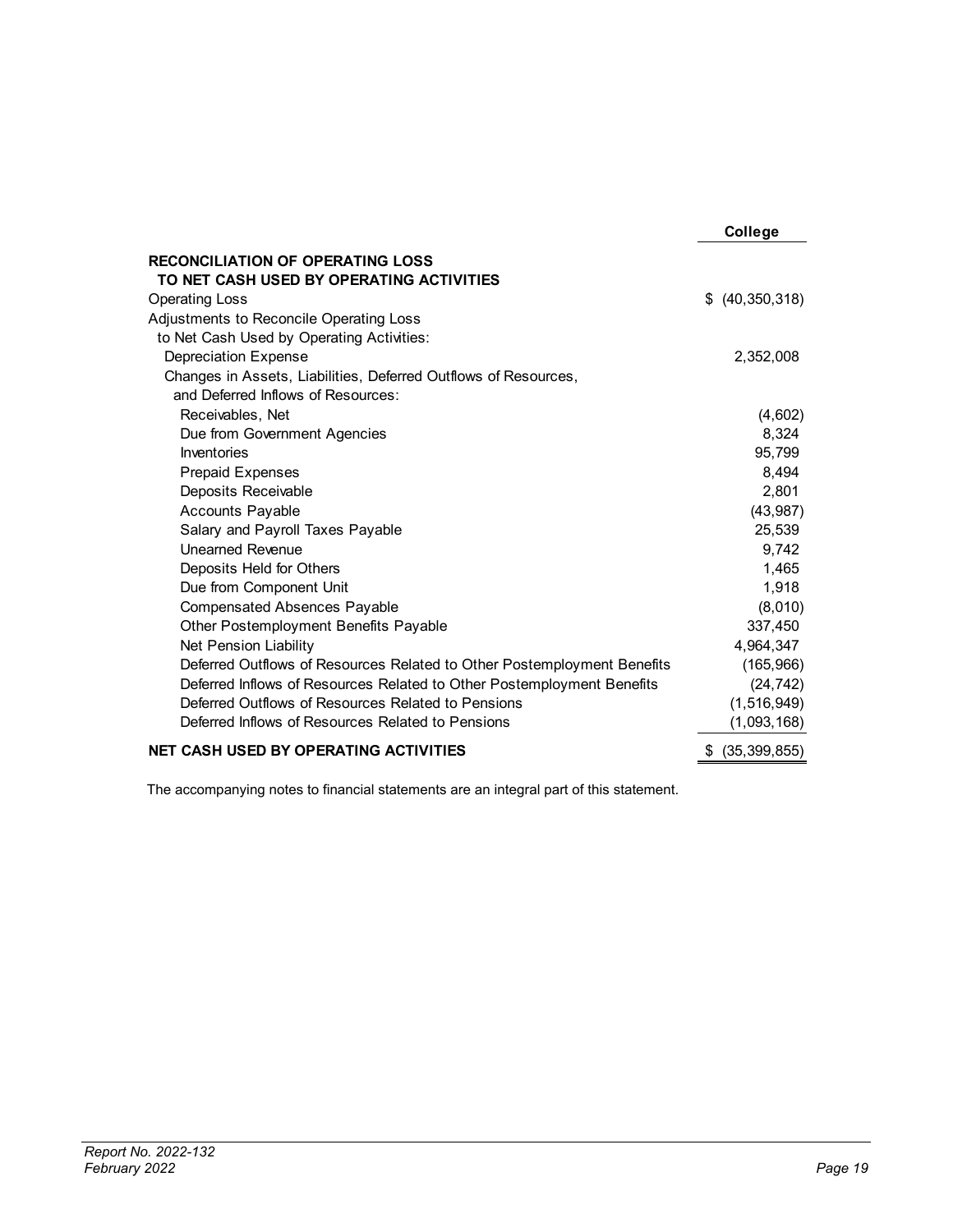| | College |
|---|---|
| **RECONCILIATION OF OPERATING LOSS TO NET CASH USED BY OPERATING ACTIVITIES** | |
| Operating Loss | $ (40,350,318) |
| Adjustments to Reconcile Operating Loss to Net Cash Used by Operating Activities: | |
| Depreciation Expense | 2,352,008 |
| Changes in Assets, Liabilities, Deferred Outflows of Resources, and Deferred Inflows of Resources: | |
| Receivables, Net | (4,602) |
| Due from Government Agencies | 8,324 |
| Inventories | 95,799 |
| Prepaid Expenses | 8,494 |
| Deposits Receivable | 2,801 |
| Accounts Payable | (43,987) |
| Salary and Payroll Taxes Payable | 25,539 |
| Unearned Revenue | 9,742 |
| Deposits Held for Others | 1,465 |
| Due from Component Unit | 1,918 |
| Compensated Absences Payable | (8,010) |
| Other Postemployment Benefits Payable | 337,450 |
| Net Pension Liability | 4,964,347 |
| Deferred Outflows of Resources Related to Other Postemployment Benefits | (165,966) |
| Deferred Inflows of Resources Related to Other Postemployment Benefits | (24,742) |
| Deferred Outflows of Resources Related to Pensions | (1,516,949) |
| Deferred Inflows of Resources Related to Pensions | (1,093,168) |
| **NET CASH USED BY OPERATING ACTIVITIES** | $ (35,399,855) |

The accompanying notes to financial statements are an integral part of this statement.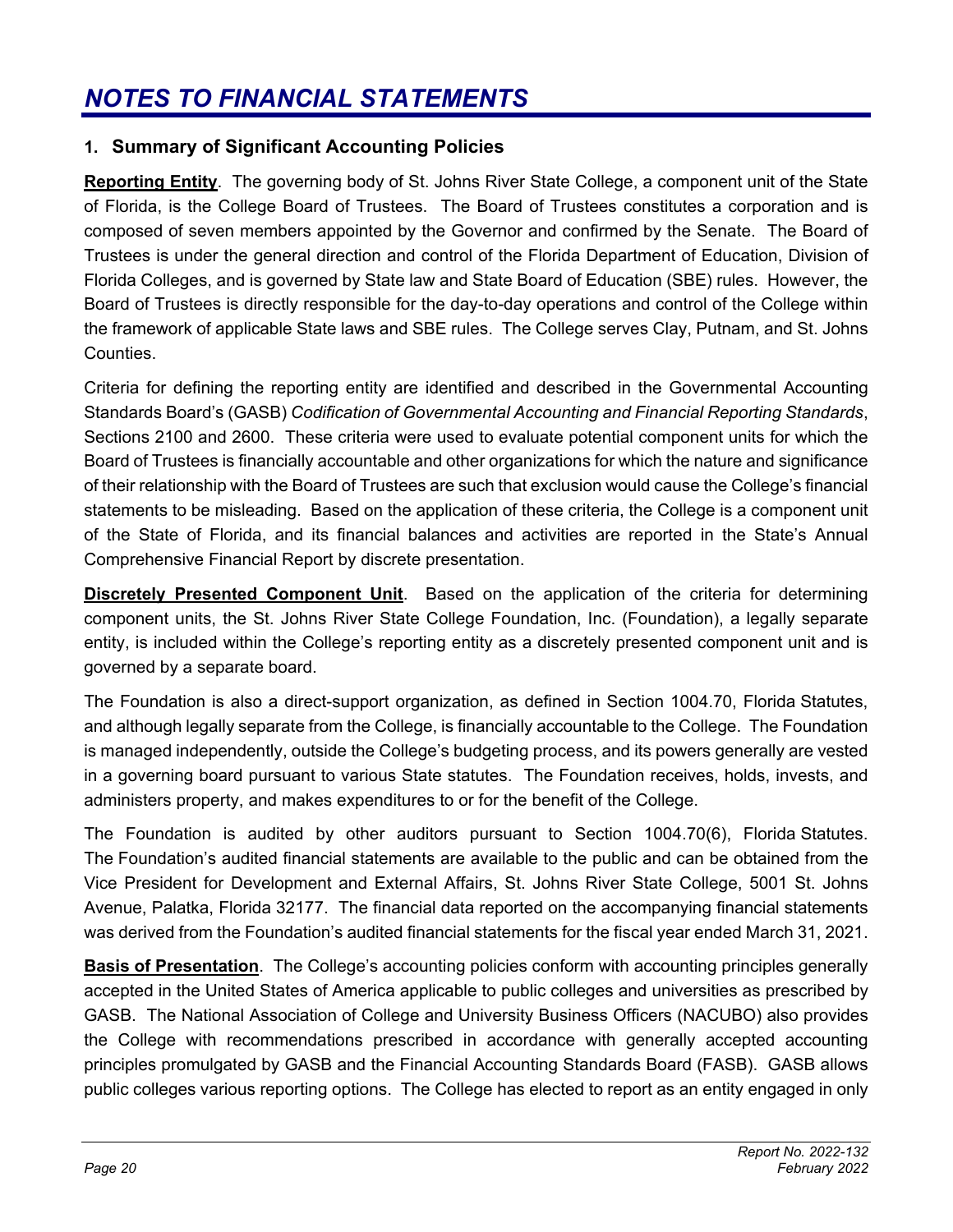# *NOTES TO FINANCIAL STATEMENTS*

## 1. Summary of Significant Accounting Policies

**Reporting Entity**. The governing body of St. Johns River State College, a component unit of the State of Florida, is the College Board of Trustees. The Board of Trustees constitutes a corporation and is composed of seven members appointed by the Governor and confirmed by the Senate. The Board of Trustees is under the general direction and control of the Florida Department of Education, Division of Florida Colleges, and is governed by State law and State Board of Education (SBE) rules. However, the Board of Trustees is directly responsible for the day-to-day operations and control of the College within the framework of applicable State laws and SBE rules. The College serves Clay, Putnam, and St. Johns Counties.

Criteria for defining the reporting entity are identified and described in the Governmental Accounting Standards Board's (GASB) *Codification of Governmental Accounting and Financial Reporting Standards*, Sections 2100 and 2600. These criteria were used to evaluate potential component units for which the Board of Trustees is financially accountable and other organizations for which the nature and significance of their relationship with the Board of Trustees are such that exclusion would cause the College's financial statements to be misleading. Based on the application of these criteria, the College is a component unit of the State of Florida, and its financial balances and activities are reported in the State's Annual Comprehensive Financial Report by discrete presentation.

**Discretely Presented Component Unit**. Based on the application of the criteria for determining component units, the St. Johns River State College Foundation, Inc. (Foundation), a legally separate entity, is included within the College's reporting entity as a discretely presented component unit and is governed by a separate board.

The Foundation is also a direct-support organization, as defined in Section 1004.70, Florida Statutes, and although legally separate from the College, is financially accountable to the College. The Foundation is managed independently, outside the College's budgeting process, and its powers generally are vested in a governing board pursuant to various State statutes. The Foundation receives, holds, invests, and administers property, and makes expenditures to or for the benefit of the College.

The Foundation is audited by other auditors pursuant to Section 1004.70(6), Florida Statutes. The Foundation's audited financial statements are available to the public and can be obtained from the Vice President for Development and External Affairs, St. Johns River State College, 5001 St. Johns Avenue, Palatka, Florida 32177. The financial data reported on the accompanying financial statements was derived from the Foundation's audited financial statements for the fiscal year ended March 31, 2021.

**Basis of Presentation**. The College's accounting policies conform with accounting principles generally accepted in the United States of America applicable to public colleges and universities as prescribed by GASB. The National Association of College and University Business Officers (NACUBO) also provides the College with recommendations prescribed in accordance with generally accepted accounting principles promulgated by GASB and the Financial Accounting Standards Board (FASB). GASB allows public colleges various reporting options. The College has elected to report as an entity engaged in only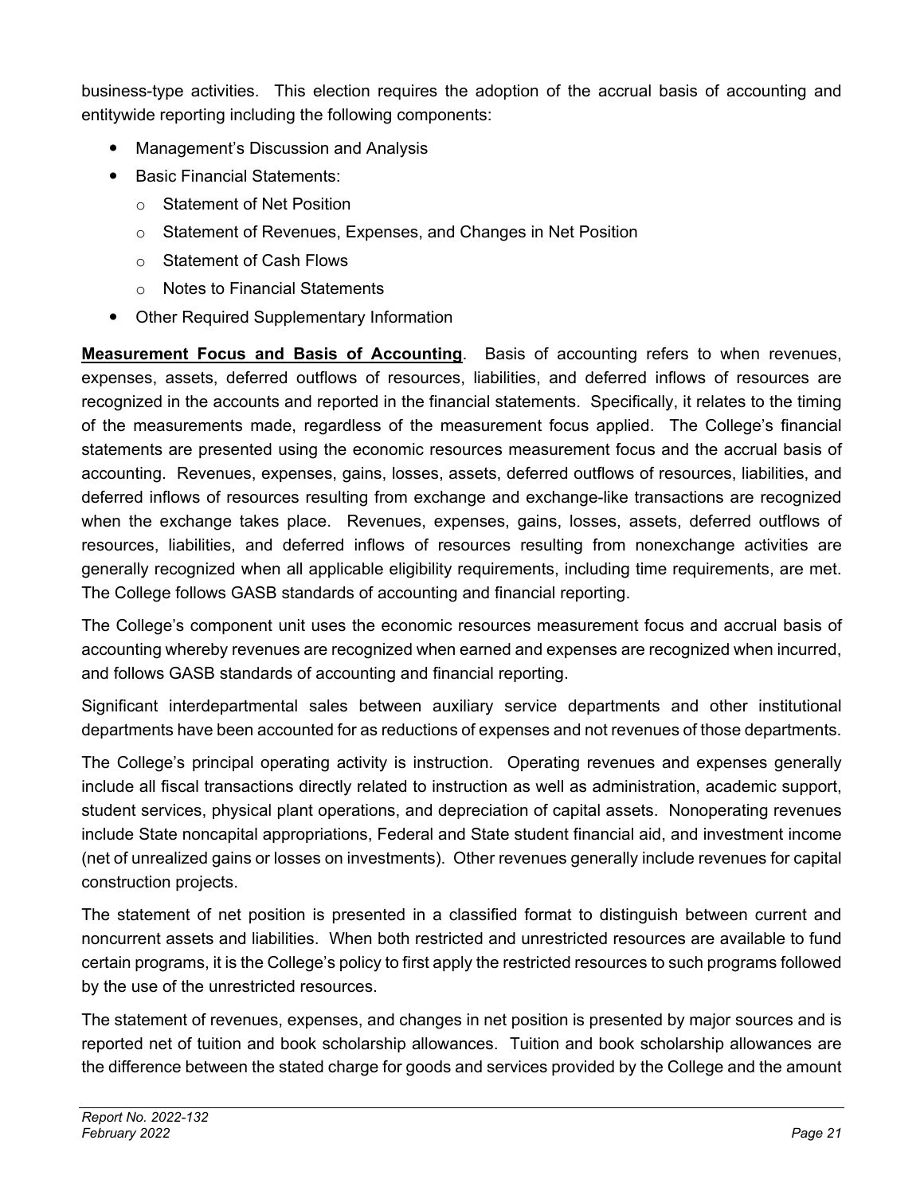business-type activities. This election requires the adoption of the accrual basis of accounting and entitywide reporting including the following components:

- Management's Discussion and Analysis
- Basic Financial Statements:
  - Statement of Net Position
  - Statement of Revenues, Expenses, and Changes in Net Position
  - Statement of Cash Flows
  - Notes to Financial Statements
- Other Required Supplementary Information

**Measurement Focus and Basis of Accounting**. Basis of accounting refers to when revenues, expenses, assets, deferred outflows of resources, liabilities, and deferred inflows of resources are recognized in the accounts and reported in the financial statements. Specifically, it relates to the timing of the measurements made, regardless of the measurement focus applied. The College's financial statements are presented using the economic resources measurement focus and the accrual basis of accounting. Revenues, expenses, gains, losses, assets, deferred outflows of resources, liabilities, and deferred inflows of resources resulting from exchange and exchange-like transactions are recognized when the exchange takes place. Revenues, expenses, gains, losses, assets, deferred outflows of resources, liabilities, and deferred inflows of resources resulting from nonexchange activities are generally recognized when all applicable eligibility requirements, including time requirements, are met. The College follows GASB standards of accounting and financial reporting.

The College's component unit uses the economic resources measurement focus and accrual basis of accounting whereby revenues are recognized when earned and expenses are recognized when incurred, and follows GASB standards of accounting and financial reporting.

Significant interdepartmental sales between auxiliary service departments and other institutional departments have been accounted for as reductions of expenses and not revenues of those departments.

The College's principal operating activity is instruction. Operating revenues and expenses generally include all fiscal transactions directly related to instruction as well as administration, academic support, student services, physical plant operations, and depreciation of capital assets. Nonoperating revenues include State noncapital appropriations, Federal and State student financial aid, and investment income (net of unrealized gains or losses on investments). Other revenues generally include revenues for capital construction projects.

The statement of net position is presented in a classified format to distinguish between current and noncurrent assets and liabilities. When both restricted and unrestricted resources are available to fund certain programs, it is the College's policy to first apply the restricted resources to such programs followed by the use of the unrestricted resources.

The statement of revenues, expenses, and changes in net position is presented by major sources and is reported net of tuition and book scholarship allowances. Tuition and book scholarship allowances are the difference between the stated charge for goods and services provided by the College and the amount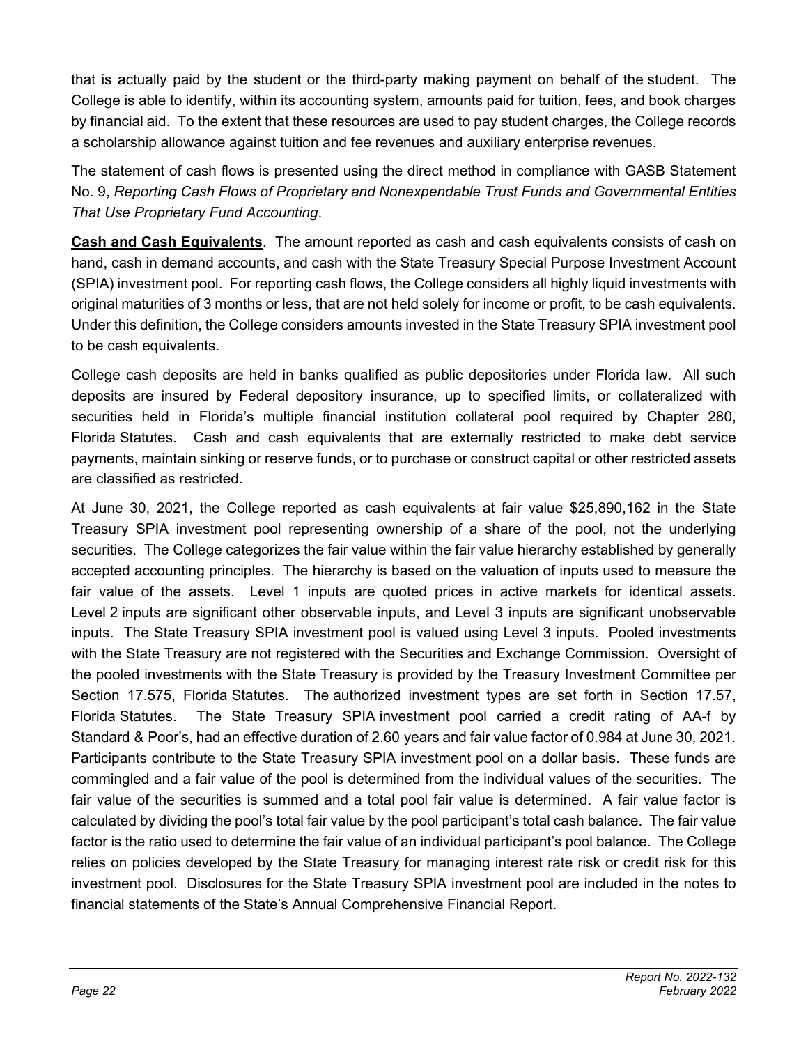that is actually paid by the student or the third-party making payment on behalf of the student. The College is able to identify, within its accounting system, amounts paid for tuition, fees, and book charges by financial aid. To the extent that these resources are used to pay student charges, the College records a scholarship allowance against tuition and fee revenues and auxiliary enterprise revenues.

The statement of cash flows is presented using the direct method in compliance with GASB Statement No. 9, *Reporting Cash Flows of Proprietary and Nonexpendable Trust Funds and Governmental Entities That Use Proprietary Fund Accounting*.

**Cash and Cash Equivalents**. The amount reported as cash and cash equivalents consists of cash on hand, cash in demand accounts, and cash with the State Treasury Special Purpose Investment Account (SPIA) investment pool. For reporting cash flows, the College considers all highly liquid investments with original maturities of 3 months or less, that are not held solely for income or profit, to be cash equivalents. Under this definition, the College considers amounts invested in the State Treasury SPIA investment pool to be cash equivalents.

College cash deposits are held in banks qualified as public depositories under Florida law. All such deposits are insured by Federal depository insurance, up to specified limits, or collateralized with securities held in Florida's multiple financial institution collateral pool required by Chapter 280, Florida Statutes. Cash and cash equivalents that are externally restricted to make debt service payments, maintain sinking or reserve funds, or to purchase or construct capital or other restricted assets are classified as restricted.

At June 30, 2021, the College reported as cash equivalents at fair value $25,890,162 in the State Treasury SPIA investment pool representing ownership of a share of the pool, not the underlying securities. The College categorizes the fair value within the fair value hierarchy established by generally accepted accounting principles. The hierarchy is based on the valuation of inputs used to measure the fair value of the assets. Level 1 inputs are quoted prices in active markets for identical assets. Level 2 inputs are significant other observable inputs, and Level 3 inputs are significant unobservable inputs. The State Treasury SPIA investment pool is valued using Level 3 inputs. Pooled investments with the State Treasury are not registered with the Securities and Exchange Commission. Oversight of the pooled investments with the State Treasury is provided by the Treasury Investment Committee per Section 17.575, Florida Statutes. The authorized investment types are set forth in Section 17.57, Florida Statutes. The State Treasury SPIA investment pool carried a credit rating of AA-f by Standard & Poor's, had an effective duration of 2.60 years and fair value factor of 0.984 at June 30, 2021. Participants contribute to the State Treasury SPIA investment pool on a dollar basis. These funds are commingled and a fair value of the pool is determined from the individual values of the securities. The fair value of the securities is summed and a total pool fair value is determined. A fair value factor is calculated by dividing the pool's total fair value by the pool participant's total cash balance. The fair value factor is the ratio used to determine the fair value of an individual participant's pool balance. The College relies on policies developed by the State Treasury for managing interest rate risk or credit risk for this investment pool. Disclosures for the State Treasury SPIA investment pool are included in the notes to financial statements of the State's Annual Comprehensive Financial Report.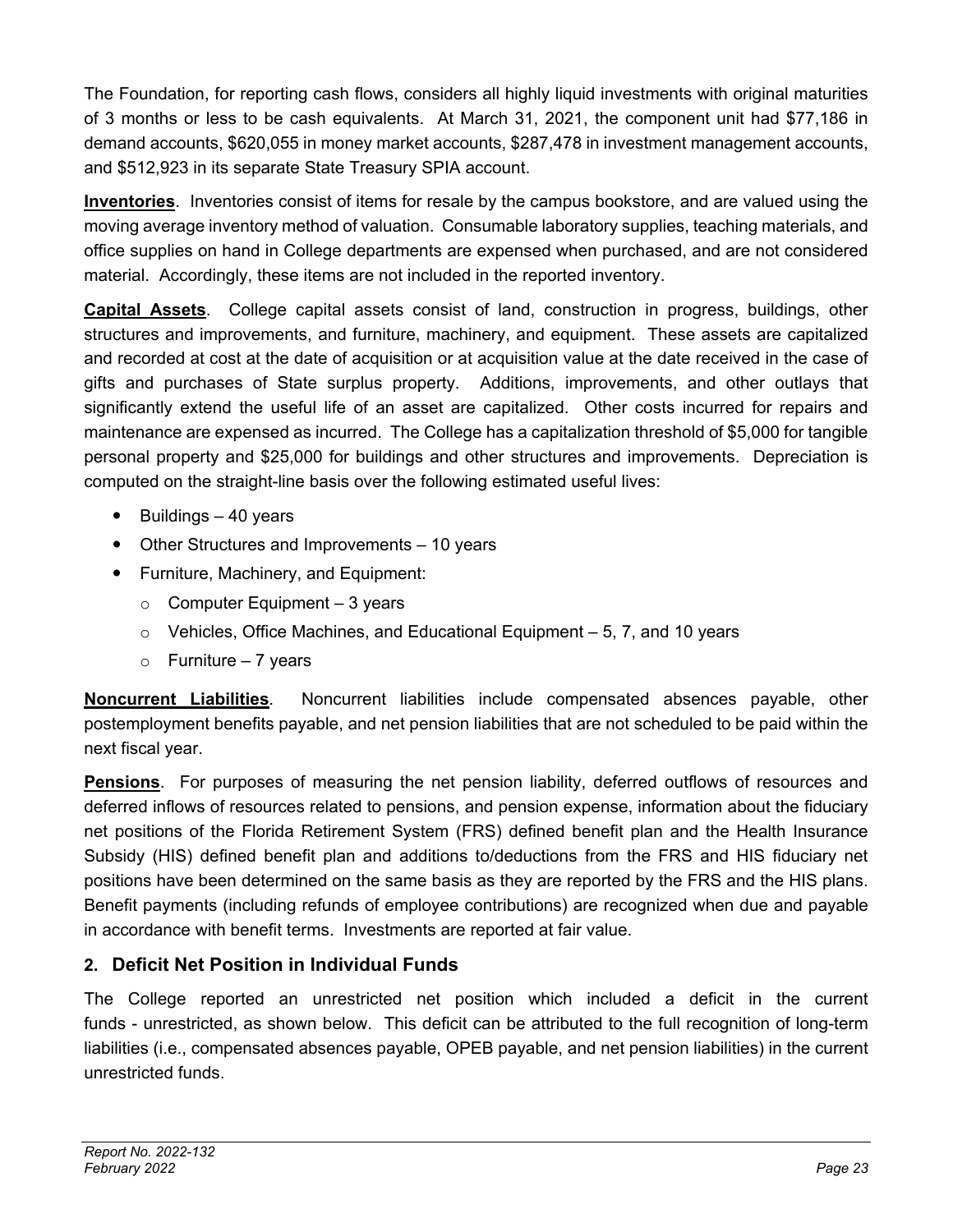The Foundation, for reporting cash flows, considers all highly liquid investments with original maturities of 3 months or less to be cash equivalents. At March 31, 2021, the component unit had $77,186 in demand accounts, $620,055 in money market accounts, $287,478 in investment management accounts, and $512,923 in its separate State Treasury SPIA account.

**Inventories**. Inventories consist of items for resale by the campus bookstore, and are valued using the moving average inventory method of valuation. Consumable laboratory supplies, teaching materials, and office supplies on hand in College departments are expensed when purchased, and are not considered material. Accordingly, these items are not included in the reported inventory.

**Capital Assets**. College capital assets consist of land, construction in progress, buildings, other structures and improvements, and furniture, machinery, and equipment. These assets are capitalized and recorded at cost at the date of acquisition or at acquisition value at the date received in the case of gifts and purchases of State surplus property. Additions, improvements, and other outlays that significantly extend the useful life of an asset are capitalized. Other costs incurred for repairs and maintenance are expensed as incurred. The College has a capitalization threshold of $5,000 for tangible personal property and $25,000 for buildings and other structures and improvements. Depreciation is computed on the straight-line basis over the following estimated useful lives:

- Buildings – 40 years
- Other Structures and Improvements – 10 years
- Furniture, Machinery, and Equipment:
  - Computer Equipment – 3 years
  - Vehicles, Office Machines, and Educational Equipment – 5, 7, and 10 years
  - Furniture – 7 years

**Noncurrent Liabilities**. Noncurrent liabilities include compensated absences payable, other postemployment benefits payable, and net pension liabilities that are not scheduled to be paid within the next fiscal year.

**Pensions**. For purposes of measuring the net pension liability, deferred outflows of resources and deferred inflows of resources related to pensions, and pension expense, information about the fiduciary net positions of the Florida Retirement System (FRS) defined benefit plan and the Health Insurance Subsidy (HIS) defined benefit plan and additions to/deductions from the FRS and HIS fiduciary net positions have been determined on the same basis as they are reported by the FRS and the HIS plans. Benefit payments (including refunds of employee contributions) are recognized when due and payable in accordance with benefit terms. Investments are reported at fair value.

## 2. Deficit Net Position in Individual Funds

The College reported an unrestricted net position which included a deficit in the current funds - unrestricted, as shown below. This deficit can be attributed to the full recognition of long-term liabilities (i.e., compensated absences payable, OPEB payable, and net pension liabilities) in the current unrestricted funds.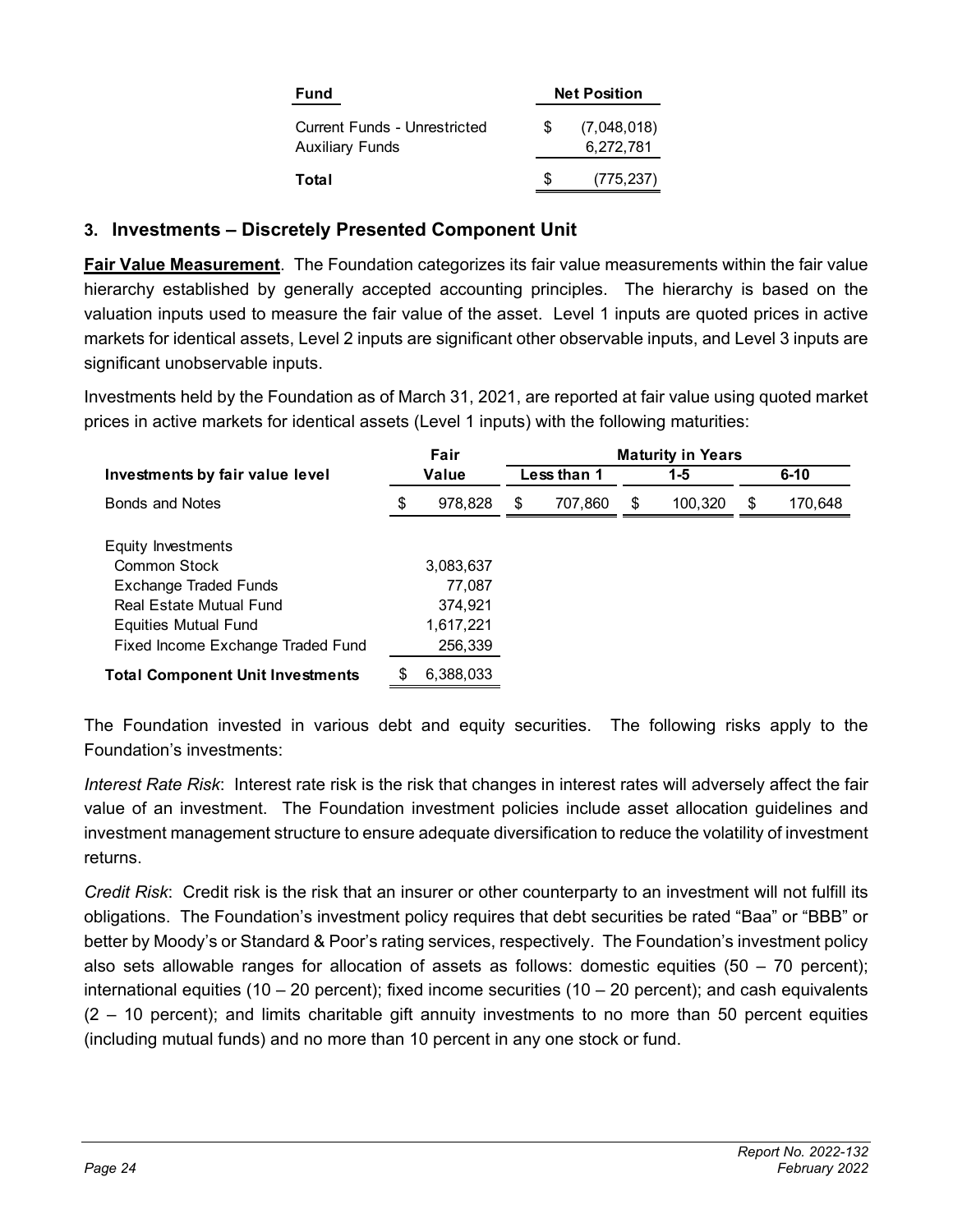| Fund | Net Position |
|---|---|
| Current Funds - Unrestricted | $ (7,048,018) |
| Auxiliary Funds | 6,272,781 |
| **Total** | $ (775,237) |

## 3. Investments – Discretely Presented Component Unit

**Fair Value Measurement**. The Foundation categorizes its fair value measurements within the fair value hierarchy established by generally accepted accounting principles. The hierarchy is based on the valuation inputs used to measure the fair value of the asset. Level 1 inputs are quoted prices in active markets for identical assets, Level 2 inputs are significant other observable inputs, and Level 3 inputs are significant unobservable inputs.

Investments held by the Foundation as of March 31, 2021, are reported at fair value using quoted market prices in active markets for identical assets (Level 1 inputs) with the following maturities:

| Investments by fair value level | Fair Value | Maturity in Years | | |
|---|---|---|---|---|
| | | Less than 1 | 1-5 | 6-10 |
| Bonds and Notes | $ 978,828 | $ 707,860 | $ 100,320 | $ 170,648 |
| Equity Investments | | | | |
| Common Stock | 3,083,637 | | | |
| Exchange Traded Funds | 77,087 | | | |
| Real Estate Mutual Fund | 374,921 | | | |
| Equities Mutual Fund | 1,617,221 | | | |
| Fixed Income Exchange Traded Fund | 256,339 | | | |
| **Total Component Unit Investments** | $ 6,388,033 | | | |

The Foundation invested in various debt and equity securities. The following risks apply to the Foundation's investments:

*Interest Rate Risk*: Interest rate risk is the risk that changes in interest rates will adversely affect the fair value of an investment. The Foundation investment policies include asset allocation guidelines and investment management structure to ensure adequate diversification to reduce the volatility of investment returns.

*Credit Risk*: Credit risk is the risk that an insurer or other counterparty to an investment will not fulfill its obligations. The Foundation's investment policy requires that debt securities be rated "Baa" or "BBB" or better by Moody's or Standard & Poor's rating services, respectively. The Foundation's investment policy also sets allowable ranges for allocation of assets as follows: domestic equities (50 – 70 percent); international equities (10 – 20 percent); fixed income securities (10 – 20 percent); and cash equivalents (2 – 10 percent); and limits charitable gift annuity investments to no more than 50 percent equities (including mutual funds) and no more than 10 percent in any one stock or fund.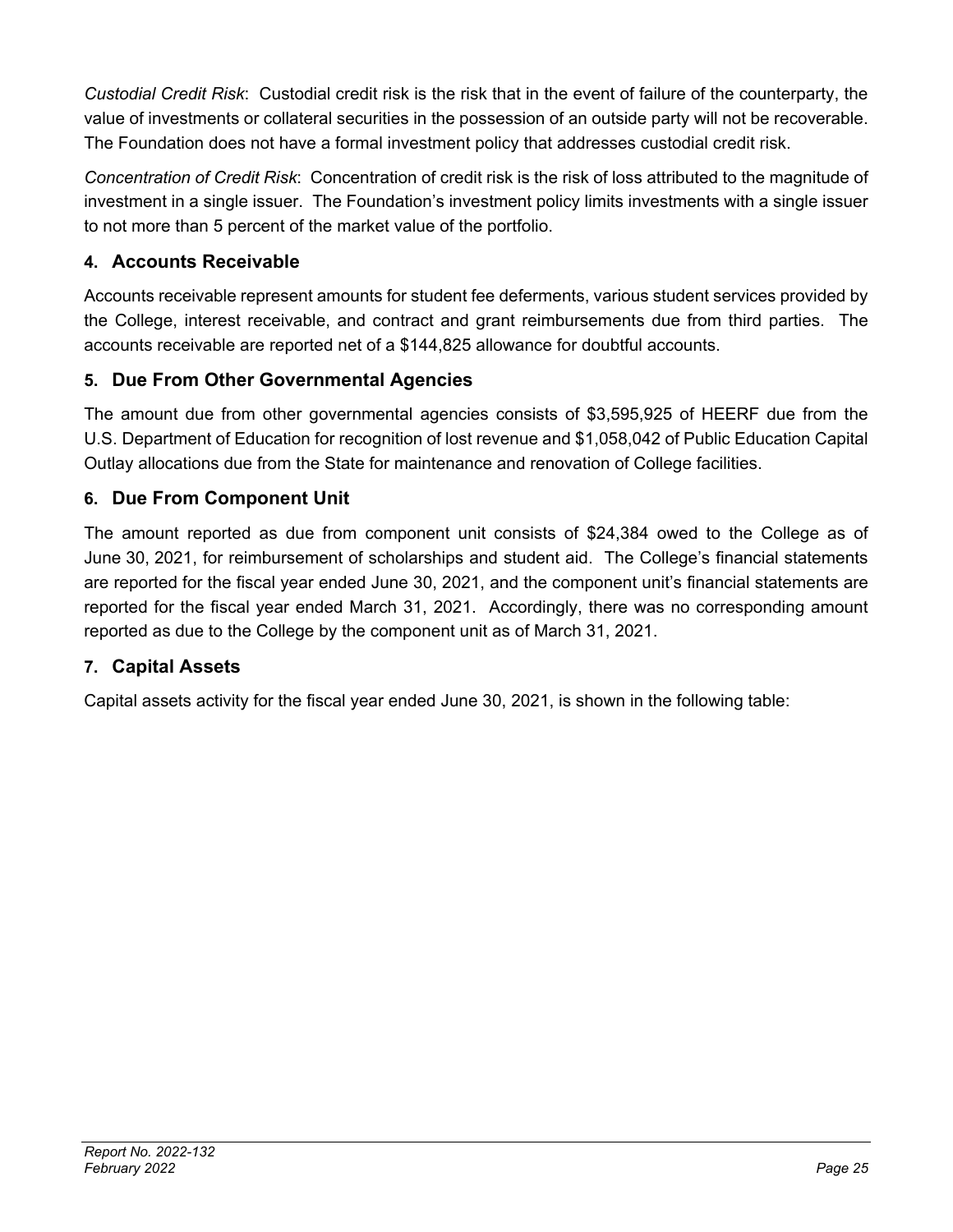*Custodial Credit Risk*: Custodial credit risk is the risk that in the event of failure of the counterparty, the value of investments or collateral securities in the possession of an outside party will not be recoverable. The Foundation does not have a formal investment policy that addresses custodial credit risk.

*Concentration of Credit Risk*: Concentration of credit risk is the risk of loss attributed to the magnitude of investment in a single issuer. The Foundation's investment policy limits investments with a single issuer to not more than 5 percent of the market value of the portfolio.

## 4. Accounts Receivable

Accounts receivable represent amounts for student fee deferments, various student services provided by the College, interest receivable, and contract and grant reimbursements due from third parties. The accounts receivable are reported net of a $144,825 allowance for doubtful accounts.

## 5. Due From Other Governmental Agencies

The amount due from other governmental agencies consists of $3,595,925 of HEERF due from the U.S. Department of Education for recognition of lost revenue and $1,058,042 of Public Education Capital Outlay allocations due from the State for maintenance and renovation of College facilities.

## 6. Due From Component Unit

The amount reported as due from component unit consists of $24,384 owed to the College as of June 30, 2021, for reimbursement of scholarships and student aid. The College's financial statements are reported for the fiscal year ended June 30, 2021, and the component unit's financial statements are reported for the fiscal year ended March 31, 2021. Accordingly, there was no corresponding amount reported as due to the College by the component unit as of March 31, 2021.

## 7. Capital Assets

Capital assets activity for the fiscal year ended June 30, 2021, is shown in the following table: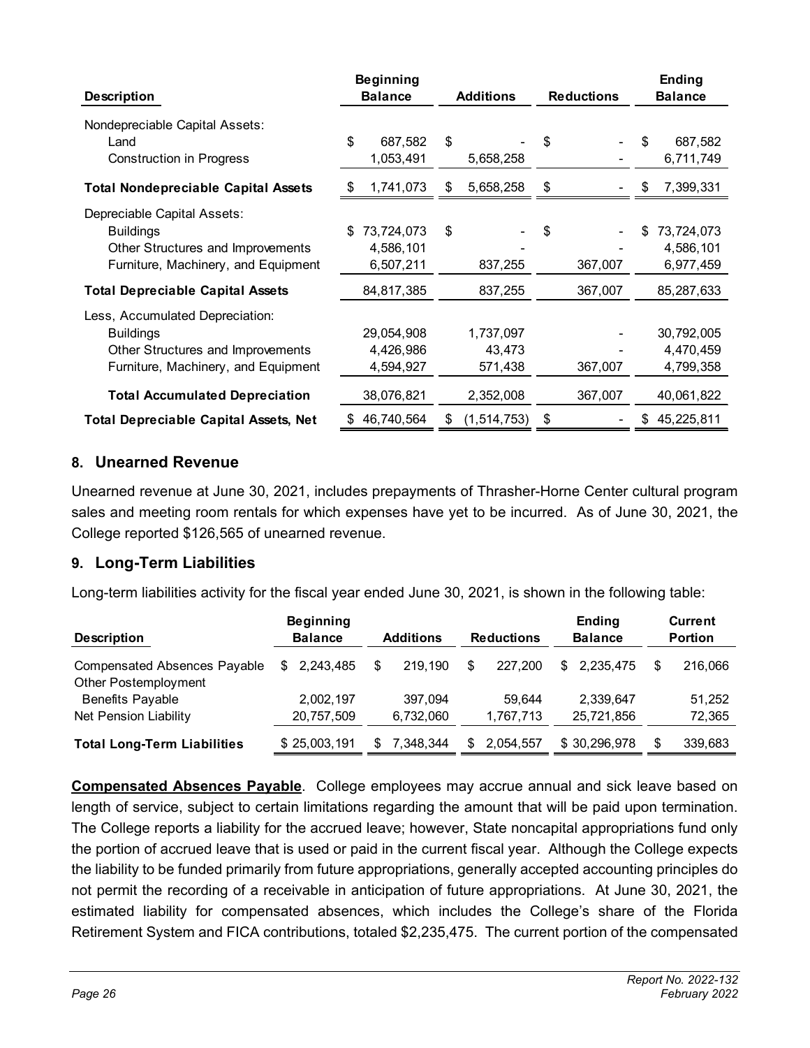| Description | Beginning Balance | Additions | Reductions | Ending Balance |
|---|---|---|---|---|
| Nondepreciable Capital Assets: | | | | |
| Land | $ 687,582 | $ - | $ - | $ 687,582 |
| Construction in Progress | 1,053,491 | 5,658,258 | - | 6,711,749 |
| **Total Nondepreciable Capital Assets** | $ 1,741,073 | $ 5,658,258 | $ - | $ 7,399,331 |
| Depreciable Capital Assets: | | | | |
| Buildings | $ 73,724,073 | $ - | $ - | $ 73,724,073 |
| Other Structures and Improvements | 4,586,101 | - | - | 4,586,101 |
| Furniture, Machinery, and Equipment | 6,507,211 | 837,255 | 367,007 | 6,977,459 |
| **Total Depreciable Capital Assets** | 84,817,385 | 837,255 | 367,007 | 85,287,633 |
| Less, Accumulated Depreciation: | | | | |
| Buildings | 29,054,908 | 1,737,097 | - | 30,792,005 |
| Other Structures and Improvements | 4,426,986 | 43,473 | - | 4,470,459 |
| Furniture, Machinery, and Equipment | 4,594,927 | 571,438 | 367,007 | 4,799,358 |
| **Total Accumulated Depreciation** | 38,076,821 | 2,352,008 | 367,007 | 40,061,822 |
| **Total Depreciable Capital Assets, Net** | $ 46,740,564 | $ (1,514,753) | $ - | $ 45,225,811 |

## 8. Unearned Revenue

Unearned revenue at June 30, 2021, includes prepayments of Thrasher-Horne Center cultural program sales and meeting room rentals for which expenses have yet to be incurred. As of June 30, 2021, the College reported $126,565 of unearned revenue.

## 9. Long-Term Liabilities

Long-term liabilities activity for the fiscal year ended June 30, 2021, is shown in the following table:

| Description | Beginning Balance | Additions | Reductions | Ending Balance | Current Portion |
|---|---|---|---|---|---|
| Compensated Absences Payable | $ 2,243,485 | $ 219,190 | $ 227,200 | $ 2,235,475 | $ 216,066 |
| Other Postemployment Benefits Payable | 2,002,197 | 397,094 | 59,644 | 2,339,647 | 51,252 |
| Net Pension Liability | 20,757,509 | 6,732,060 | 1,767,713 | 25,721,856 | 72,365 |
| **Total Long-Term Liabilities** | $ 25,003,191 | $ 7,348,344 | $ 2,054,557 | $ 30,296,978 | $ 339,683 |

**Compensated Absences Payable**. College employees may accrue annual and sick leave based on length of service, subject to certain limitations regarding the amount that will be paid upon termination. The College reports a liability for the accrued leave; however, State noncapital appropriations fund only the portion of accrued leave that is used or paid in the current fiscal year. Although the College expects the liability to be funded primarily from future appropriations, generally accepted accounting principles do not permit the recording of a receivable in anticipation of future appropriations. At June 30, 2021, the estimated liability for compensated absences, which includes the College's share of the Florida Retirement System and FICA contributions, totaled $2,235,475. The current portion of the compensated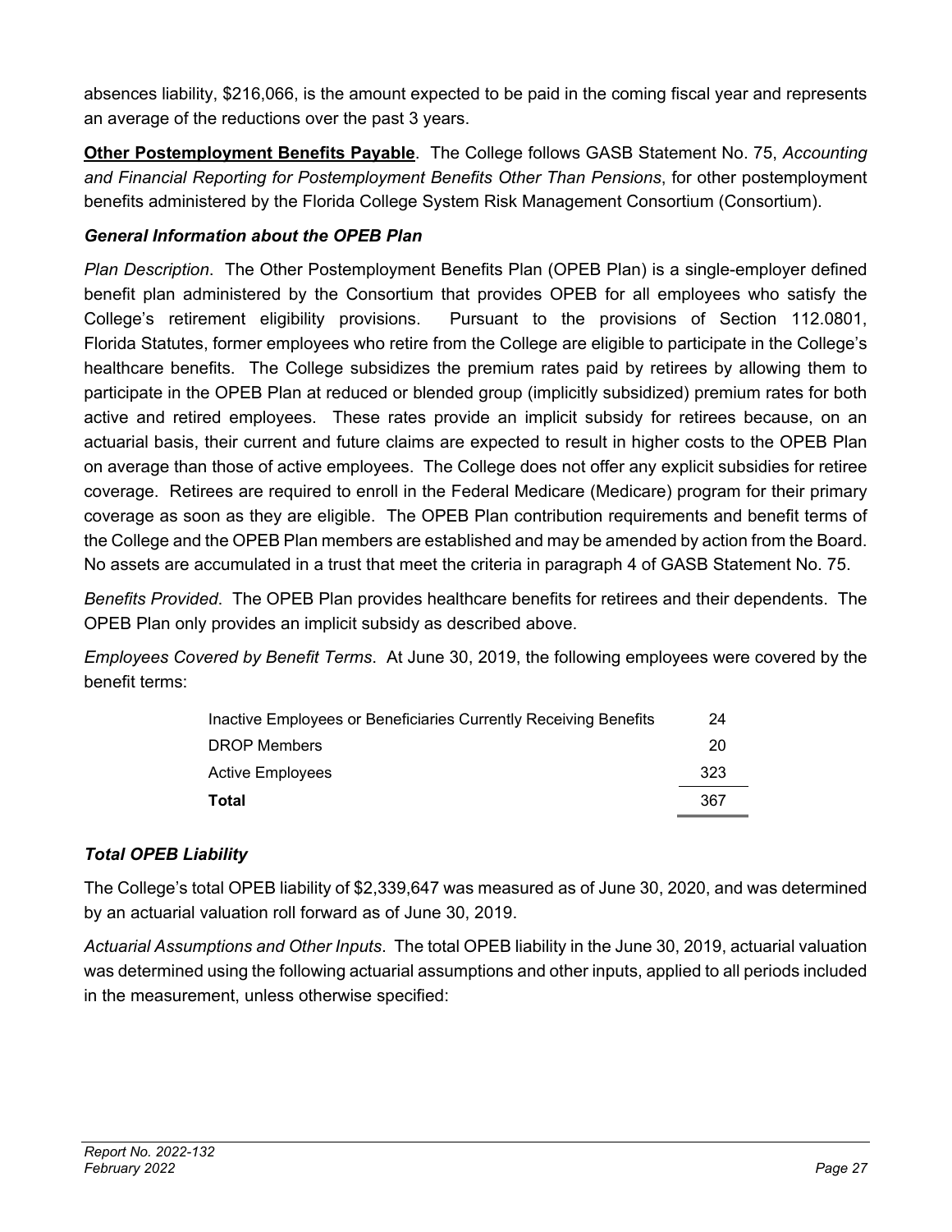absences liability, $216,066, is the amount expected to be paid in the coming fiscal year and represents an average of the reductions over the past 3 years.

**Other Postemployment Benefits Payable**. The College follows GASB Statement No. 75, *Accounting and Financial Reporting for Postemployment Benefits Other Than Pensions*, for other postemployment benefits administered by the Florida College System Risk Management Consortium (Consortium).

***General Information about the OPEB Plan***

*Plan Description*. The Other Postemployment Benefits Plan (OPEB Plan) is a single-employer defined benefit plan administered by the Consortium that provides OPEB for all employees who satisfy the College's retirement eligibility provisions. Pursuant to the provisions of Section 112.0801, Florida Statutes, former employees who retire from the College are eligible to participate in the College's healthcare benefits. The College subsidizes the premium rates paid by retirees by allowing them to participate in the OPEB Plan at reduced or blended group (implicitly subsidized) premium rates for both active and retired employees. These rates provide an implicit subsidy for retirees because, on an actuarial basis, their current and future claims are expected to result in higher costs to the OPEB Plan on average than those of active employees. The College does not offer any explicit subsidies for retiree coverage. Retirees are required to enroll in the Federal Medicare (Medicare) program for their primary coverage as soon as they are eligible. The OPEB Plan contribution requirements and benefit terms of the College and the OPEB Plan members are established and may be amended by action from the Board. No assets are accumulated in a trust that meet the criteria in paragraph 4 of GASB Statement No. 75.

*Benefits Provided*. The OPEB Plan provides healthcare benefits for retirees and their dependents. The OPEB Plan only provides an implicit subsidy as described above.

*Employees Covered by Benefit Terms*. At June 30, 2019, the following employees were covered by the benefit terms:

| | |
|---|---|
| Inactive Employees or Beneficiaries Currently Receiving Benefits | 24 |
| DROP Members | 20 |
| Active Employees | 323 |
| **Total** | 367 |

***Total OPEB Liability***

The College's total OPEB liability of $2,339,647 was measured as of June 30, 2020, and was determined by an actuarial valuation roll forward as of June 30, 2019.

*Actuarial Assumptions and Other Inputs*. The total OPEB liability in the June 30, 2019, actuarial valuation was determined using the following actuarial assumptions and other inputs, applied to all periods included in the measurement, unless otherwise specified: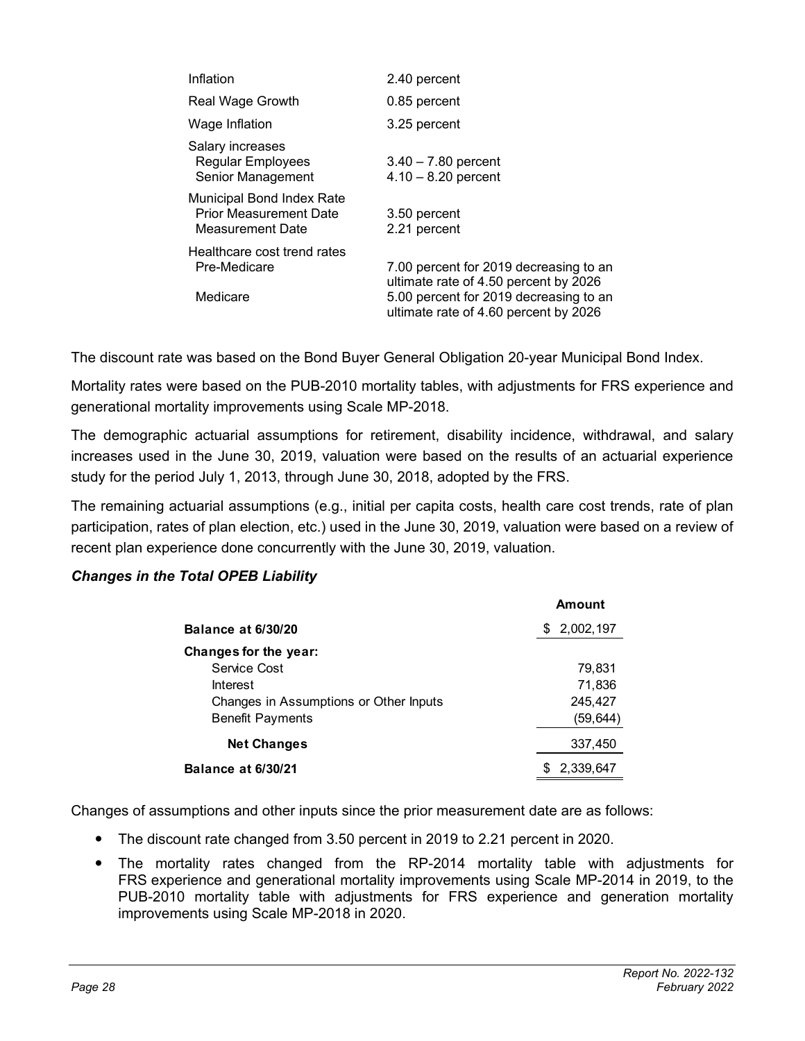| | |
|---|---|
| Inflation | 2.40 percent |
| Real Wage Growth | 0.85 percent |
| Wage Inflation | 3.25 percent |
| Salary increases | |
| Regular Employees | 3.40 – 7.80 percent |
| Senior Management | 4.10 – 8.20 percent |
| Municipal Bond Index Rate | |
| Prior Measurement Date | 3.50 percent |
| Measurement Date | 2.21 percent |
| Healthcare cost trend rates | |
| Pre-Medicare | 7.00 percent for 2019 decreasing to an ultimate rate of 4.50 percent by 2026 |
| Medicare | 5.00 percent for 2019 decreasing to an ultimate rate of 4.60 percent by 2026 |

The discount rate was based on the Bond Buyer General Obligation 20-year Municipal Bond Index.

Mortality rates were based on the PUB-2010 mortality tables, with adjustments for FRS experience and generational mortality improvements using Scale MP-2018.

The demographic actuarial assumptions for retirement, disability incidence, withdrawal, and salary increases used in the June 30, 2019, valuation were based on the results of an actuarial experience study for the period July 1, 2013, through June 30, 2018, adopted by the FRS.

The remaining actuarial assumptions (e.g., initial per capita costs, health care cost trends, rate of plan participation, rates of plan election, etc.) used in the June 30, 2019, valuation were based on a review of recent plan experience done concurrently with the June 30, 2019, valuation.

***Changes in the Total OPEB Liability***

| | Amount |
|---|---|
| **Balance at 6/30/20** | $ 2,002,197 |
| **Changes for the year:** | |
| Service Cost | 79,831 |
| Interest | 71,836 |
| Changes in Assumptions or Other Inputs | 245,427 |
| Benefit Payments | (59,644) |
| **Net Changes** | 337,450 |
| **Balance at 6/30/21** | $ 2,339,647 |

Changes of assumptions and other inputs since the prior measurement date are as follows:

- The discount rate changed from 3.50 percent in 2019 to 2.21 percent in 2020.
- The mortality rates changed from the RP-2014 mortality table with adjustments for FRS experience and generational mortality improvements using Scale MP-2014 in 2019, to the PUB-2010 mortality table with adjustments for FRS experience and generation mortality improvements using Scale MP-2018 in 2020.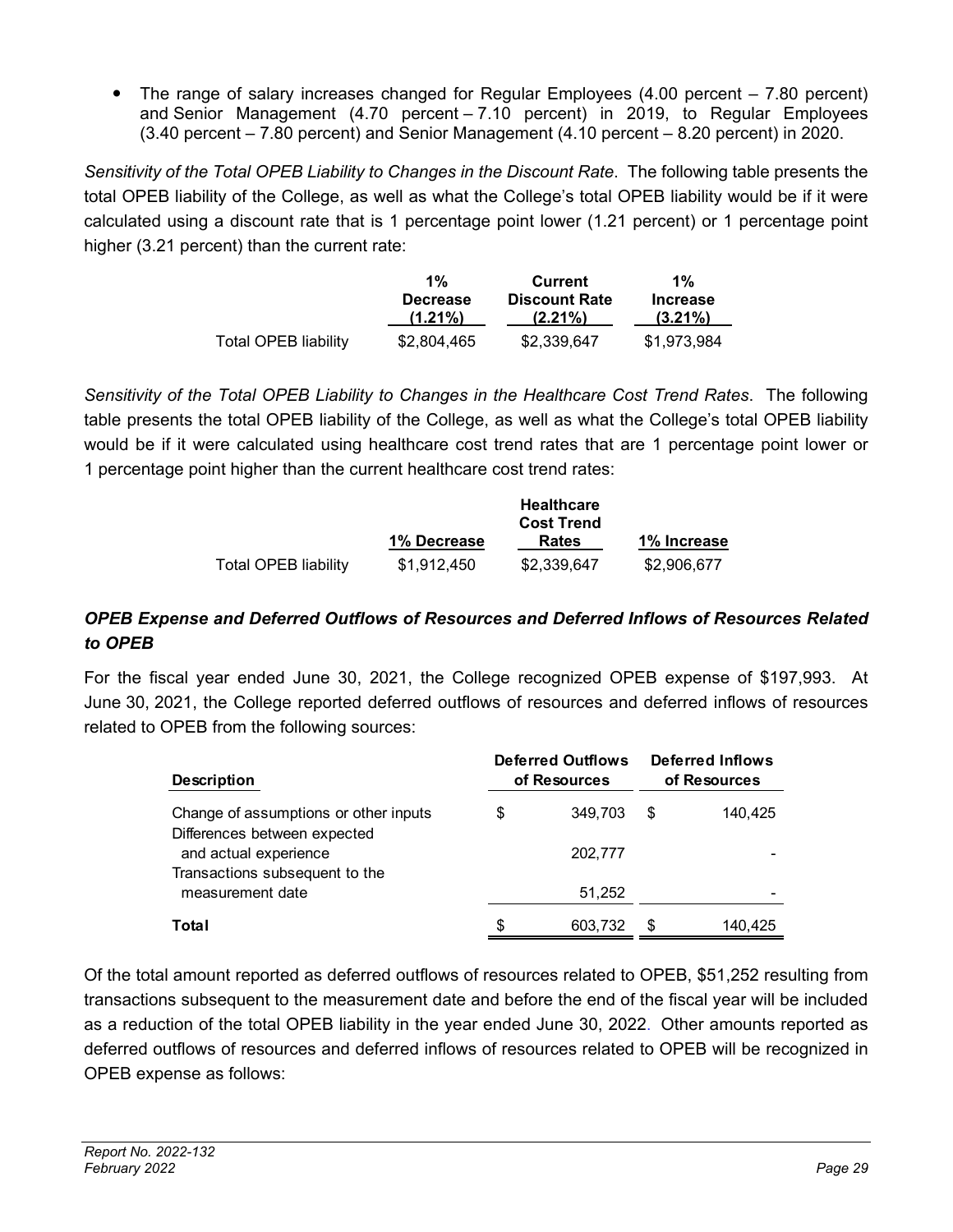- The range of salary increases changed for Regular Employees (4.00 percent – 7.80 percent) and Senior Management (4.70 percent – 7.10 percent) in 2019, to Regular Employees (3.40 percent – 7.80 percent) and Senior Management (4.10 percent – 8.20 percent) in 2020.

*Sensitivity of the Total OPEB Liability to Changes in the Discount Rate*. The following table presents the total OPEB liability of the College, as well as what the College's total OPEB liability would be if it were calculated using a discount rate that is 1 percentage point lower (1.21 percent) or 1 percentage point higher (3.21 percent) than the current rate:

| | 1% Decrease (1.21%) | Current Discount Rate (2.21%) | 1% Increase (3.21%) |
|---|---|---|---|
| Total OPEB liability | $2,804,465 | $2,339,647 | $1,973,984 |

*Sensitivity of the Total OPEB Liability to Changes in the Healthcare Cost Trend Rates*. The following table presents the total OPEB liability of the College, as well as what the College's total OPEB liability would be if it were calculated using healthcare cost trend rates that are 1 percentage point lower or 1 percentage point higher than the current healthcare cost trend rates:

| | 1% Decrease | Healthcare Cost Trend Rates | 1% Increase |
|---|---|---|---|
| Total OPEB liability | $1,912,450 | $2,339,647 | $2,906,677 |

### *OPEB Expense and Deferred Outflows of Resources and Deferred Inflows of Resources Related to OPEB*

For the fiscal year ended June 30, 2021, the College recognized OPEB expense of $197,993. At June 30, 2021, the College reported deferred outflows of resources and deferred inflows of resources related to OPEB from the following sources:

| Description | Deferred Outflows of Resources | Deferred Inflows of Resources |
|---|---|---|
| Change of assumptions or other inputs | $ 349,703 | $ 140,425 |
| Differences between expected and actual experience | 202,777 | - |
| Transactions subsequent to the measurement date | 51,252 | - |
| **Total** | $ 603,732 | $ 140,425 |

Of the total amount reported as deferred outflows of resources related to OPEB, $51,252 resulting from transactions subsequent to the measurement date and before the end of the fiscal year will be included as a reduction of the total OPEB liability in the year ended June 30, 2022. Other amounts reported as deferred outflows of resources and deferred inflows of resources related to OPEB will be recognized in OPEB expense as follows: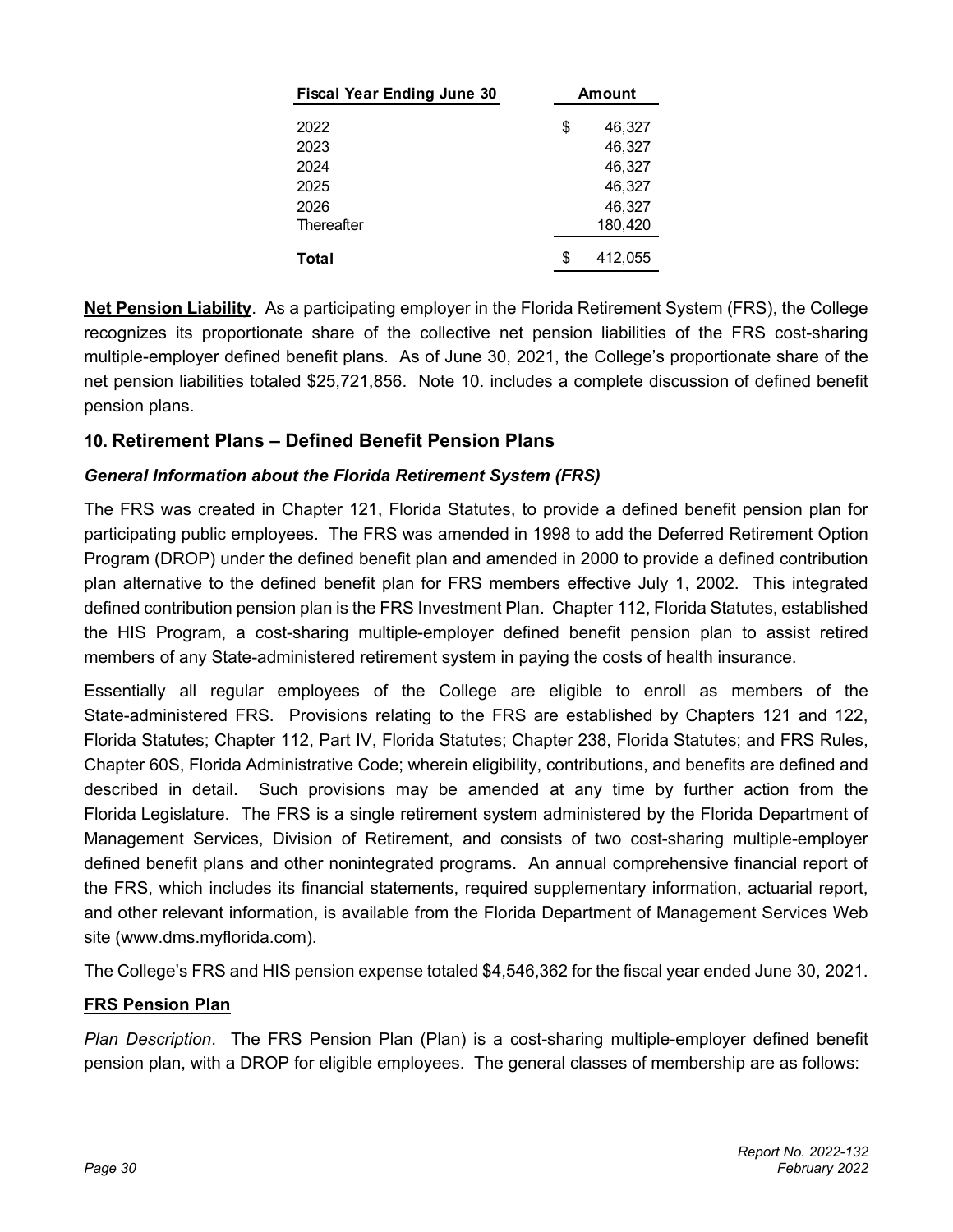| Fiscal Year Ending June 30 | Amount |
|---|---|
| 2022 | $ 46,327 |
| 2023 | 46,327 |
| 2024 | 46,327 |
| 2025 | 46,327 |
| 2026 | 46,327 |
| Thereafter | 180,420 |
| **Total** | $ 412,055 |

**Net Pension Liability**. As a participating employer in the Florida Retirement System (FRS), the College recognizes its proportionate share of the collective net pension liabilities of the FRS cost-sharing multiple-employer defined benefit plans. As of June 30, 2021, the College's proportionate share of the net pension liabilities totaled $25,721,856. Note 10. includes a complete discussion of defined benefit pension plans.

## 10. Retirement Plans – Defined Benefit Pension Plans

### *General Information about the Florida Retirement System (FRS)*

The FRS was created in Chapter 121, Florida Statutes, to provide a defined benefit pension plan for participating public employees. The FRS was amended in 1998 to add the Deferred Retirement Option Program (DROP) under the defined benefit plan and amended in 2000 to provide a defined contribution plan alternative to the defined benefit plan for FRS members effective July 1, 2002. This integrated defined contribution pension plan is the FRS Investment Plan. Chapter 112, Florida Statutes, established the HIS Program, a cost-sharing multiple-employer defined benefit pension plan to assist retired members of any State-administered retirement system in paying the costs of health insurance.

Essentially all regular employees of the College are eligible to enroll as members of the State-administered FRS. Provisions relating to the FRS are established by Chapters 121 and 122, Florida Statutes; Chapter 112, Part IV, Florida Statutes; Chapter 238, Florida Statutes; and FRS Rules, Chapter 60S, Florida Administrative Code; wherein eligibility, contributions, and benefits are defined and described in detail. Such provisions may be amended at any time by further action from the Florida Legislature. The FRS is a single retirement system administered by the Florida Department of Management Services, Division of Retirement, and consists of two cost-sharing multiple-employer defined benefit plans and other nonintegrated programs. An annual comprehensive financial report of the FRS, which includes its financial statements, required supplementary information, actuarial report, and other relevant information, is available from the Florida Department of Management Services Web site (www.dms.myflorida.com).

The College's FRS and HIS pension expense totaled $4,546,362 for the fiscal year ended June 30, 2021.

**FRS Pension Plan**

*Plan Description*. The FRS Pension Plan (Plan) is a cost-sharing multiple-employer defined benefit pension plan, with a DROP for eligible employees. The general classes of membership are as follows: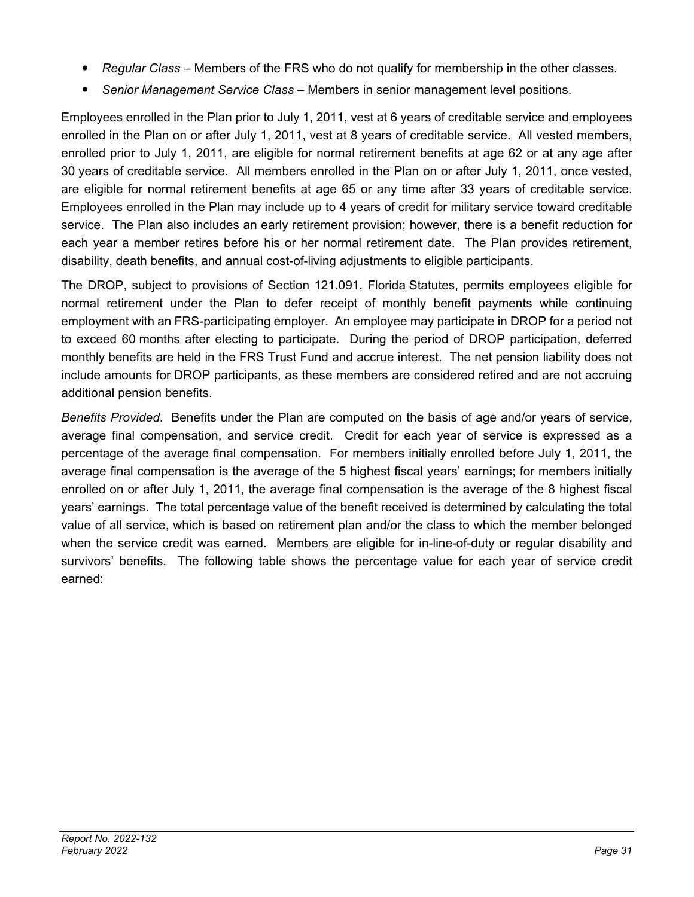- *Regular Class* – Members of the FRS who do not qualify for membership in the other classes.
- *Senior Management Service Class* – Members in senior management level positions.

Employees enrolled in the Plan prior to July 1, 2011, vest at 6 years of creditable service and employees enrolled in the Plan on or after July 1, 2011, vest at 8 years of creditable service. All vested members, enrolled prior to July 1, 2011, are eligible for normal retirement benefits at age 62 or at any age after 30 years of creditable service. All members enrolled in the Plan on or after July 1, 2011, once vested, are eligible for normal retirement benefits at age 65 or any time after 33 years of creditable service. Employees enrolled in the Plan may include up to 4 years of credit for military service toward creditable service. The Plan also includes an early retirement provision; however, there is a benefit reduction for each year a member retires before his or her normal retirement date. The Plan provides retirement, disability, death benefits, and annual cost-of-living adjustments to eligible participants.

The DROP, subject to provisions of Section 121.091, Florida Statutes, permits employees eligible for normal retirement under the Plan to defer receipt of monthly benefit payments while continuing employment with an FRS-participating employer. An employee may participate in DROP for a period not to exceed 60 months after electing to participate. During the period of DROP participation, deferred monthly benefits are held in the FRS Trust Fund and accrue interest. The net pension liability does not include amounts for DROP participants, as these members are considered retired and are not accruing additional pension benefits.

*Benefits Provided*. Benefits under the Plan are computed on the basis of age and/or years of service, average final compensation, and service credit. Credit for each year of service is expressed as a percentage of the average final compensation. For members initially enrolled before July 1, 2011, the average final compensation is the average of the 5 highest fiscal years' earnings; for members initially enrolled on or after July 1, 2011, the average final compensation is the average of the 8 highest fiscal years' earnings. The total percentage value of the benefit received is determined by calculating the total value of all service, which is based on retirement plan and/or the class to which the member belonged when the service credit was earned. Members are eligible for in-line-of-duty or regular disability and survivors' benefits. The following table shows the percentage value for each year of service credit earned: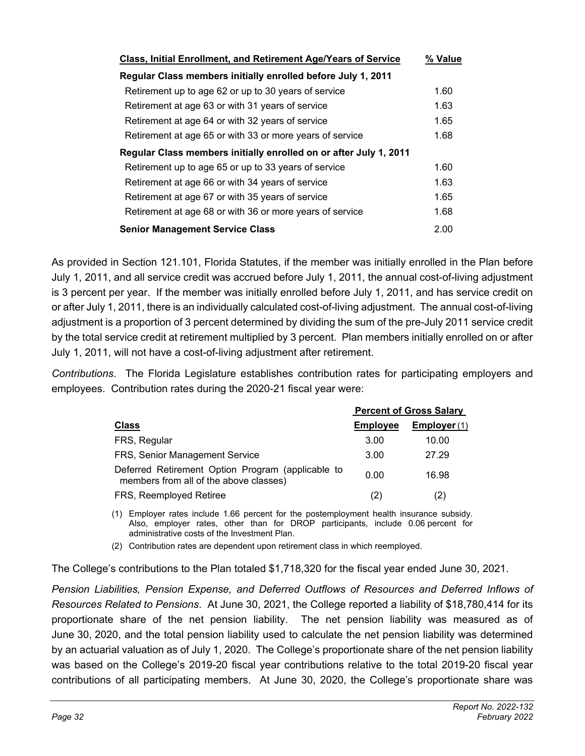| Class, Initial Enrollment, and Retirement Age/Years of Service | % Value |
|---|---|
| **Regular Class members initially enrolled before July 1, 2011** | |
| Retirement up to age 62 or up to 30 years of service | 1.60 |
| Retirement at age 63 or with 31 years of service | 1.63 |
| Retirement at age 64 or with 32 years of service | 1.65 |
| Retirement at age 65 or with 33 or more years of service | 1.68 |
| **Regular Class members initially enrolled on or after July 1, 2011** | |
| Retirement up to age 65 or up to 33 years of service | 1.60 |
| Retirement at age 66 or with 34 years of service | 1.63 |
| Retirement at age 67 or with 35 years of service | 1.65 |
| Retirement at age 68 or with 36 or more years of service | 1.68 |
| **Senior Management Service Class** | 2.00 |

As provided in Section 121.101, Florida Statutes, if the member was initially enrolled in the Plan before July 1, 2011, and all service credit was accrued before July 1, 2011, the annual cost-of-living adjustment is 3 percent per year. If the member was initially enrolled before July 1, 2011, and has service credit on or after July 1, 2011, there is an individually calculated cost-of-living adjustment. The annual cost-of-living adjustment is a proportion of 3 percent determined by dividing the sum of the pre-July 2011 service credit by the total service credit at retirement multiplied by 3 percent. Plan members initially enrolled on or after July 1, 2011, will not have a cost-of-living adjustment after retirement.

*Contributions*. The Florida Legislature establishes contribution rates for participating employers and employees. Contribution rates during the 2020-21 fiscal year were:

| | Percent of Gross Salary | |
|---|---|---|
| **Class** | **Employee** | **Employer** (1) |
| FRS, Regular | 3.00 | 10.00 |
| FRS, Senior Management Service | 3.00 | 27.29 |
| Deferred Retirement Option Program (applicable to members from all of the above classes) | 0.00 | 16.98 |
| FRS, Reemployed Retiree | (2) | (2) |

(1) Employer rates include 1.66 percent for the postemployment health insurance subsidy. Also, employer rates, other than for DROP participants, include 0.06 percent for administrative costs of the Investment Plan.

(2) Contribution rates are dependent upon retirement class in which reemployed.

The College's contributions to the Plan totaled $1,718,320 for the fiscal year ended June 30, 2021.

*Pension Liabilities, Pension Expense, and Deferred Outflows of Resources and Deferred Inflows of Resources Related to Pensions*. At June 30, 2021, the College reported a liability of $18,780,414 for its proportionate share of the net pension liability. The net pension liability was measured as of June 30, 2020, and the total pension liability used to calculate the net pension liability was determined by an actuarial valuation as of July 1, 2020. The College's proportionate share of the net pension liability was based on the College's 2019-20 fiscal year contributions relative to the total 2019-20 fiscal year contributions of all participating members. At June 30, 2020, the College's proportionate share was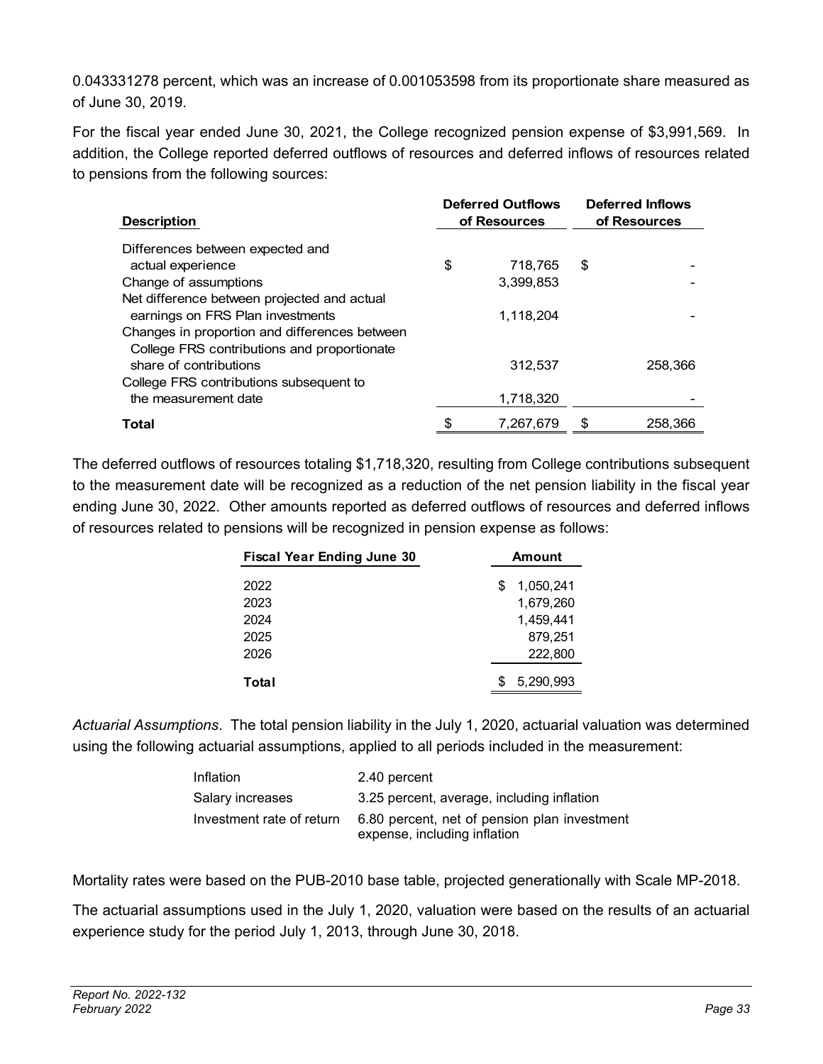0.043331278 percent, which was an increase of 0.001053598 from its proportionate share measured as of June 30, 2019.

For the fiscal year ended June 30, 2021, the College recognized pension expense of $3,991,569. In addition, the College reported deferred outflows of resources and deferred inflows of resources related to pensions from the following sources:

| Description | Deferred Outflows of Resources | Deferred Inflows of Resources |
|---|---|---|
| Differences between expected and actual experience | $ 718,765 | $ - |
| Change of assumptions | 3,399,853 | - |
| Net difference between projected and actual earnings on FRS Plan investments | 1,118,204 | - |
| Changes in proportion and differences between College FRS contributions and proportionate share of contributions | 312,537 | 258,366 |
| College FRS contributions subsequent to the measurement date | 1,718,320 | - |
| **Total** | $ 7,267,679 | $ 258,366 |

The deferred outflows of resources totaling $1,718,320, resulting from College contributions subsequent to the measurement date will be recognized as a reduction of the net pension liability in the fiscal year ending June 30, 2022. Other amounts reported as deferred outflows of resources and deferred inflows of resources related to pensions will be recognized in pension expense as follows:

| Fiscal Year Ending June 30 | Amount |
|---|---|
| 2022 | $ 1,050,241 |
| 2023 | 1,679,260 |
| 2024 | 1,459,441 |
| 2025 | 879,251 |
| 2026 | 222,800 |
| **Total** | $ 5,290,993 |

*Actuarial Assumptions*. The total pension liability in the July 1, 2020, actuarial valuation was determined using the following actuarial assumptions, applied to all periods included in the measurement:

| | |
|---|---|
| Inflation | 2.40 percent |
| Salary increases | 3.25 percent, average, including inflation |
| Investment rate of return | 6.80 percent, net of pension plan investment expense, including inflation |

Mortality rates were based on the PUB-2010 base table, projected generationally with Scale MP-2018.

The actuarial assumptions used in the July 1, 2020, valuation were based on the results of an actuarial experience study for the period July 1, 2013, through June 30, 2018.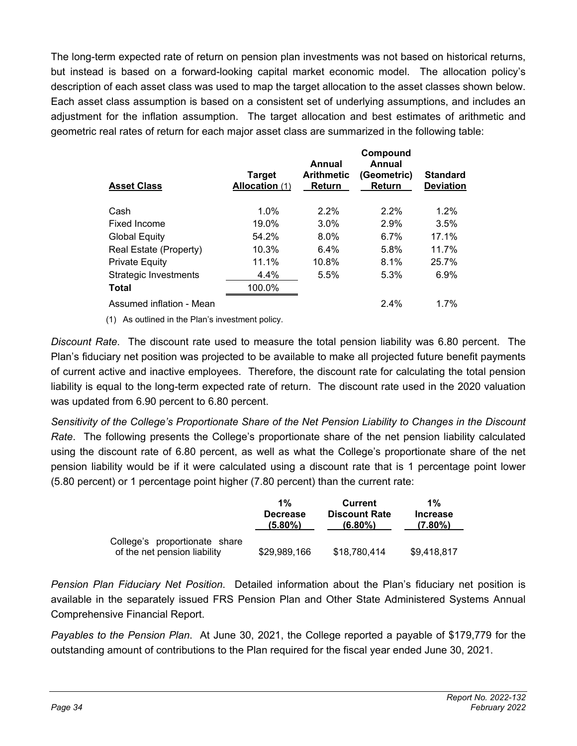The long-term expected rate of return on pension plan investments was not based on historical returns, but instead is based on a forward-looking capital market economic model. The allocation policy's description of each asset class was used to map the target allocation to the asset classes shown below. Each asset class assumption is based on a consistent set of underlying assumptions, and includes an adjustment for the inflation assumption. The target allocation and best estimates of arithmetic and geometric real rates of return for each major asset class are summarized in the following table:

| Asset Class | Target Allocation (1) | Annual Arithmetic Return | Compound Annual (Geometric) Return | Standard Deviation |
|---|---|---|---|---|
| Cash | 1.0% | 2.2% | 2.2% | 1.2% |
| Fixed Income | 19.0% | 3.0% | 2.9% | 3.5% |
| Global Equity | 54.2% | 8.0% | 6.7% | 17.1% |
| Real Estate (Property) | 10.3% | 6.4% | 5.8% | 11.7% |
| Private Equity | 11.1% | 10.8% | 8.1% | 25.7% |
| Strategic Investments | 4.4% | 5.5% | 5.3% | 6.9% |
| **Total** | 100.0% | | | |
| Assumed inflation - Mean | | | 2.4% | 1.7% |

(1) As outlined in the Plan's investment policy.

*Discount Rate*. The discount rate used to measure the total pension liability was 6.80 percent. The Plan's fiduciary net position was projected to be available to make all projected future benefit payments of current active and inactive employees. Therefore, the discount rate for calculating the total pension liability is equal to the long-term expected rate of return. The discount rate used in the 2020 valuation was updated from 6.90 percent to 6.80 percent.

*Sensitivity of the College's Proportionate Share of the Net Pension Liability to Changes in the Discount Rate*. The following presents the College's proportionate share of the net pension liability calculated using the discount rate of 6.80 percent, as well as what the College's proportionate share of the net pension liability would be if it were calculated using a discount rate that is 1 percentage point lower (5.80 percent) or 1 percentage point higher (7.80 percent) than the current rate:

| | 1% Decrease (5.80%) | Current Discount Rate (6.80%) | 1% Increase (7.80%) |
|---|---|---|---|
| College's proportionate share of the net pension liability | $29,989,166 | $18,780,414 | $9,418,817 |

*Pension Plan Fiduciary Net Position*. Detailed information about the Plan's fiduciary net position is available in the separately issued FRS Pension Plan and Other State Administered Systems Annual Comprehensive Financial Report.

*Payables to the Pension Plan*. At June 30, 2021, the College reported a payable of $179,779 for the outstanding amount of contributions to the Plan required for the fiscal year ended June 30, 2021.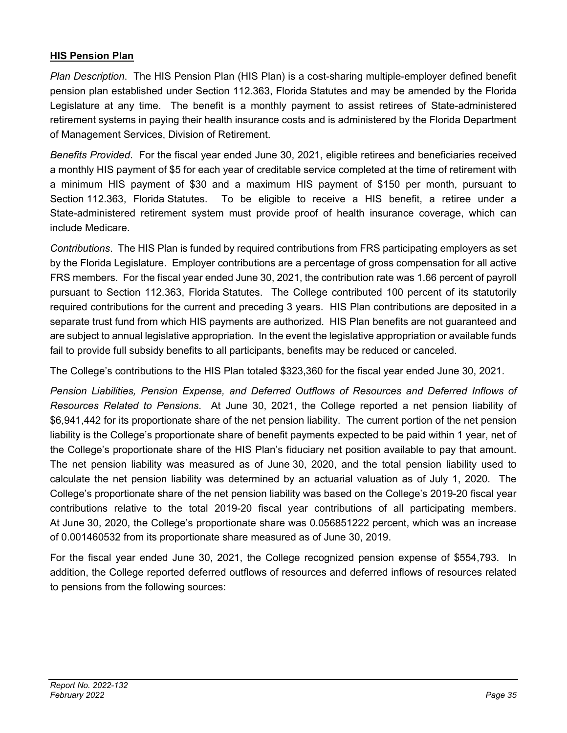**HIS Pension Plan**

*Plan Description*. The HIS Pension Plan (HIS Plan) is a cost-sharing multiple-employer defined benefit pension plan established under Section 112.363, Florida Statutes and may be amended by the Florida Legislature at any time. The benefit is a monthly payment to assist retirees of State-administered retirement systems in paying their health insurance costs and is administered by the Florida Department of Management Services, Division of Retirement.

*Benefits Provided*. For the fiscal year ended June 30, 2021, eligible retirees and beneficiaries received a monthly HIS payment of $5 for each year of creditable service completed at the time of retirement with a minimum HIS payment of $30 and a maximum HIS payment of $150 per month, pursuant to Section 112.363, Florida Statutes. To be eligible to receive a HIS benefit, a retiree under a State-administered retirement system must provide proof of health insurance coverage, which can include Medicare.

*Contributions*. The HIS Plan is funded by required contributions from FRS participating employers as set by the Florida Legislature. Employer contributions are a percentage of gross compensation for all active FRS members. For the fiscal year ended June 30, 2021, the contribution rate was 1.66 percent of payroll pursuant to Section 112.363, Florida Statutes. The College contributed 100 percent of its statutorily required contributions for the current and preceding 3 years. HIS Plan contributions are deposited in a separate trust fund from which HIS payments are authorized. HIS Plan benefits are not guaranteed and are subject to annual legislative appropriation. In the event the legislative appropriation or available funds fail to provide full subsidy benefits to all participants, benefits may be reduced or canceled.

The College's contributions to the HIS Plan totaled $323,360 for the fiscal year ended June 30, 2021.

*Pension Liabilities, Pension Expense, and Deferred Outflows of Resources and Deferred Inflows of Resources Related to Pensions*. At June 30, 2021, the College reported a net pension liability of $6,941,442 for its proportionate share of the net pension liability. The current portion of the net pension liability is the College's proportionate share of benefit payments expected to be paid within 1 year, net of the College's proportionate share of the HIS Plan's fiduciary net position available to pay that amount. The net pension liability was measured as of June 30, 2020, and the total pension liability used to calculate the net pension liability was determined by an actuarial valuation as of July 1, 2020. The College's proportionate share of the net pension liability was based on the College's 2019-20 fiscal year contributions relative to the total 2019-20 fiscal year contributions of all participating members. At June 30, 2020, the College's proportionate share was 0.056851222 percent, which was an increase of 0.001460532 from its proportionate share measured as of June 30, 2019.

For the fiscal year ended June 30, 2021, the College recognized pension expense of $554,793. In addition, the College reported deferred outflows of resources and deferred inflows of resources related to pensions from the following sources: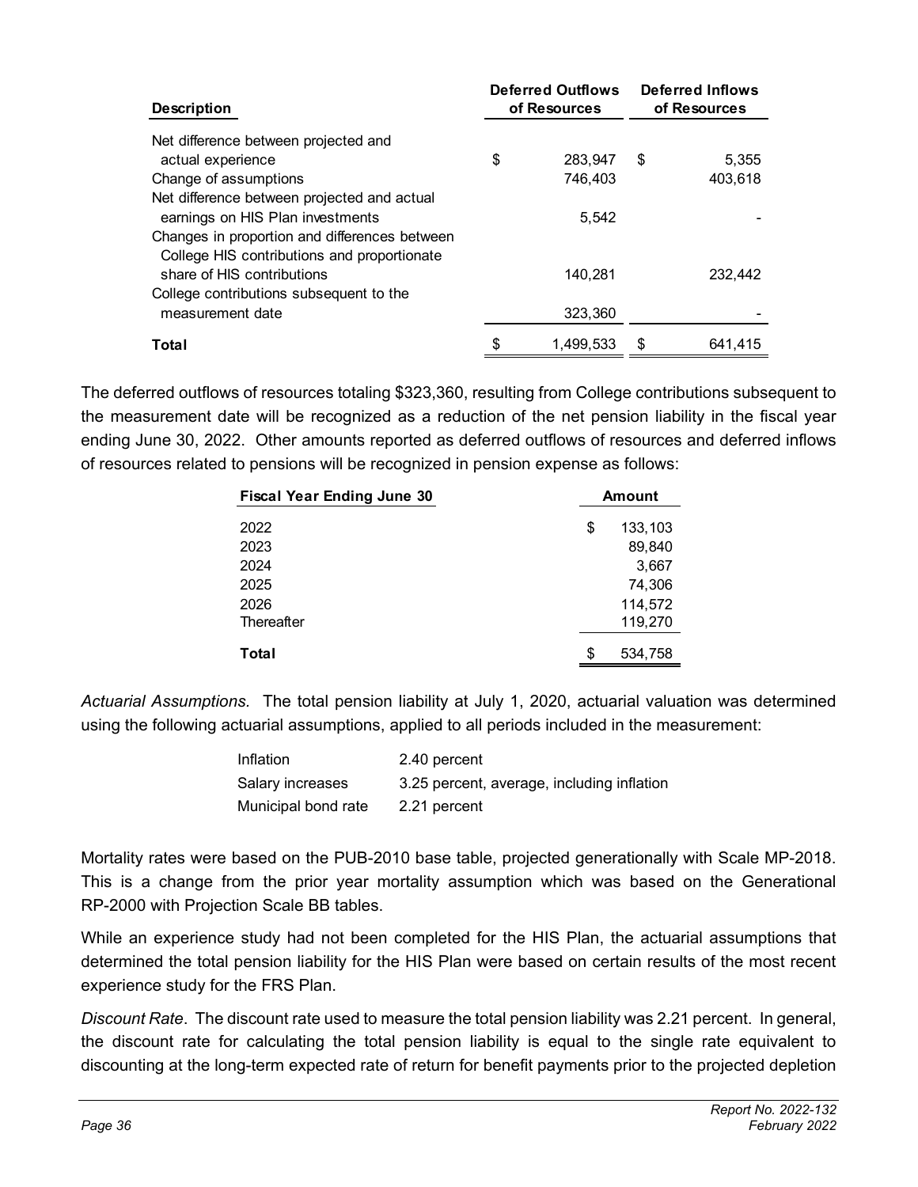| Description | Deferred Outflows of Resources | Deferred Inflows of Resources |
|---|---|---|
| Net difference between projected and actual experience | $ 283,947 | $ 5,355 |
| Change of assumptions | 746,403 | 403,618 |
| Net difference between projected and actual earnings on HIS Plan investments | 5,542 | - |
| Changes in proportion and differences between College HIS contributions and proportionate share of HIS contributions | 140,281 | 232,442 |
| College contributions subsequent to the measurement date | 323,360 | - |
| **Total** | $ 1,499,533 | $ 641,415 |

The deferred outflows of resources totaling $323,360, resulting from College contributions subsequent to the measurement date will be recognized as a reduction of the net pension liability in the fiscal year ending June 30, 2022. Other amounts reported as deferred outflows of resources and deferred inflows of resources related to pensions will be recognized in pension expense as follows:

| Fiscal Year Ending June 30 | Amount |
|---|---|
| 2022 | $ 133,103 |
| 2023 | 89,840 |
| 2024 | 3,667 |
| 2025 | 74,306 |
| 2026 | 114,572 |
| Thereafter | 119,270 |
| **Total** | $ 534,758 |

*Actuarial Assumptions*. The total pension liability at July 1, 2020, actuarial valuation was determined using the following actuarial assumptions, applied to all periods included in the measurement:

| | |
|---|---|
| Inflation | 2.40 percent |
| Salary increases | 3.25 percent, average, including inflation |
| Municipal bond rate | 2.21 percent |

Mortality rates were based on the PUB-2010 base table, projected generationally with Scale MP-2018. This is a change from the prior year mortality assumption which was based on the Generational RP-2000 with Projection Scale BB tables.

While an experience study had not been completed for the HIS Plan, the actuarial assumptions that determined the total pension liability for the HIS Plan were based on certain results of the most recent experience study for the FRS Plan.

*Discount Rate*. The discount rate used to measure the total pension liability was 2.21 percent. In general, the discount rate for calculating the total pension liability is equal to the single rate equivalent to discounting at the long-term expected rate of return for benefit payments prior to the projected depletion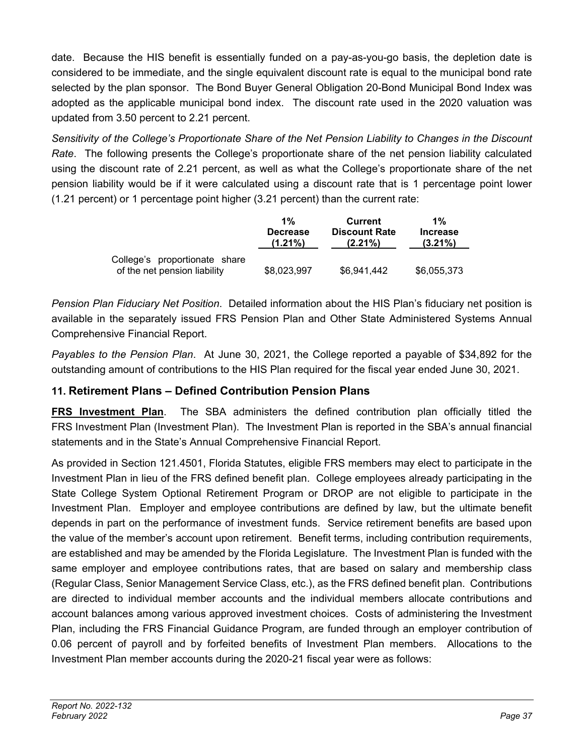date. Because the HIS benefit is essentially funded on a pay-as-you-go basis, the depletion date is considered to be immediate, and the single equivalent discount rate is equal to the municipal bond rate selected by the plan sponsor. The Bond Buyer General Obligation 20-Bond Municipal Bond Index was adopted as the applicable municipal bond index. The discount rate used in the 2020 valuation was updated from 3.50 percent to 2.21 percent.

*Sensitivity of the College's Proportionate Share of the Net Pension Liability to Changes in the Discount Rate*. The following presents the College's proportionate share of the net pension liability calculated using the discount rate of 2.21 percent, as well as what the College's proportionate share of the net pension liability would be if it were calculated using a discount rate that is 1 percentage point lower (1.21 percent) or 1 percentage point higher (3.21 percent) than the current rate:

| | 1% Decrease (1.21%) | Current Discount Rate (2.21%) | 1% Increase (3.21%) |
|---|---|---|---|
| College's proportionate share of the net pension liability | $8,023,997 | $6,941,442 | $6,055,373 |

*Pension Plan Fiduciary Net Position*. Detailed information about the HIS Plan's fiduciary net position is available in the separately issued FRS Pension Plan and Other State Administered Systems Annual Comprehensive Financial Report.

*Payables to the Pension Plan*. At June 30, 2021, the College reported a payable of $34,892 for the outstanding amount of contributions to the HIS Plan required for the fiscal year ended June 30, 2021.

## 11. Retirement Plans – Defined Contribution Pension Plans

**FRS Investment Plan**. The SBA administers the defined contribution plan officially titled the FRS Investment Plan (Investment Plan). The Investment Plan is reported in the SBA's annual financial statements and in the State's Annual Comprehensive Financial Report.

As provided in Section 121.4501, Florida Statutes, eligible FRS members may elect to participate in the Investment Plan in lieu of the FRS defined benefit plan. College employees already participating in the State College System Optional Retirement Program or DROP are not eligible to participate in the Investment Plan. Employer and employee contributions are defined by law, but the ultimate benefit depends in part on the performance of investment funds. Service retirement benefits are based upon the value of the member's account upon retirement. Benefit terms, including contribution requirements, are established and may be amended by the Florida Legislature. The Investment Plan is funded with the same employer and employee contributions rates, that are based on salary and membership class (Regular Class, Senior Management Service Class, etc.), as the FRS defined benefit plan. Contributions are directed to individual member accounts and the individual members allocate contributions and account balances among various approved investment choices. Costs of administering the Investment Plan, including the FRS Financial Guidance Program, are funded through an employer contribution of 0.06 percent of payroll and by forfeited benefits of Investment Plan members. Allocations to the Investment Plan member accounts during the 2020-21 fiscal year were as follows: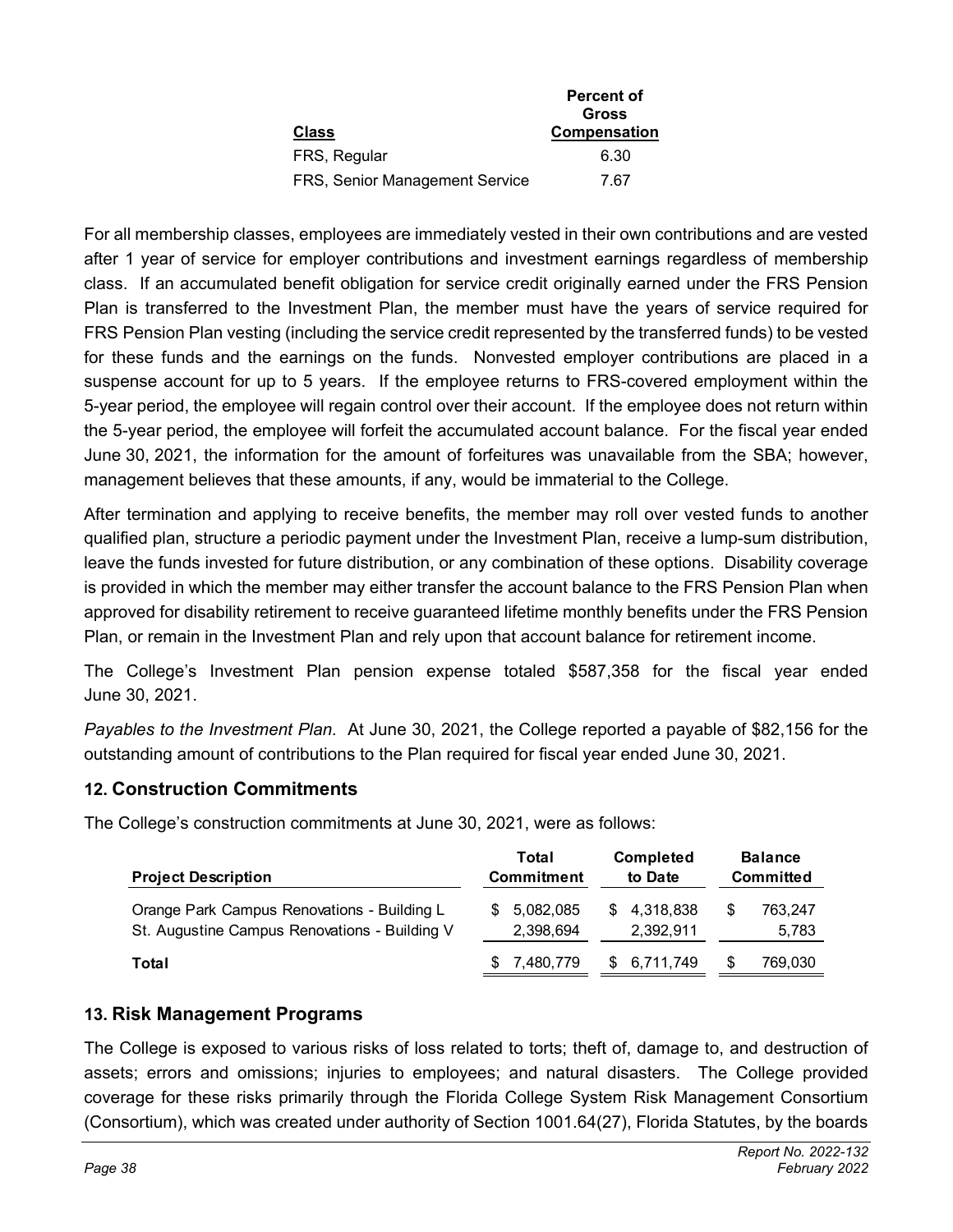| Class | Percent of Gross Compensation |
|---|---|
| FRS, Regular | 6.30 |
| FRS, Senior Management Service | 7.67 |

For all membership classes, employees are immediately vested in their own contributions and are vested after 1 year of service for employer contributions and investment earnings regardless of membership class. If an accumulated benefit obligation for service credit originally earned under the FRS Pension Plan is transferred to the Investment Plan, the member must have the years of service required for FRS Pension Plan vesting (including the service credit represented by the transferred funds) to be vested for these funds and the earnings on the funds. Nonvested employer contributions are placed in a suspense account for up to 5 years. If the employee returns to FRS-covered employment within the 5-year period, the employee will regain control over their account. If the employee does not return within the 5-year period, the employee will forfeit the accumulated account balance. For the fiscal year ended June 30, 2021, the information for the amount of forfeitures was unavailable from the SBA; however, management believes that these amounts, if any, would be immaterial to the College.

After termination and applying to receive benefits, the member may roll over vested funds to another qualified plan, structure a periodic payment under the Investment Plan, receive a lump-sum distribution, leave the funds invested for future distribution, or any combination of these options. Disability coverage is provided in which the member may either transfer the account balance to the FRS Pension Plan when approved for disability retirement to receive guaranteed lifetime monthly benefits under the FRS Pension Plan, or remain in the Investment Plan and rely upon that account balance for retirement income.

The College's Investment Plan pension expense totaled $587,358 for the fiscal year ended June 30, 2021.

*Payables to the Investment Plan.* At June 30, 2021, the College reported a payable of $82,156 for the outstanding amount of contributions to the Plan required for fiscal year ended June 30, 2021.

## 12. Construction Commitments

The College's construction commitments at June 30, 2021, were as follows:

| Project Description | Total Commitment | Completed to Date | Balance Committed |
|---|---|---|---|
| Orange Park Campus Renovations - Building L | $ 5,082,085 | $ 4,318,838 | $ 763,247 |
| St. Augustine Campus Renovations - Building V | 2,398,694 | 2,392,911 | 5,783 |
| **Total** | $ 7,480,779 | $ 6,711,749 | $ 769,030 |

## 13. Risk Management Programs

The College is exposed to various risks of loss related to torts; theft of, damage to, and destruction of assets; errors and omissions; injuries to employees; and natural disasters. The College provided coverage for these risks primarily through the Florida College System Risk Management Consortium (Consortium), which was created under authority of Section 1001.64(27), Florida Statutes, by the boards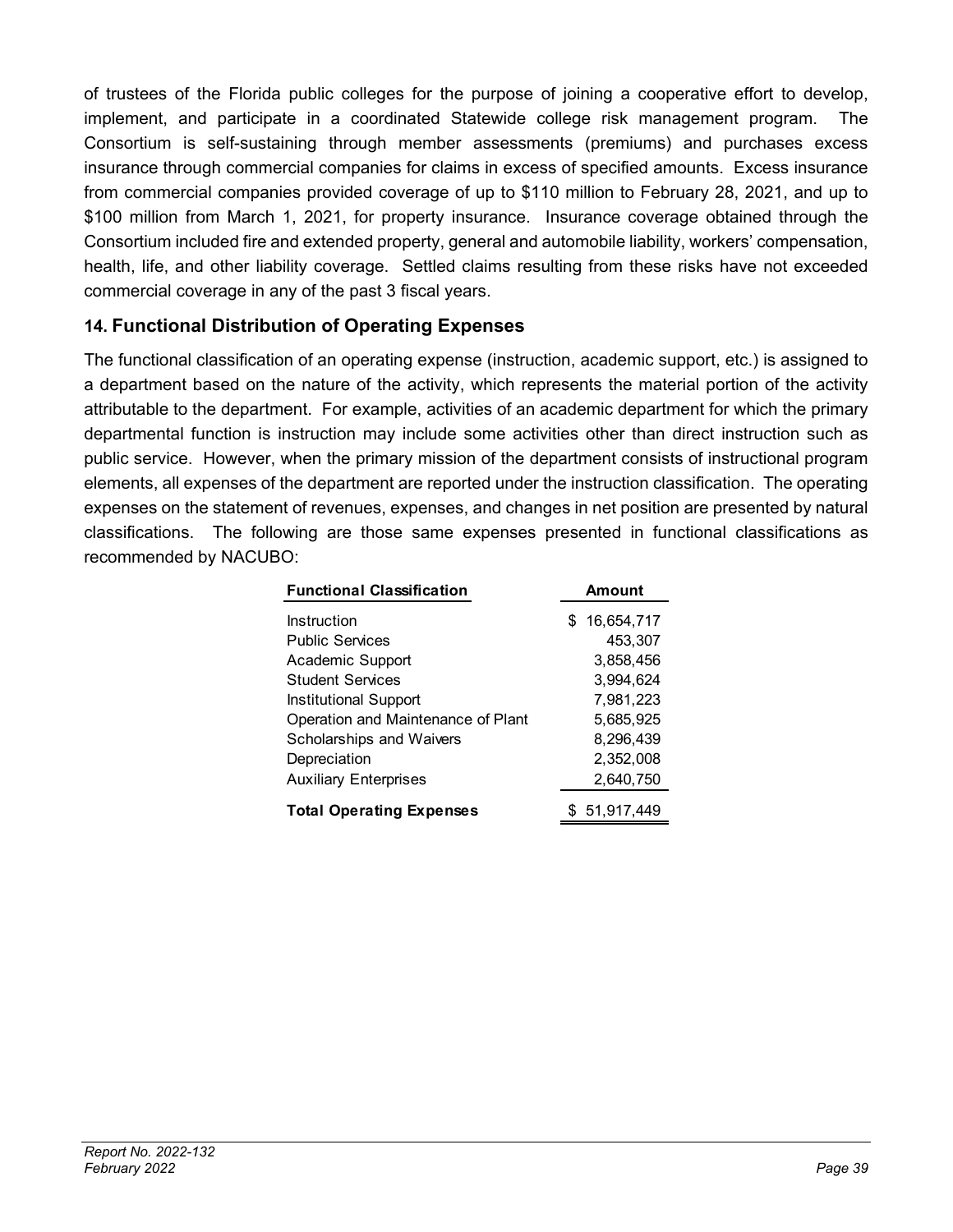of trustees of the Florida public colleges for the purpose of joining a cooperative effort to develop, implement, and participate in a coordinated Statewide college risk management program. The Consortium is self-sustaining through member assessments (premiums) and purchases excess insurance through commercial companies for claims in excess of specified amounts. Excess insurance from commercial companies provided coverage of up to $110 million to February 28, 2021, and up to $100 million from March 1, 2021, for property insurance. Insurance coverage obtained through the Consortium included fire and extended property, general and automobile liability, workers' compensation, health, life, and other liability coverage. Settled claims resulting from these risks have not exceeded commercial coverage in any of the past 3 fiscal years.

## 14. Functional Distribution of Operating Expenses

The functional classification of an operating expense (instruction, academic support, etc.) is assigned to a department based on the nature of the activity, which represents the material portion of the activity attributable to the department. For example, activities of an academic department for which the primary departmental function is instruction may include some activities other than direct instruction such as public service. However, when the primary mission of the department consists of instructional program elements, all expenses of the department are reported under the instruction classification. The operating expenses on the statement of revenues, expenses, and changes in net position are presented by natural classifications. The following are those same expenses presented in functional classifications as recommended by NACUBO:

| Functional Classification | Amount |
|---|---|
| Instruction | $ 16,654,717 |
| Public Services | 453,307 |
| Academic Support | 3,858,456 |
| Student Services | 3,994,624 |
| Institutional Support | 7,981,223 |
| Operation and Maintenance of Plant | 5,685,925 |
| Scholarships and Waivers | 8,296,439 |
| Depreciation | 2,352,008 |
| Auxiliary Enterprises | 2,640,750 |
| **Total Operating Expenses** | $ 51,917,449 |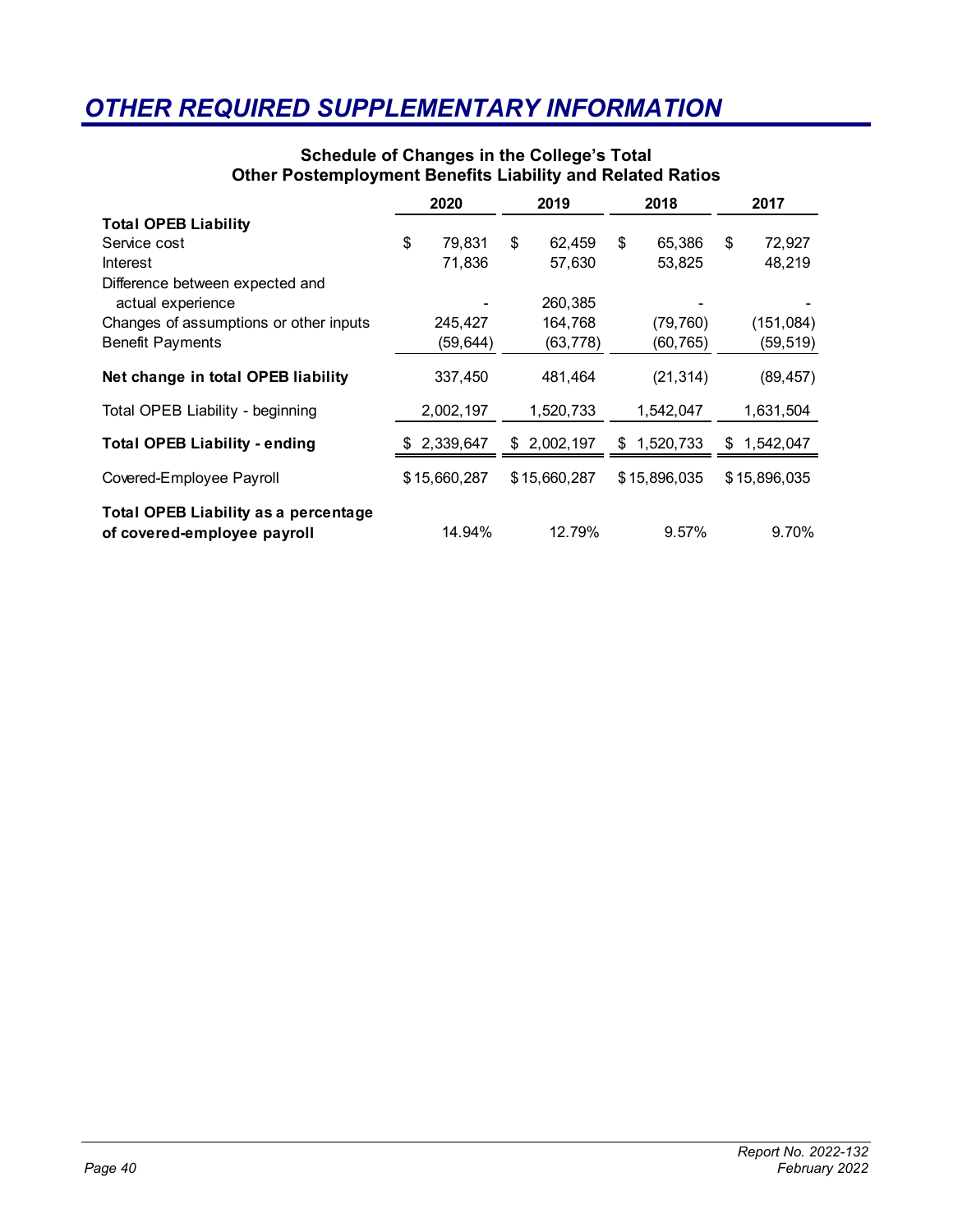# OTHER REQUIRED SUPPLEMENTARY INFORMATION

### Schedule of Changes in the College's Total Other Postemployment Benefits Liability and Related Ratios

| | 2020 | 2019 | 2018 | 2017 |
|---|---|---|---|---|
| **Total OPEB Liability** | | | | |
| Service cost | $ 79,831 | $ 62,459 | $ 65,386 | $ 72,927 |
| Interest | 71,836 | 57,630 | 53,825 | 48,219 |
| Difference between expected and actual experience | - | 260,385 | - | - |
| Changes of assumptions or other inputs | 245,427 | 164,768 | (79,760) | (151,084) |
| Benefit Payments | (59,644) | (63,778) | (60,765) | (59,519) |
| **Net change in total OPEB liability** | 337,450 | 481,464 | (21,314) | (89,457) |
| Total OPEB Liability - beginning | 2,002,197 | 1,520,733 | 1,542,047 | 1,631,504 |
| **Total OPEB Liability - ending** | $ 2,339,647 | $ 2,002,197 | $ 1,520,733 | $ 1,542,047 |
| Covered-Employee Payroll | $ 15,660,287 | $ 15,660,287 | $ 15,896,035 | $ 15,896,035 |
| **Total OPEB Liability as a percentage of covered-employee payroll** | 14.94% | 12.79% | 9.57% | 9.70% |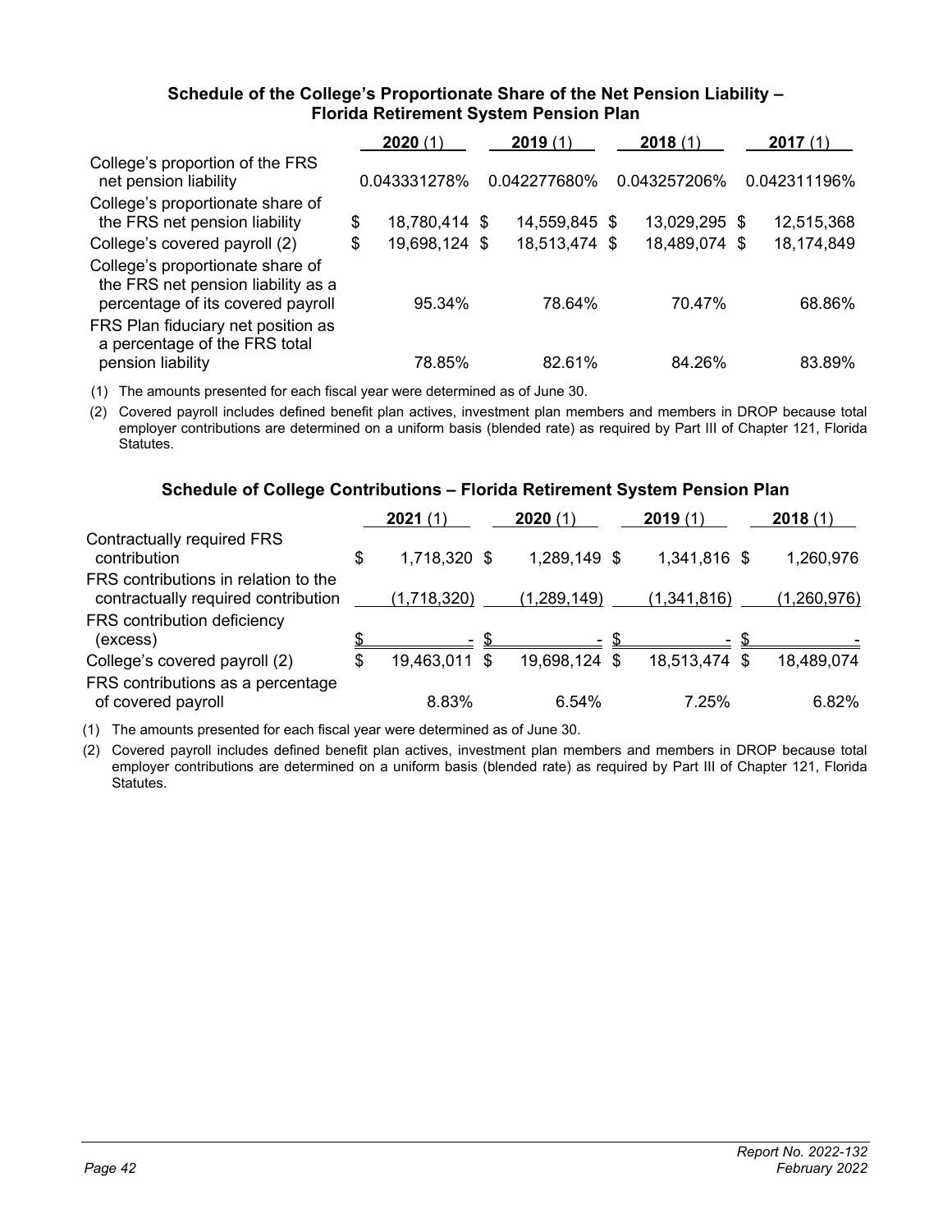### Schedule of the College's Proportionate Share of the Net Pension Liability – Florida Retirement System Pension Plan

| | 2020 (1) | 2019 (1) | 2018 (1) | 2017 (1) |
|---|---|---|---|---|
| College's proportion of the FRS net pension liability | 0.043331278% | 0.042277680% | 0.043257206% | 0.042311196% |
| College's proportionate share of the FRS net pension liability | $ 18,780,414 | $ 14,559,845 | $ 13,029,295 | $ 12,515,368 |
| College's covered payroll (2) | $ 19,698,124 | $ 18,513,474 | $ 18,489,074 | $ 18,174,849 |
| College's proportionate share of the FRS net pension liability as a percentage of its covered payroll | 95.34% | 78.64% | 70.47% | 68.86% |
| FRS Plan fiduciary net position as a percentage of the FRS total pension liability | 78.85% | 82.61% | 84.26% | 83.89% |

(1) The amounts presented for each fiscal year were determined as of June 30.

(2) Covered payroll includes defined benefit plan actives, investment plan members and members in DROP because total employer contributions are determined on a uniform basis (blended rate) as required by Part III of Chapter 121, Florida Statutes.

### Schedule of College Contributions – Florida Retirement System Pension Plan

| | 2021 (1) | 2020 (1) | 2019 (1) | 2018 (1) |
|---|---|---|---|---|
| Contractually required FRS contribution | $ 1,718,320 | $ 1,289,149 | $ 1,341,816 | $ 1,260,976 |
| FRS contributions in relation to the contractually required contribution | (1,718,320) | (1,289,149) | (1,341,816) | (1,260,976) |
| FRS contribution deficiency (excess) | $ - | $ - | $ - | $ - |
| College's covered payroll (2) | $ 19,463,011 | $ 19,698,124 | $ 18,513,474 | $ 18,489,074 |
| FRS contributions as a percentage of covered payroll | 8.83% | 6.54% | 7.25% | 6.82% |

(1) The amounts presented for each fiscal year were determined as of June 30.

(2) Covered payroll includes defined benefit plan actives, investment plan members and members in DROP because total employer contributions are determined on a uniform basis (blended rate) as required by Part III of Chapter 121, Florida Statutes.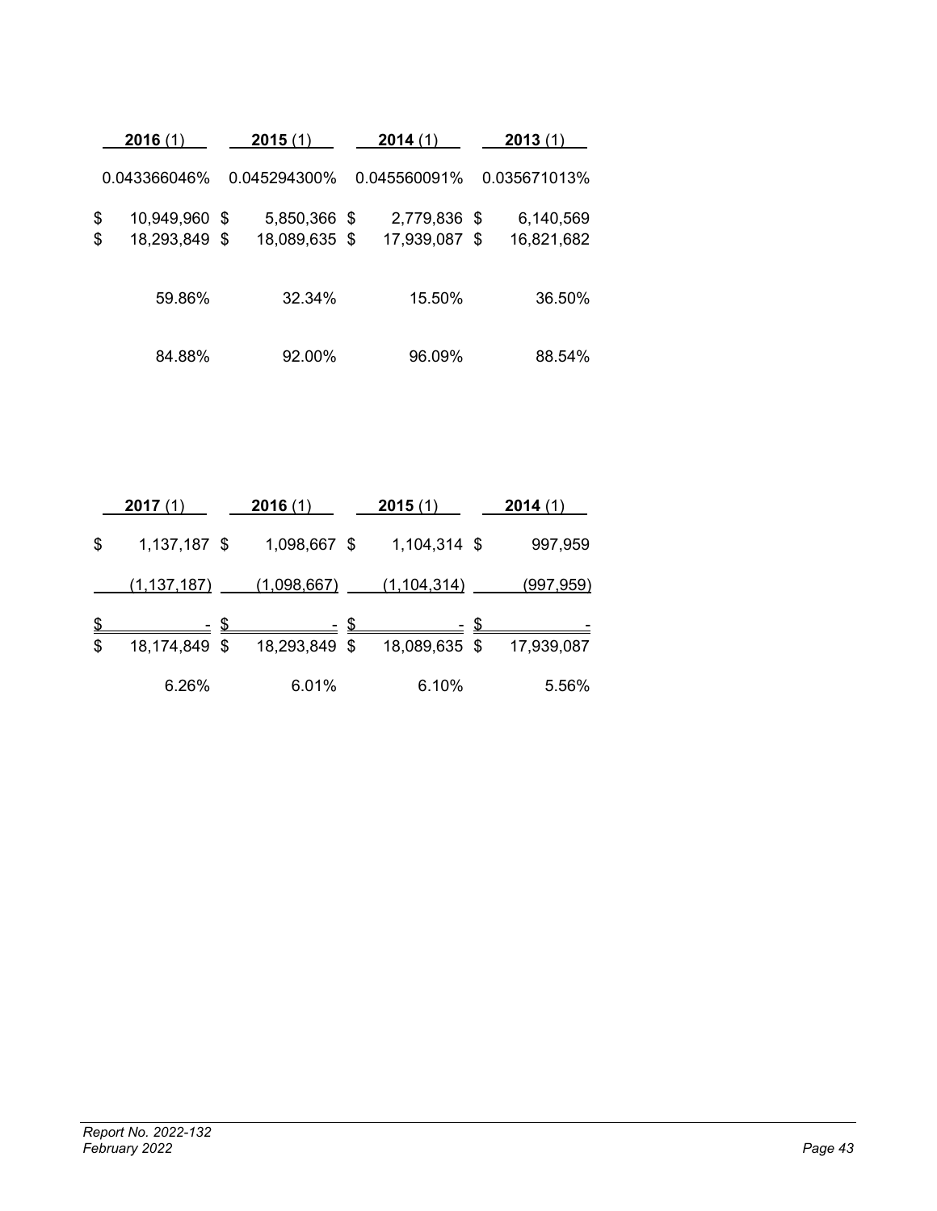| **2016** (1) | **2015** (1) | **2014** (1) | **2013** (1) |
|---|---|---|---|
| 0.043366046% | 0.045294300% | 0.045560091% | 0.035671013% |
| $ 10,949,960 | $ 5,850,366 | $ 2,779,836 | $ 6,140,569 |
| $ 18,293,849 | $ 18,089,635 | $ 17,939,087 | $ 16,821,682 |
| 59.86% | 32.34% | 15.50% | 36.50% |
| 84.88% | 92.00% | 96.09% | 88.54% |

| **2017** (1) | **2016** (1) | **2015** (1) | **2014** (1) |
|---|---|---|---|
| $ 1,137,187 | $ 1,098,667 | $ 1,104,314 | $ 997,959 |
| (1,137,187) | (1,098,667) | (1,104,314) | (997,959) |
| $ - | $ - | $ - | $ - |
| $ 18,174,849 | $ 18,293,849 | $ 18,089,635 | $ 17,939,087 |
| 6.26% | 6.01% | 6.10% | 5.56% |

*Report No. 2022-132*
*February 2022*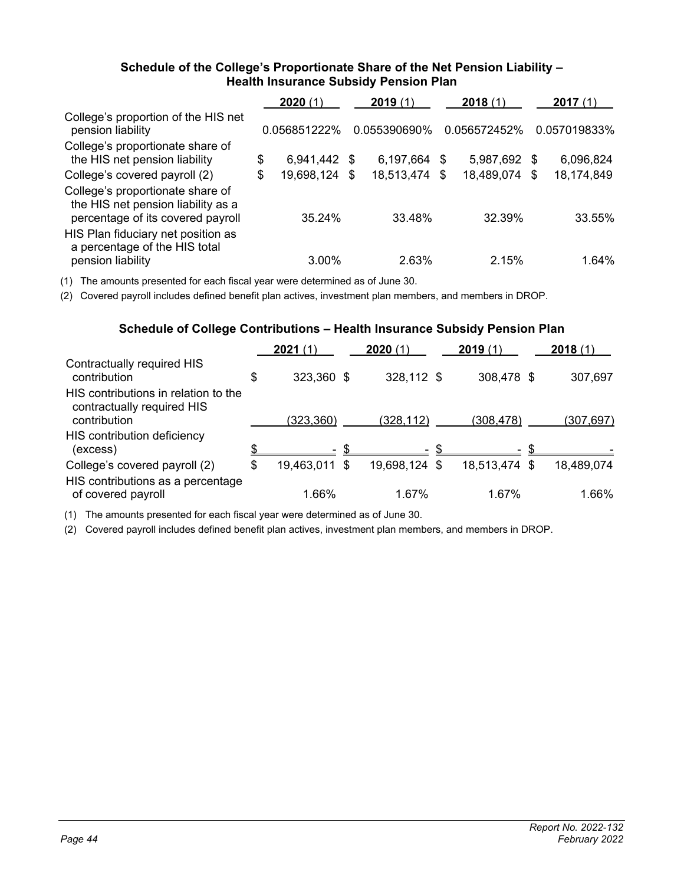### Schedule of the College's Proportionate Share of the Net Pension Liability – Health Insurance Subsidy Pension Plan

| | **2020** (1) | **2019** (1) | **2018** (1) | **2017** (1) |
|---|---|---|---|---|
| College's proportion of the HIS net pension liability | 0.056851222% | 0.055390690% | 0.056572452% | 0.057019833% |
| College's proportionate share of the HIS net pension liability | $ 6,941,442 | $ 6,197,664 | $ 5,987,692 | $ 6,096,824 |
| College's covered payroll (2) | $ 19,698,124 | $ 18,513,474 | $ 18,489,074 | $ 18,174,849 |
| College's proportionate share of the HIS net pension liability as a percentage of its covered payroll | 35.24% | 33.48% | 32.39% | 33.55% |
| HIS Plan fiduciary net position as a percentage of the HIS total pension liability | 3.00% | 2.63% | 2.15% | 1.64% |

(1) The amounts presented for each fiscal year were determined as of June 30.

(2) Covered payroll includes defined benefit plan actives, investment plan members, and members in DROP.

### Schedule of College Contributions – Health Insurance Subsidy Pension Plan

| | **2021** (1) | **2020** (1) | **2019** (1) | **2018** (1) |
|---|---|---|---|---|
| Contractually required HIS contribution | $ 323,360 | $ 328,112 | $ 308,478 | $ 307,697 |
| HIS contributions in relation to the contractually required HIS contribution | (323,360) | (328,112) | (308,478) | (307,697) |
| HIS contribution deficiency (excess) | $ - | $ - | $ - | $ - |
| College's covered payroll (2) | $ 19,463,011 | $ 19,698,124 | $ 18,513,474 | $ 18,489,074 |
| HIS contributions as a percentage of covered payroll | 1.66% | 1.67% | 1.67% | 1.66% |

(1) The amounts presented for each fiscal year were determined as of June 30.

(2) Covered payroll includes defined benefit plan actives, investment plan members, and members in DROP.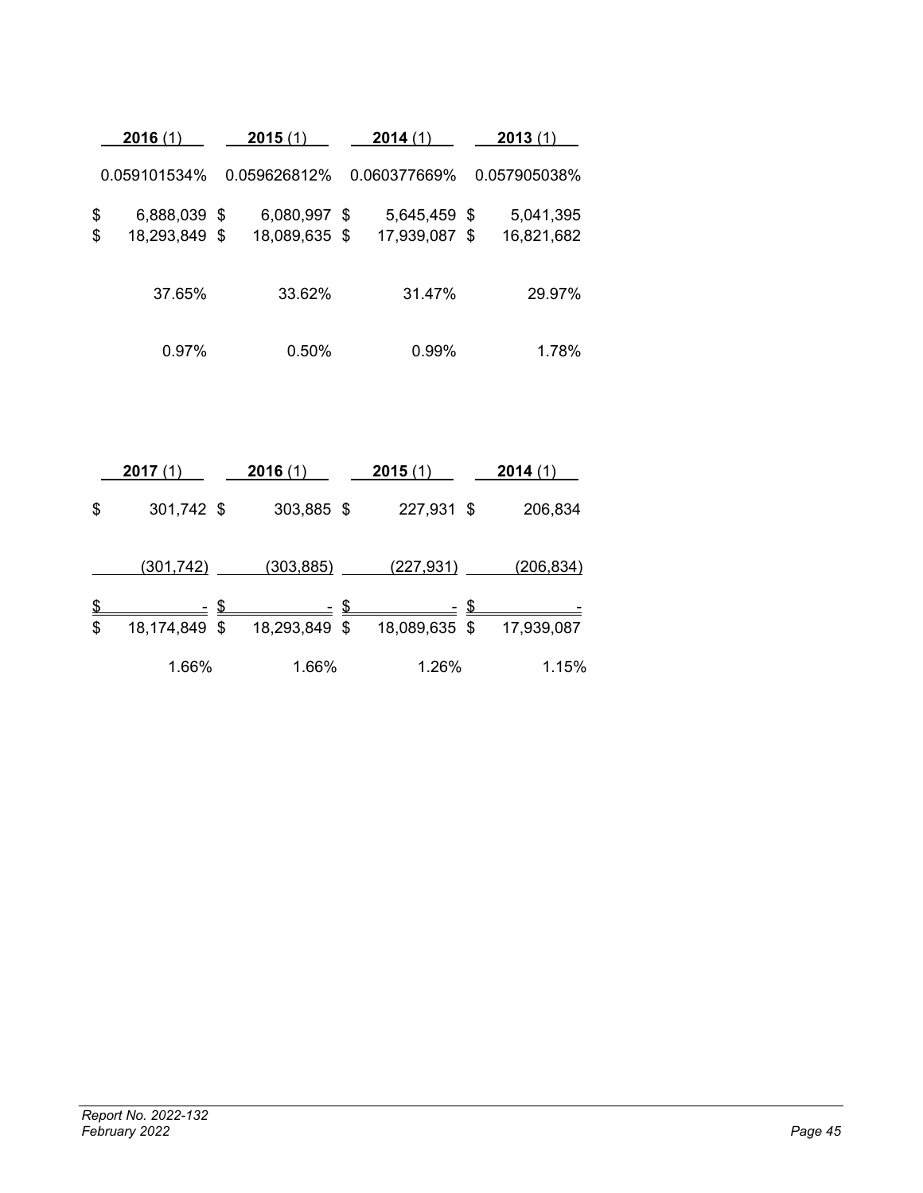| **2016** (1) | **2015** (1) | **2014** (1) | **2013** (1) |
|---|---|---|---|
| 0.059101534% | 0.059626812% | 0.060377669% | 0.057905038% |
| $ 6,888,039 | $ 6,080,997 | $ 5,645,459 | $ 5,041,395 |
| $ 18,293,849 | $ 18,089,635 | $ 17,939,087 | $ 16,821,682 |
| 37.65% | 33.62% | 31.47% | 29.97% |
| 0.97% | 0.50% | 0.99% | 1.78% |

| **2017** (1) | **2016** (1) | **2015** (1) | **2014** (1) |
|---|---|---|---|
| $ 301,742 | $ 303,885 | $ 227,931 | $ 206,834 |
| (301,742) | (303,885) | (227,931) | (206,834) |
| $ - | $ - | $ - | $ - |
| $ 18,174,849 | $ 18,293,849 | $ 18,089,635 | $ 17,939,087 |
| 1.66% | 1.66% | 1.26% | 1.15% |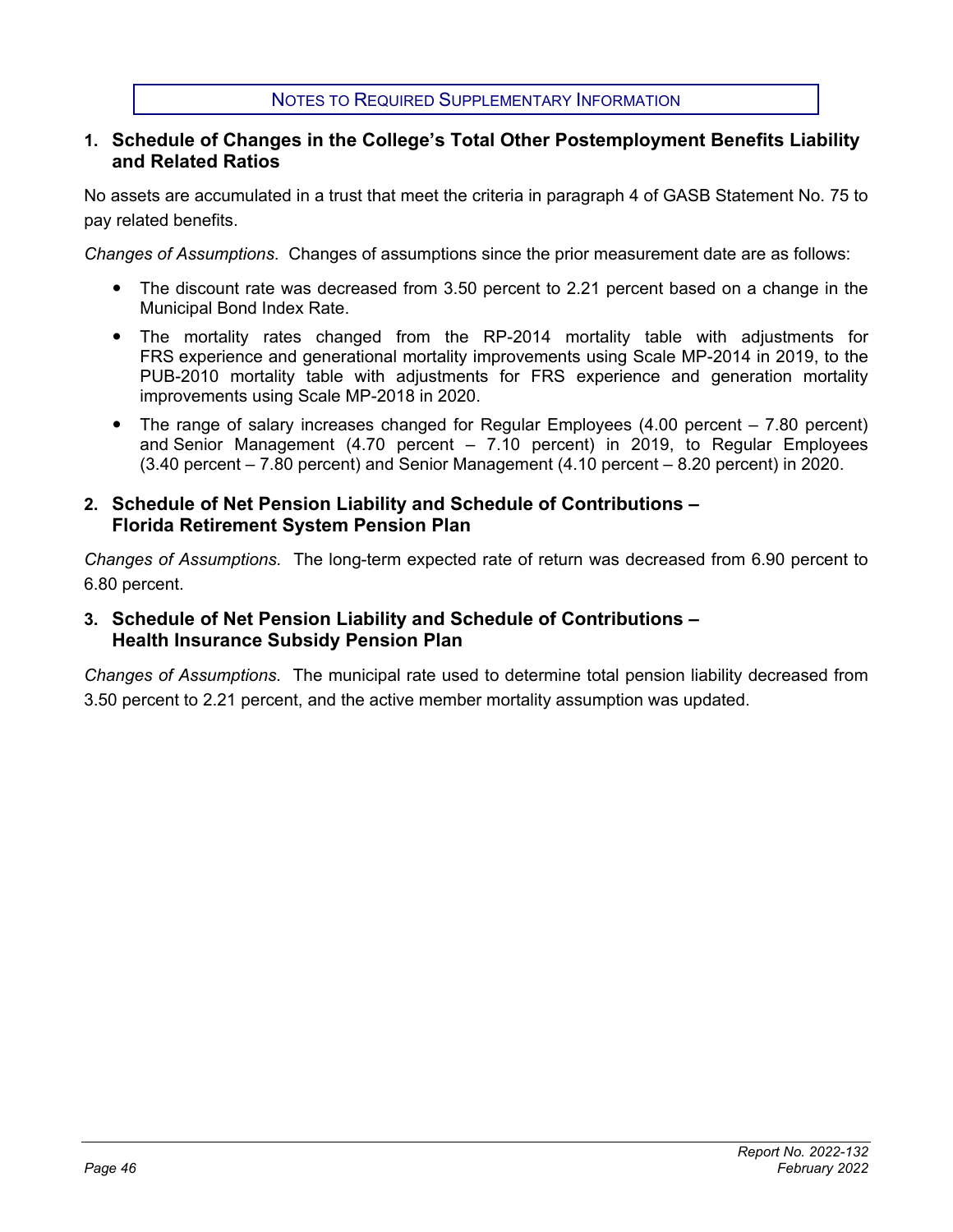## NOTES TO REQUIRED SUPPLEMENTARY INFORMATION

### 1. Schedule of Changes in the College's Total Other Postemployment Benefits Liability and Related Ratios

No assets are accumulated in a trust that meet the criteria in paragraph 4 of GASB Statement No. 75 to pay related benefits.

*Changes of Assumptions.* Changes of assumptions since the prior measurement date are as follows:

- The discount rate was decreased from 3.50 percent to 2.21 percent based on a change in the Municipal Bond Index Rate.
- The mortality rates changed from the RP-2014 mortality table with adjustments for FRS experience and generational mortality improvements using Scale MP-2014 in 2019, to the PUB-2010 mortality table with adjustments for FRS experience and generation mortality improvements using Scale MP-2018 in 2020.
- The range of salary increases changed for Regular Employees (4.00 percent – 7.80 percent) and Senior Management (4.70 percent – 7.10 percent) in 2019, to Regular Employees (3.40 percent – 7.80 percent) and Senior Management (4.10 percent – 8.20 percent) in 2020.

### 2. Schedule of Net Pension Liability and Schedule of Contributions – Florida Retirement System Pension Plan

*Changes of Assumptions.* The long-term expected rate of return was decreased from 6.90 percent to 6.80 percent.

### 3. Schedule of Net Pension Liability and Schedule of Contributions – Health Insurance Subsidy Pension Plan

*Changes of Assumptions.* The municipal rate used to determine total pension liability decreased from 3.50 percent to 2.21 percent, and the active member mortality assumption was updated.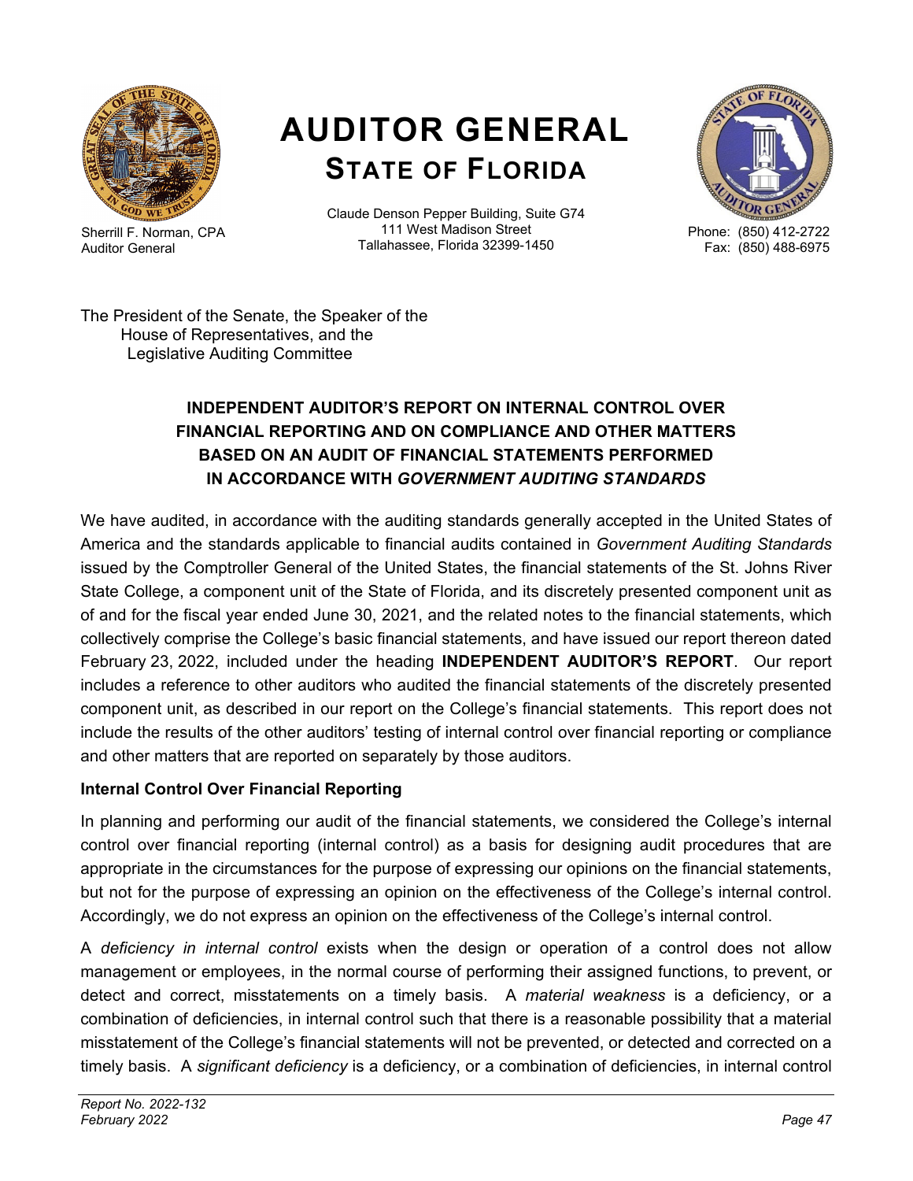# AUDITOR GENERAL
## STATE OF FLORIDA

Sherrill F. Norman, CPA
Auditor General

Claude Denson Pepper Building, Suite G74
111 West Madison Street
Tallahassee, Florida 32399-1450

Phone: (850) 412-2722
Fax: (850) 488-6975

The President of the Senate, the Speaker of the House of Representatives, and the Legislative Auditing Committee

### INDEPENDENT AUDITOR'S REPORT ON INTERNAL CONTROL OVER FINANCIAL REPORTING AND ON COMPLIANCE AND OTHER MATTERS BASED ON AN AUDIT OF FINANCIAL STATEMENTS PERFORMED IN ACCORDANCE WITH *GOVERNMENT AUDITING STANDARDS*

We have audited, in accordance with the auditing standards generally accepted in the United States of America and the standards applicable to financial audits contained in *Government Auditing Standards* issued by the Comptroller General of the United States, the financial statements of the St. Johns River State College, a component unit of the State of Florida, and its discretely presented component unit as of and for the fiscal year ended June 30, 2021, and the related notes to the financial statements, which collectively comprise the College's basic financial statements, and have issued our report thereon dated February 23, 2022, included under the heading **INDEPENDENT AUDITOR'S REPORT**. Our report includes a reference to other auditors who audited the financial statements of the discretely presented component unit, as described in our report on the College's financial statements. This report does not include the results of the other auditors' testing of internal control over financial reporting or compliance and other matters that are reported on separately by those auditors.

**Internal Control Over Financial Reporting**

In planning and performing our audit of the financial statements, we considered the College's internal control over financial reporting (internal control) as a basis for designing audit procedures that are appropriate in the circumstances for the purpose of expressing our opinions on the financial statements, but not for the purpose of expressing an opinion on the effectiveness of the College's internal control. Accordingly, we do not express an opinion on the effectiveness of the College's internal control.

A *deficiency in internal control* exists when the design or operation of a control does not allow management or employees, in the normal course of performing their assigned functions, to prevent, or detect and correct, misstatements on a timely basis. A *material weakness* is a deficiency, or a combination of deficiencies, in internal control such that there is a reasonable possibility that a material misstatement of the College's financial statements will not be prevented, or detected and corrected on a timely basis. A *significant deficiency* is a deficiency, or a combination of deficiencies, in internal control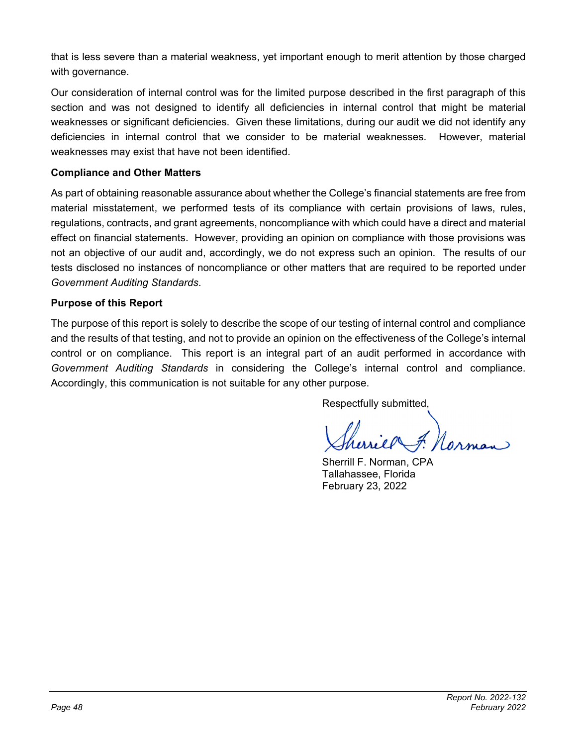that is less severe than a material weakness, yet important enough to merit attention by those charged with governance.

Our consideration of internal control was for the limited purpose described in the first paragraph of this section and was not designed to identify all deficiencies in internal control that might be material weaknesses or significant deficiencies. Given these limitations, during our audit we did not identify any deficiencies in internal control that we consider to be material weaknesses. However, material weaknesses may exist that have not been identified.

**Compliance and Other Matters**

As part of obtaining reasonable assurance about whether the College's financial statements are free from material misstatement, we performed tests of its compliance with certain provisions of laws, rules, regulations, contracts, and grant agreements, noncompliance with which could have a direct and material effect on financial statements. However, providing an opinion on compliance with those provisions was not an objective of our audit and, accordingly, we do not express such an opinion. The results of our tests disclosed no instances of noncompliance or other matters that are required to be reported under *Government Auditing Standards*.

**Purpose of this Report**

The purpose of this report is solely to describe the scope of our testing of internal control and compliance and the results of that testing, and not to provide an opinion on the effectiveness of the College's internal control or on compliance. This report is an integral part of an audit performed in accordance with *Government Auditing Standards* in considering the College's internal control and compliance. Accordingly, this communication is not suitable for any other purpose.

Respectfully submitted,

Sherrill F. Norman, CPA
Tallahassee, Florida
February 23, 2022